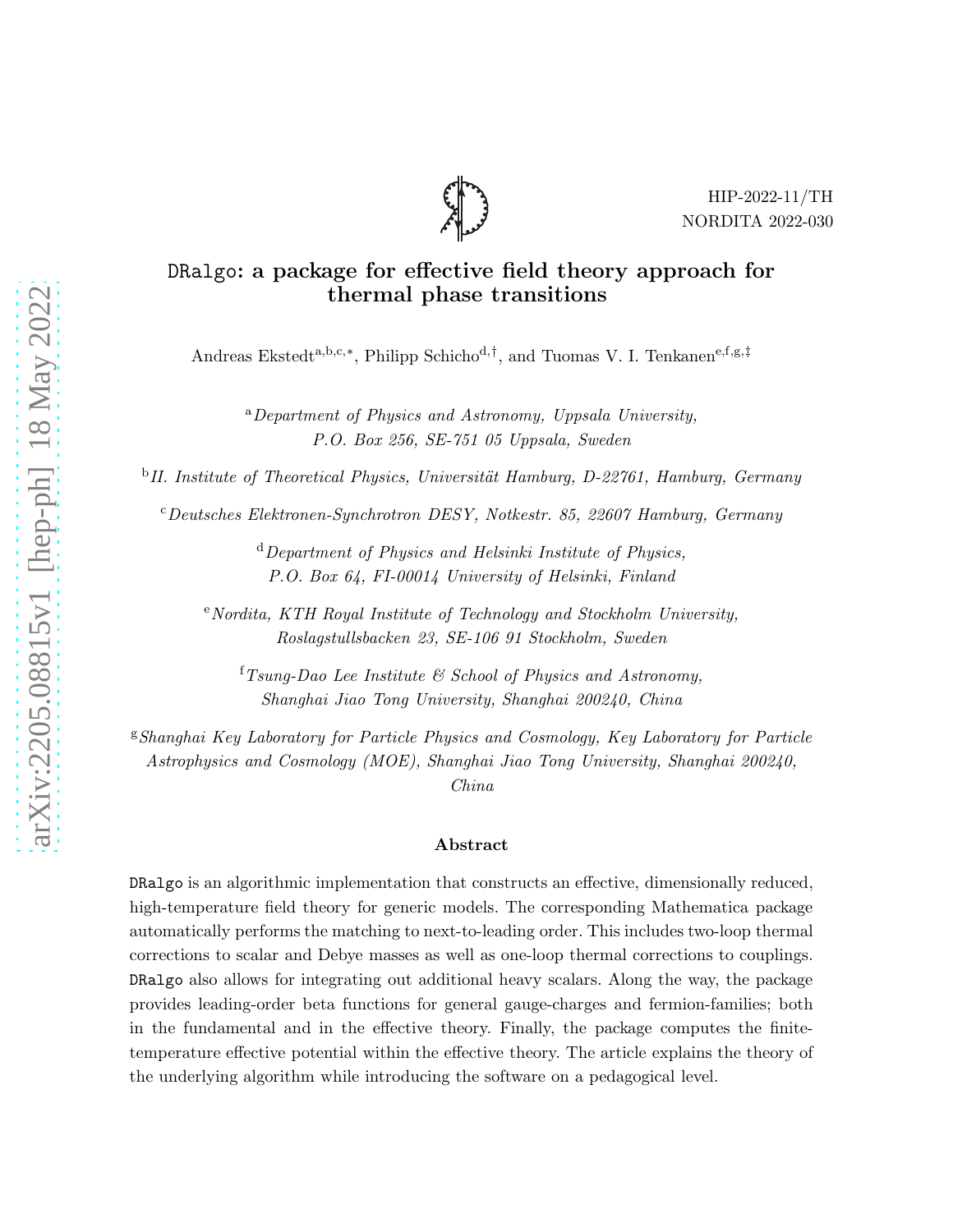HIP-2022-11/TH
NORDITA 2022-030

# DRalgo: a package for effective field theory approach for thermal phase transitions

Andreas Ekstedt[a,b,c,*], Philipp Schicho[d,†], and Tuomas V. I. Tenkanen[e,f,g,‡]

[a] *Department of Physics and Astronomy, Uppsala University, P.O. Box 256, SE-751 05 Uppsala, Sweden*

[b] *II. Institute of Theoretical Physics, Universität Hamburg, D-22761, Hamburg, Germany*

[c] *Deutsches Elektronen-Synchrotron DESY, Notkestr. 85, 22607 Hamburg, Germany*

[d] *Department of Physics and Helsinki Institute of Physics, P.O. Box 64, FI-00014 University of Helsinki, Finland*

[e] *Nordita, KTH Royal Institute of Technology and Stockholm University, Roslagstullsbacken 23, SE-106 91 Stockholm, Sweden*

[f] *Tsung-Dao Lee Institute & School of Physics and Astronomy, Shanghai Jiao Tong University, Shanghai 200240, China*

[g] *Shanghai Key Laboratory for Particle Physics and Cosmology, Key Laboratory for Particle Astrophysics and Cosmology (MOE), Shanghai Jiao Tong University, Shanghai 200240, China*

## Abstract

DRalgo is an algorithmic implementation that constructs an effective, dimensionally reduced, high-temperature field theory for generic models. The corresponding Mathematica package automatically performs the matching to next-to-leading order. This includes two-loop thermal corrections to scalar and Debye masses as well as one-loop thermal corrections to couplings. DRalgo also allows for integrating out additional heavy scalars. Along the way, the package provides leading-order beta functions for general gauge-charges and fermion-families; both in the fundamental and in the effective theory. Finally, the package computes the finite-temperature effective potential within the effective theory. The article explains the theory of the underlying algorithm while introducing the software on a pedagogical level.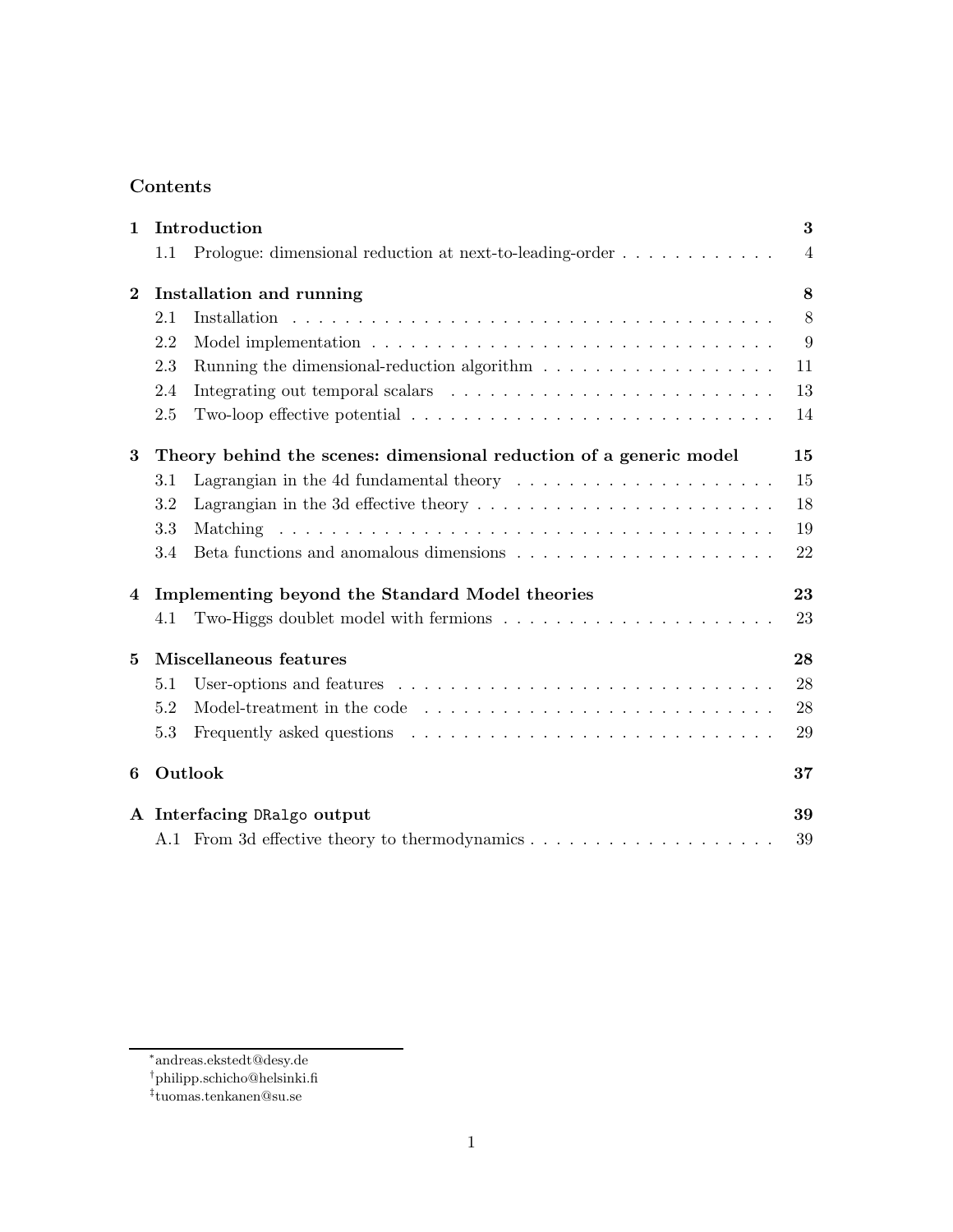# Contents

| | | |
|---|---|---|
| **1** | **Introduction** | **3** |
| | 1.1 Prologue: dimensional reduction at next-to-leading-order | 4 |
| **2** | **Installation and running** | **8** |
| | 2.1 Installation | 8 |
| | 2.2 Model implementation | 9 |
| | 2.3 Running the dimensional-reduction algorithm | 11 |
| | 2.4 Integrating out temporal scalars | 13 |
| | 2.5 Two-loop effective potential | 14 |
| **3** | **Theory behind the scenes: dimensional reduction of a generic model** | **15** |
| | 3.1 Lagrangian in the 4d fundamental theory | 15 |
| | 3.2 Lagrangian in the 3d effective theory | 18 |
| | 3.3 Matching | 19 |
| | 3.4 Beta functions and anomalous dimensions | 22 |
| **4** | **Implementing beyond the Standard Model theories** | **23** |
| | 4.1 Two-Higgs doublet model with fermions | 23 |
| **5** | **Miscellaneous features** | **28** |
| | 5.1 User-options and features | 28 |
| | 5.2 Model-treatment in the code | 28 |
| | 5.3 Frequently asked questions | 29 |
| **6** | **Outlook** | **37** |
| **A** | **Interfacing `DRalgo` output** | **39** |
| | A.1 From 3d effective theory to thermodynamics | 39 |

---

[*] andreas.ekstedt@desy.de

[†] philipp.schicho@helsinki.fi

[‡] tuomas.tenkanen@su.se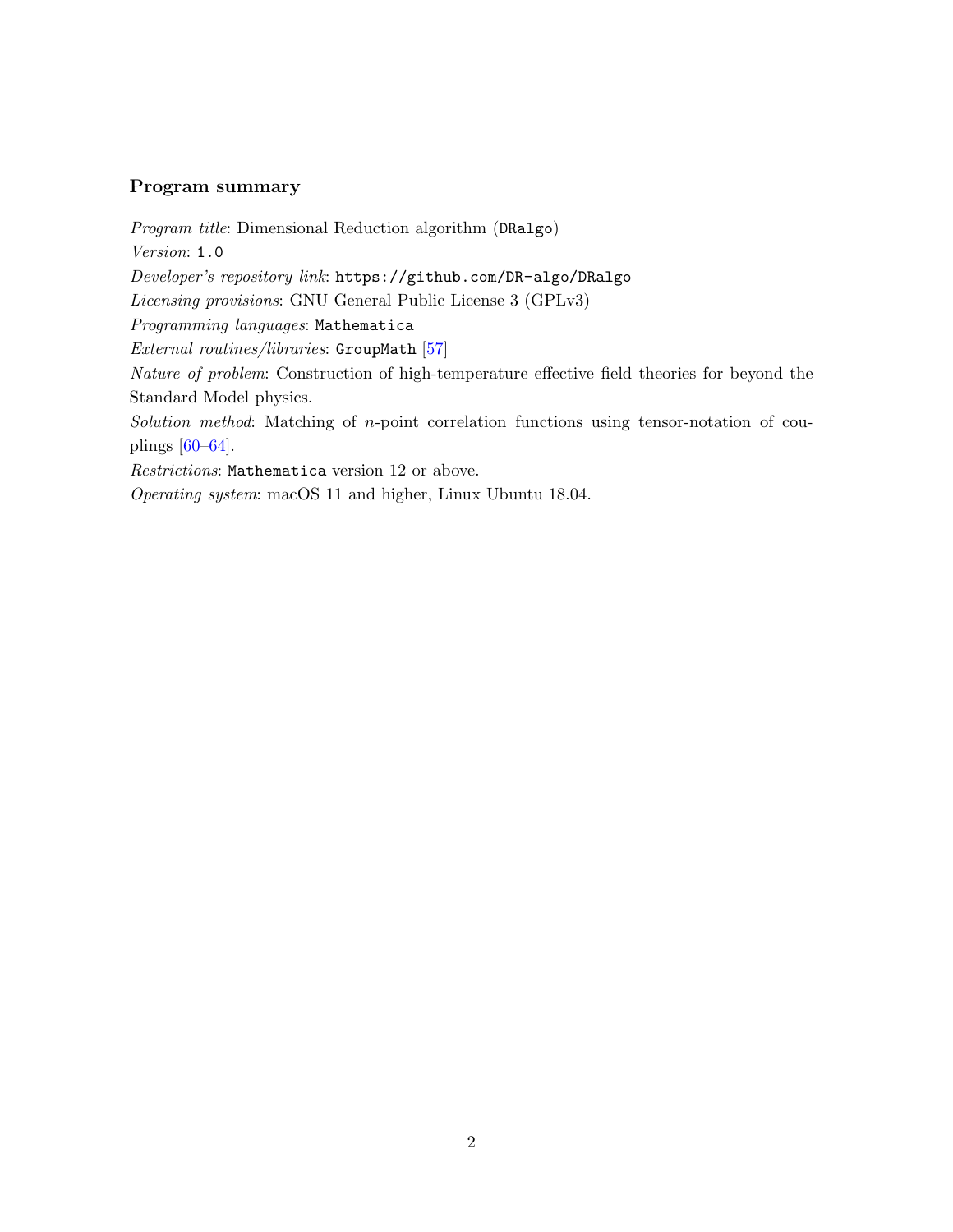### Program summary

*Program title*: Dimensional Reduction algorithm (`DRalgo`)
*Version*: `1.0`
*Developer's repository link*: `https://github.com/DR-algo/DRalgo`
*Licensing provisions*: GNU General Public License 3 (GPLv3)
*Programming languages*: `Mathematica`
*External routines/libraries*: `GroupMath` [57]
*Nature of problem*: Construction of high-temperature effective field theories for beyond the Standard Model physics.
*Solution method*: Matching of $n$-point correlation functions using tensor-notation of couplings [60–64].
*Restrictions*: `Mathematica` version 12 or above.
*Operating system*: macOS 11 and higher, Linux Ubuntu 18.04.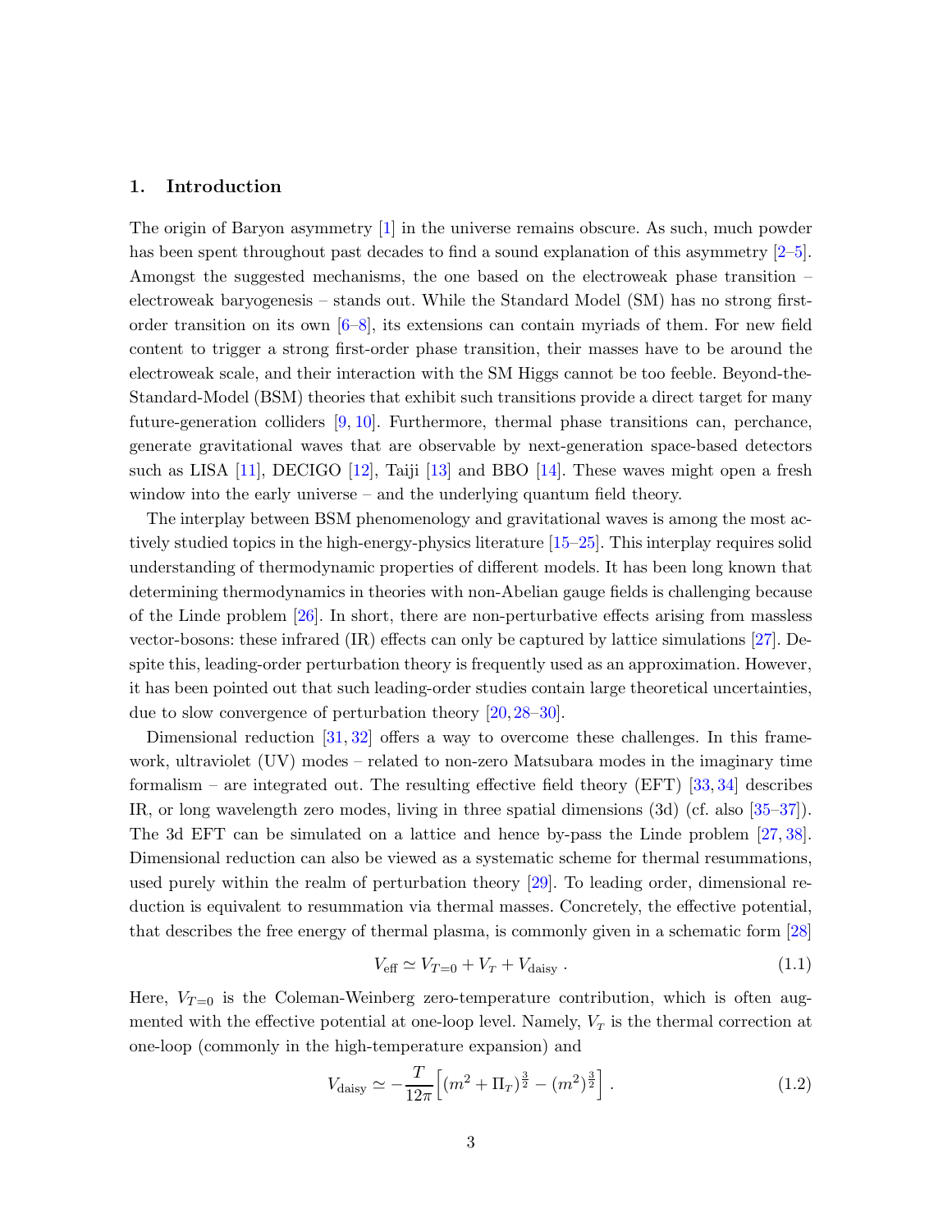## 1. Introduction

The origin of Baryon asymmetry [1] in the universe remains obscure. As such, much powder has been spent throughout past decades to find a sound explanation of this asymmetry [2–5]. Amongst the suggested mechanisms, the one based on the electroweak phase transition – electroweak baryogenesis – stands out. While the Standard Model (SM) has no strong first-order transition on its own [6–8], its extensions can contain myriads of them. For new field content to trigger a strong first-order phase transition, their masses have to be around the electroweak scale, and their interaction with the SM Higgs cannot be too feeble. Beyond-the-Standard-Model (BSM) theories that exhibit such transitions provide a direct target for many future-generation colliders [9, 10]. Furthermore, thermal phase transitions can, perchance, generate gravitational waves that are observable by next-generation space-based detectors such as LISA [11], DECIGO [12], Taiji [13] and BBO [14]. These waves might open a fresh window into the early universe – and the underlying quantum field theory.

The interplay between BSM phenomenology and gravitational waves is among the most actively studied topics in the high-energy-physics literature [15–25]. This interplay requires solid understanding of thermodynamic properties of different models. It has been long known that determining thermodynamics in theories with non-Abelian gauge fields is challenging because of the Linde problem [26]. In short, there are non-perturbative effects arising from massless vector-bosons: these infrared (IR) effects can only be captured by lattice simulations [27]. Despite this, leading-order perturbation theory is frequently used as an approximation. However, it has been pointed out that such leading-order studies contain large theoretical uncertainties, due to slow convergence of perturbation theory [20, 28–30].

Dimensional reduction [31, 32] offers a way to overcome these challenges. In this framework, ultraviolet (UV) modes – related to non-zero Matsubara modes in the imaginary time formalism – are integrated out. The resulting effective field theory (EFT) [33, 34] describes IR, or long wavelength zero modes, living in three spatial dimensions (3d) (cf. also [35–37]). The 3d EFT can be simulated on a lattice and hence by-pass the Linde problem [27, 38]. Dimensional reduction can also be viewed as a systematic scheme for thermal resummations, used purely within the realm of perturbation theory [29]. To leading order, dimensional reduction is equivalent to resummation via thermal masses. Concretely, the effective potential, that describes the free energy of thermal plasma, is commonly given in a schematic form [28]

$$V_{\text{eff}} \simeq V_{T=0} + V_{T} + V_{\text{daisy}} \,. \tag{1.1}$$

Here, $V_{T=0}$ is the Coleman-Weinberg zero-temperature contribution, which is often augmented with the effective potential at one-loop level. Namely, $V_{T}$ is the thermal correction at one-loop (commonly in the high-temperature expansion) and

$$V_{\text{daisy}} \simeq -\frac{T}{12\pi}\Big[(m^2 + \Pi_{T})^{\frac{3}{2}} - (m^2)^{\frac{3}{2}}\Big] \,. \tag{1.2}$$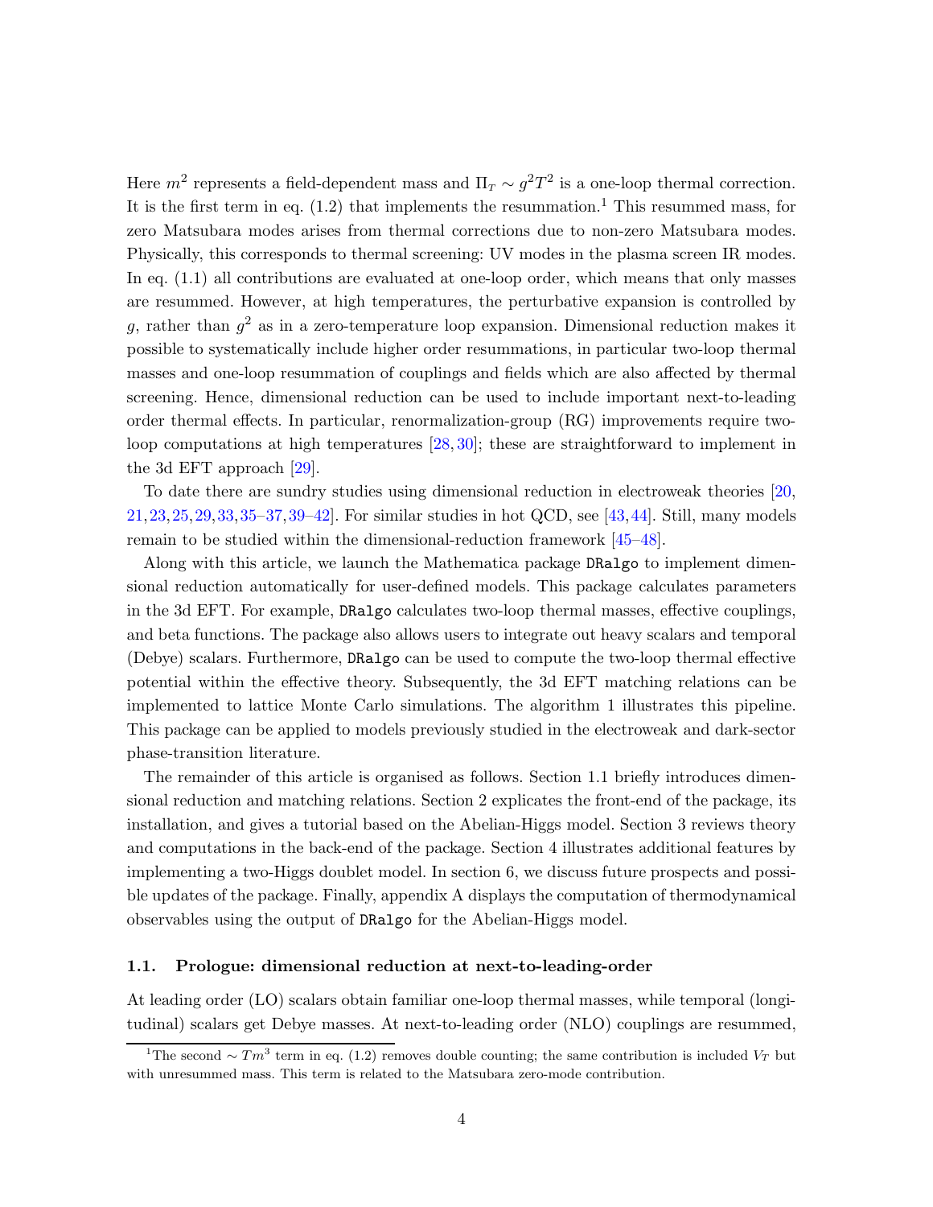Here $m^2$ represents a field-dependent mass and $\Pi_T \sim g^2T^2$ is a one-loop thermal correction. It is the first term in eq. (1.2) that implements the resummation.[1] This resummed mass, for zero Matsubara modes arises from thermal corrections due to non-zero Matsubara modes. Physically, this corresponds to thermal screening: UV modes in the plasma screen IR modes. In eq. (1.1) all contributions are evaluated at one-loop order, which means that only masses are resummed. However, at high temperatures, the perturbative expansion is controlled by $g$, rather than $g^2$ as in a zero-temperature loop expansion. Dimensional reduction makes it possible to systematically include higher order resummations, in particular two-loop thermal masses and one-loop resummation of couplings and fields which are also affected by thermal screening. Hence, dimensional reduction can be used to include important next-to-leading order thermal effects. In particular, renormalization-group (RG) improvements require two-loop computations at high temperatures [28, 30]; these are straightforward to implement in the 3d EFT approach [29].

To date there are sundry studies using dimensional reduction in electroweak theories [20, 21, 23, 25, 29, 33, 35–37, 39–42]. For similar studies in hot QCD, see [43, 44]. Still, many models remain to be studied within the dimensional-reduction framework [45–48].

Along with this article, we launch the Mathematica package `DRalgo` to implement dimensional reduction automatically for user-defined models. This package calculates parameters in the 3d EFT. For example, `DRalgo` calculates two-loop thermal masses, effective couplings, and beta functions. The package also allows users to integrate out heavy scalars and temporal (Debye) scalars. Furthermore, `DRalgo` can be used to compute the two-loop thermal effective potential within the effective theory. Subsequently, the 3d EFT matching relations can be implemented to lattice Monte Carlo simulations. The algorithm 1 illustrates this pipeline. This package can be applied to models previously studied in the electroweak and dark-sector phase-transition literature.

The remainder of this article is organised as follows. Section 1.1 briefly introduces dimensional reduction and matching relations. Section 2 explicates the front-end of the package, its installation, and gives a tutorial based on the Abelian-Higgs model. Section 3 reviews theory and computations in the back-end of the package. Section 4 illustrates additional features by implementing a two-Higgs doublet model. In section 6, we discuss future prospects and possible updates of the package. Finally, appendix A displays the computation of thermodynamical observables using the output of `DRalgo` for the Abelian-Higgs model.

### 1.1. Prologue: dimensional reduction at next-to-leading-order

At leading order (LO) scalars obtain familiar one-loop thermal masses, while temporal (longitudinal) scalars get Debye masses. At next-to-leading order (NLO) couplings are resummed,

[1] The second $\sim Tm^3$ term in eq. (1.2) removes double counting; the same contribution is included $V_T$ but with unresummed mass. This term is related to the Matsubara zero-mode contribution.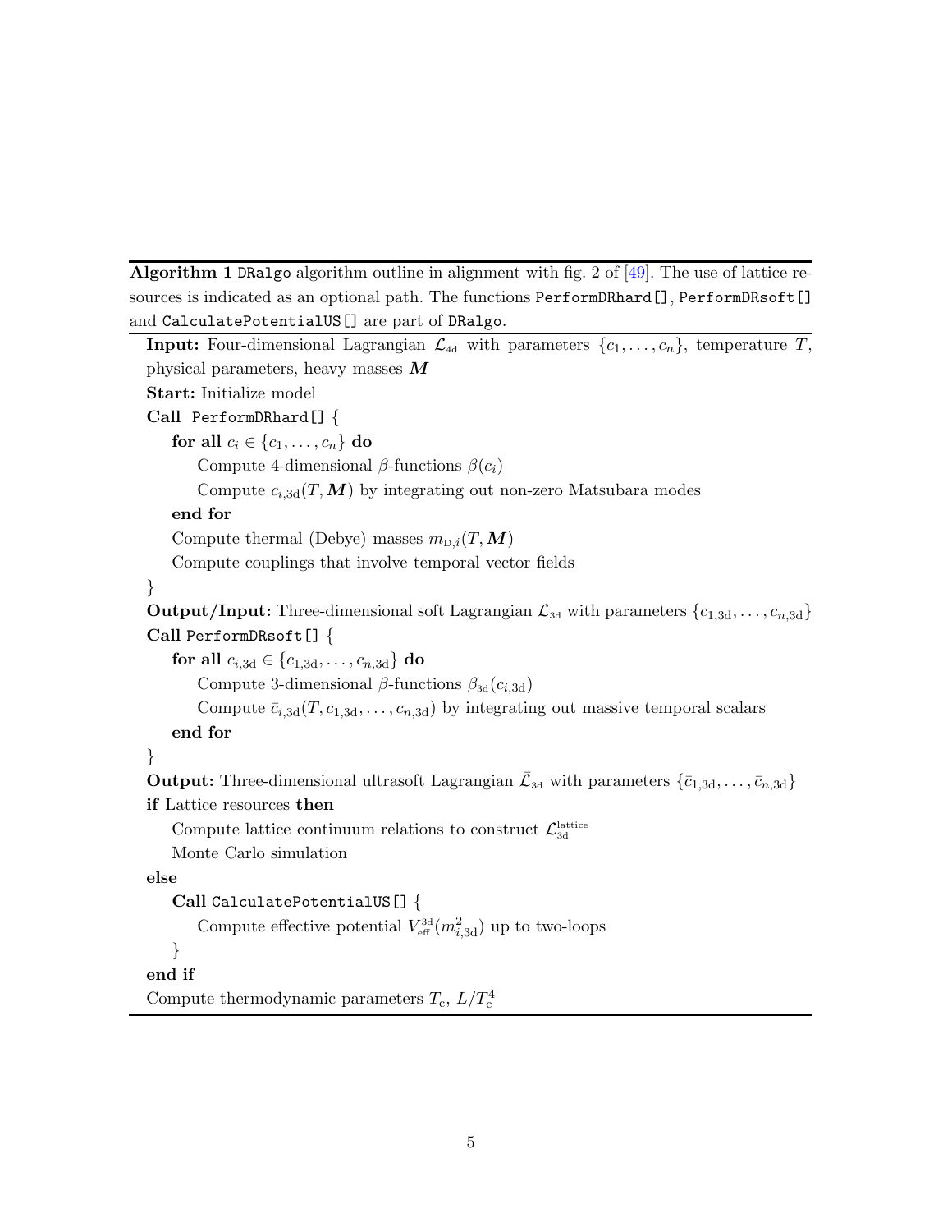**Algorithm 1** `DRalgo` algorithm outline in alignment with fig. 2 of [49]. The use of lattice resources is indicated as an optional path. The functions `PerformDRhard[]`, `PerformDRsoft[]` and `CalculatePotentialUS[]` are part of `DRalgo`.

**Input:** Four-dimensional Lagrangian $\mathcal{L}_{4\text{d}}$ with parameters $\{c_1, \dots, c_n\}$, temperature $T$, physical parameters, heavy masses $\boldsymbol{M}$

**Start:** Initialize model

**Call** `PerformDRhard[]` {

- **for all** $c_i \in \{c_1, \dots, c_n\}$ **do**
  - Compute 4-dimensional $\beta$-functions $\beta(c_i)$
  - Compute $c_{i,3\text{d}}(T, \boldsymbol{M})$ by integrating out non-zero Matsubara modes
- **end for**
- Compute thermal (Debye) masses $m_{\text{D},i}(T, \boldsymbol{M})$
- Compute couplings that involve temporal vector fields

}

**Output/Input:** Three-dimensional soft Lagrangian $\mathcal{L}_{3\text{d}}$ with parameters $\{c_{1,3\text{d}}, \dots, c_{n,3\text{d}}\}$

**Call** `PerformDRsoft[]` {

- **for all** $c_{i,3\text{d}} \in \{c_{1,3\text{d}}, \dots, c_{n,3\text{d}}\}$ **do**
  - Compute 3-dimensional $\beta$-functions $\beta_{3\text{d}}(c_{i,3\text{d}})$
  - Compute $\bar{c}_{i,3\text{d}}(T, c_{1,3\text{d}}, \dots, c_{n,3\text{d}})$ by integrating out massive temporal scalars
- **end for**

}

**Output:** Three-dimensional ultrasoft Lagrangian $\bar{\mathcal{L}}_{3\text{d}}$ with parameters $\{\bar{c}_{1,3\text{d}}, \dots, \bar{c}_{n,3\text{d}}\}$

**if** Lattice resources **then**

- Compute lattice continuum relations to construct $\mathcal{L}_{3\text{d}}^{\text{lattice}}$
- Monte Carlo simulation

**else**

- **Call** `CalculatePotentialUS[]` {
  - Compute effective potential $V_{\text{eff}}^{3\text{d}}(m_{i,3\text{d}}^2)$ up to two-loops
- }

**end if**

Compute thermodynamic parameters $T_\text{c}$, $L/T_\text{c}^4$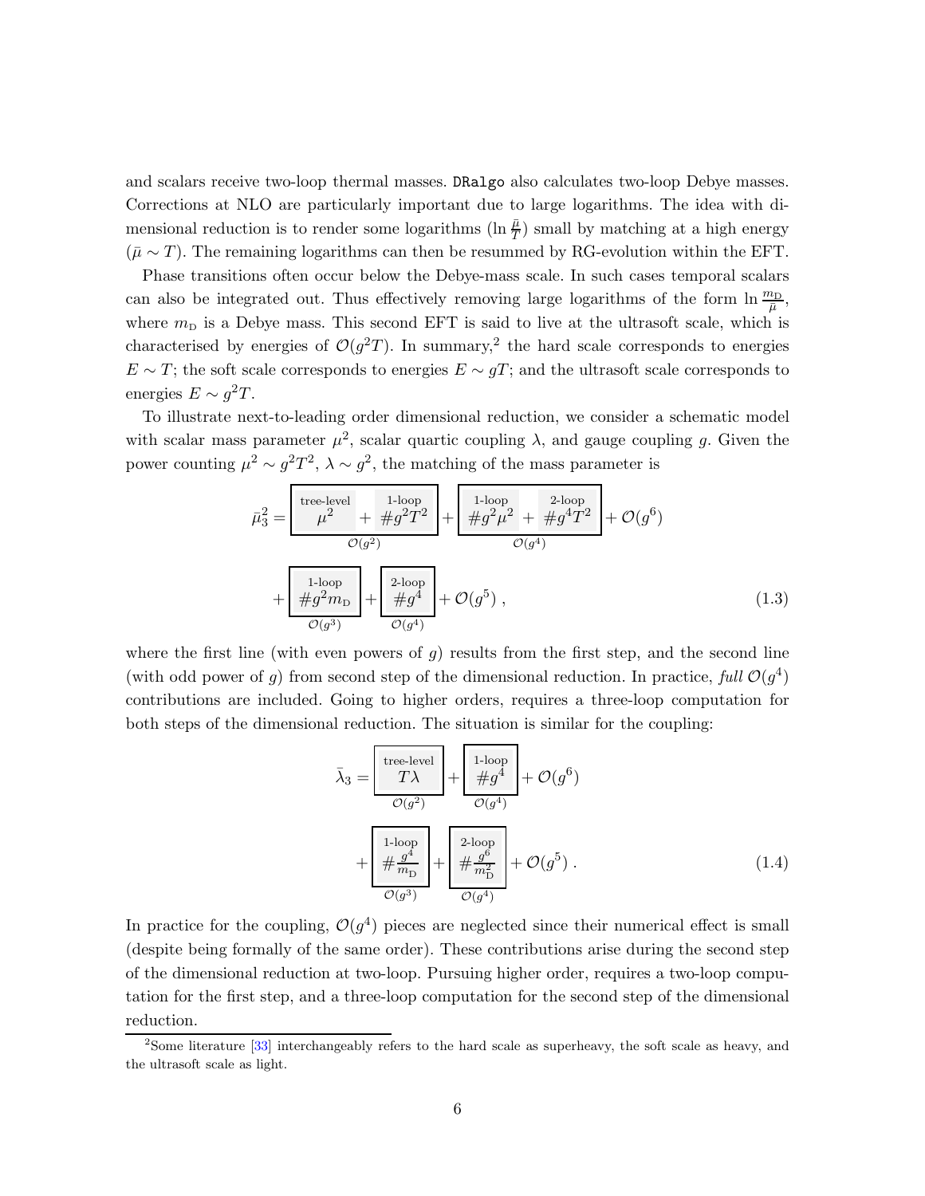and scalars receive two-loop thermal masses. `DRalgo` also calculates two-loop Debye masses. Corrections at NLO are particularly important due to large logarithms. The idea with dimensional reduction is to render some logarithms ($\ln \frac{\bar{\mu}}{T}$) small by matching at a high energy ($\bar{\mu} \sim T$). The remaining logarithms can then be resummed by RG-evolution within the EFT.

Phase transitions often occur below the Debye-mass scale. In such cases temporal scalars can also be integrated out. Thus effectively removing large logarithms of the form $\ln \frac{m_{\rm D}}{\bar{\mu}}$, where $m_{\rm D}$ is a Debye mass. This second EFT is said to live at the ultrasoft scale, which is characterised by energies of $\mathcal{O}(g^2 T)$. In summary,[2] the hard scale corresponds to energies $E \sim T$; the soft scale corresponds to energies $E \sim gT$; and the ultrasoft scale corresponds to energies $E \sim g^2 T$.

To illustrate next-to-leading order dimensional reduction, we consider a schematic model with scalar mass parameter $\mu^2$, scalar quartic coupling $\lambda$, and gauge coupling $g$. Given the power counting $\mu^2 \sim g^2 T^2$, $\lambda \sim g^2$, the matching of the mass parameter is

$$
\begin{aligned}
\bar{\mu}_3^2 = &\underbrace{\boxed{\overset{\text{tree-level}}{\mu^2} + \overset{\text{1-loop}}{\# g^2 T^2}}}_{\mathcal{O}(g^2)} + \underbrace{\boxed{\overset{\text{1-loop}}{\# g^2 \mu^2} + \overset{\text{2-loop}}{\# g^4 T^2}}}_{\mathcal{O}(g^4)} + \mathcal{O}(g^6) \\
&+ \underbrace{\boxed{\overset{\text{1-loop}}{\# g^2 m_{\rm D}}}}_{\mathcal{O}(g^3)} + \underbrace{\boxed{\overset{\text{2-loop}}{\# g^4}}}_{\mathcal{O}(g^4)} + \mathcal{O}(g^5)\,,
\end{aligned}
\tag{1.3}
$$

where the first line (with even powers of $g$) results from the first step, and the second line (with odd power of $g$) from second step of the dimensional reduction. In practice, *full* $\mathcal{O}(g^4)$ contributions are included. Going to higher orders, requires a three-loop computation for both steps of the dimensional reduction. The situation is similar for the coupling:

$$
\begin{aligned}
\bar{\lambda}_3 = &\underbrace{\boxed{\overset{\text{tree-level}}{T\lambda}}}_{\mathcal{O}(g^2)} + \underbrace{\boxed{\overset{\text{1-loop}}{\# g^4}}}_{\mathcal{O}(g^4)} + \mathcal{O}(g^6) \\
&+ \underbrace{\boxed{\overset{\text{1-loop}}{\# \frac{g^4}{m_{\rm D}}}}}_{\mathcal{O}(g^3)} + \underbrace{\boxed{\overset{\text{2-loop}}{\# \frac{g^6}{m_{\rm D}^2}}}}_{\mathcal{O}(g^4)} + \mathcal{O}(g^5)\,.
\end{aligned}
\tag{1.4}
$$

In practice for the coupling, $\mathcal{O}(g^4)$ pieces are neglected since their numerical effect is small (despite being formally of the same order). These contributions arise during the second step of the dimensional reduction at two-loop. Pursuing higher order, requires a two-loop computation for the first step, and a three-loop computation for the second step of the dimensional reduction.

---

[2] Some literature [33] interchangeably refers to the hard scale as superheavy, the soft scale as heavy, and the ultrasoft scale as light.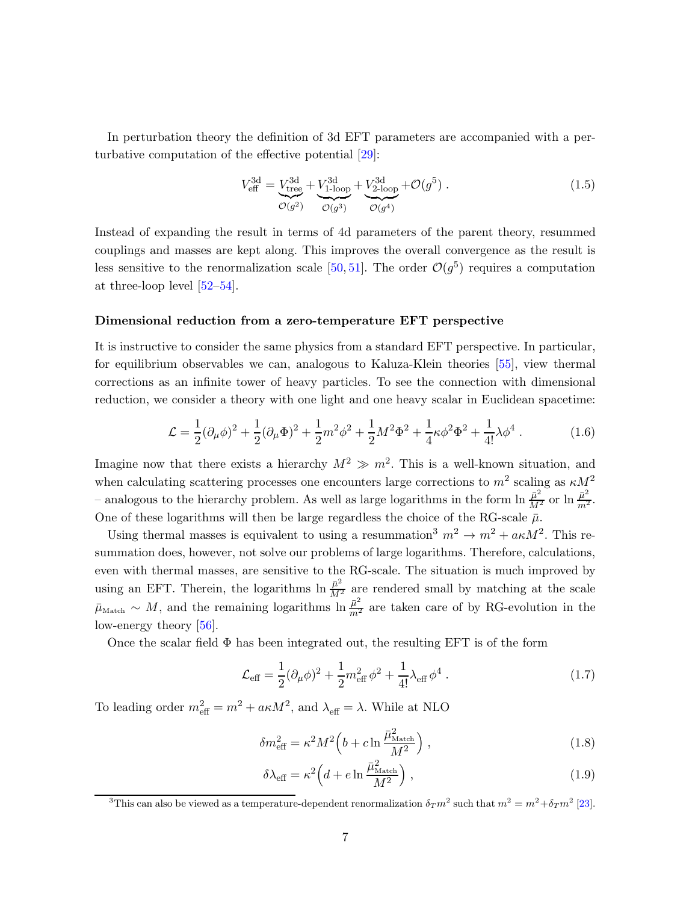In perturbation theory the definition of 3d EFT parameters are accompanied with a perturbative computation of the effective potential [29]:

$$
V_{\rm eff}^{\rm 3d} = \underbrace{V_{\rm tree}^{\rm 3d}}_{\mathcal{O}(g^2)} + \underbrace{V_{\text{1-loop}}^{\rm 3d}}_{\mathcal{O}(g^3)} + \underbrace{V_{\text{2-loop}}^{\rm 3d}}_{\mathcal{O}(g^4)} + \mathcal{O}(g^5) \; . \tag{1.5}
$$

Instead of expanding the result in terms of 4d parameters of the parent theory, resummed couplings and masses are kept along. This improves the overall convergence as the result is less sensitive to the renormalization scale [50, 51]. The order $\mathcal{O}(g^5)$ requires a computation at three-loop level [52–54].

**Dimensional reduction from a zero-temperature EFT perspective**

It is instructive to consider the same physics from a standard EFT perspective. In particular, for equilibrium observables we can, analogous to Kaluza-Klein theories [55], view thermal corrections as an infinite tower of heavy particles. To see the connection with dimensional reduction, we consider a theory with one light and one heavy scalar in Euclidean spacetime:

$$
\mathcal{L} = \frac{1}{2}(\partial_\mu \phi)^2 + \frac{1}{2}(\partial_\mu \Phi)^2 + \frac{1}{2}m^2\phi^2 + \frac{1}{2}M^2\Phi^2 + \frac{1}{4}\kappa\phi^2\Phi^2 + \frac{1}{4!}\lambda\phi^4 \; . \tag{1.6}
$$

Imagine now that there exists a hierarchy $M^2 \gg m^2$. This is a well-known situation, and when calculating scattering processes one encounters large corrections to $m^2$ scaling as $\kappa M^2$ – analogous to the hierarchy problem. As well as large logarithms in the form $\ln \frac{\bar{\mu}^2}{M^2}$ or $\ln \frac{\bar{\mu}^2}{m^2}$. One of these logarithms will then be large regardless the choice of the RG-scale $\bar{\mu}$.

Using thermal masses is equivalent to using a resummation[3] $m^2 \to m^2 + a\kappa M^2$. This resummation does, however, not solve our problems of large logarithms. Therefore, calculations, even with thermal masses, are sensitive to the RG-scale. The situation is much improved by using an EFT. Therein, the logarithms $\ln \frac{\bar{\mu}^2}{M^2}$ are rendered small by matching at the scale $\bar{\mu}_{\rm Match} \sim M$, and the remaining logarithms $\ln \frac{\bar{\mu}^2}{m^2}$ are taken care of by RG-evolution in the low-energy theory [56].

Once the scalar field $\Phi$ has been integrated out, the resulting EFT is of the form

$$
\mathcal{L}_{\rm eff} = \frac{1}{2}(\partial_\mu \phi)^2 + \frac{1}{2}m_{\rm eff}^2\phi^2 + \frac{1}{4!}\lambda_{\rm eff}\phi^4 \; . \tag{1.7}
$$

To leading order $m_{\rm eff}^2 = m^2 + a\kappa M^2$, and $\lambda_{\rm eff} = \lambda$. While at NLO

$$
\delta m_{\rm eff}^2 = \kappa^2 M^2 \Big( b + c \ln \frac{\bar{\mu}_{\rm Match}^2}{M^2} \Big) \; , \tag{1.8}
$$

$$
\delta \lambda_{\rm eff} = \kappa^2 \Big( d + e \ln \frac{\bar{\mu}_{\rm Match}^2}{M^2} \Big) \; , \tag{1.9}
$$

[3] This can also be viewed as a temperature-dependent renormalization $\delta_T m^2$ such that $m^2 = m^2 + \delta_T m^2$ [23].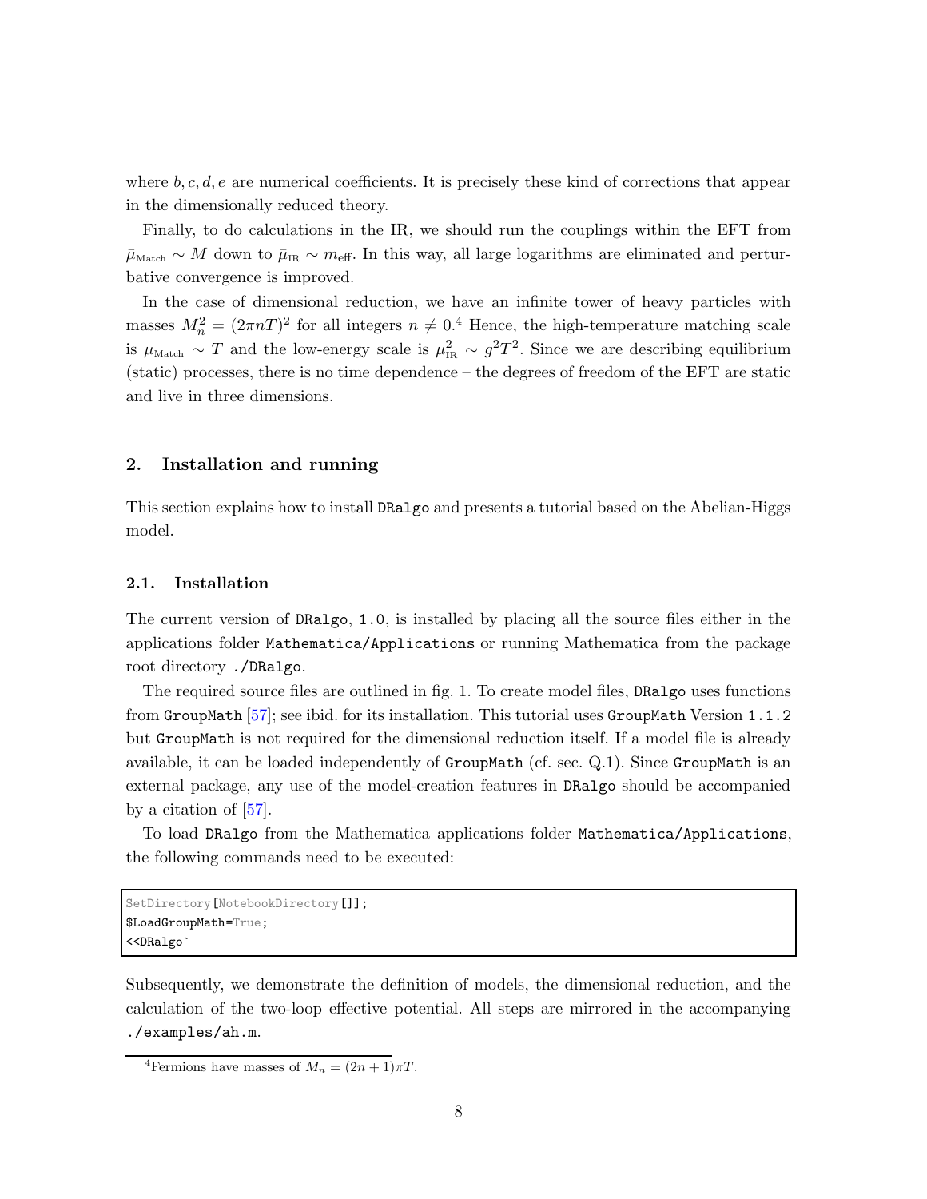where $b, c, d, e$ are numerical coefficients. It is precisely these kind of corrections that appear in the dimensionally reduced theory.

Finally, to do calculations in the IR, we should run the couplings within the EFT from $\bar{\mu}_{\text{Match}} \sim M$ down to $\bar{\mu}_{\text{IR}} \sim m_{\text{eff}}$. In this way, all large logarithms are eliminated and perturbative convergence is improved.

In the case of dimensional reduction, we have an infinite tower of heavy particles with masses $M_n^2 = (2\pi n T)^2$ for all integers $n \neq 0$.[4] Hence, the high-temperature matching scale is $\mu_{\text{Match}} \sim T$ and the low-energy scale is $\mu_{\text{IR}}^2 \sim g^2 T^2$. Since we are describing equilibrium (static) processes, there is no time dependence – the degrees of freedom of the EFT are static and live in three dimensions.

## 2. Installation and running

This section explains how to install `DRalgo` and presents a tutorial based on the Abelian-Higgs model.

### 2.1. Installation

The current version of `DRalgo`, `1.0`, is installed by placing all the source files either in the applications folder `Mathematica/Applications` or running Mathematica from the package root directory `./DRalgo`.

The required source files are outlined in fig. 1. To create model files, `DRalgo` uses functions from `GroupMath` [57]; see ibid. for its installation. This tutorial uses `GroupMath` Version `1.1.2` but `GroupMath` is not required for the dimensional reduction itself. If a model file is already available, it can be loaded independently of `GroupMath` (cf. sec. Q.1). Since `GroupMath` is an external package, any use of the model-creation features in `DRalgo` should be accompanied by a citation of [57].

To load `DRalgo` from the Mathematica applications folder `Mathematica/Applications`, the following commands need to be executed:

```
SetDirectory[NotebookDirectory[]];
$LoadGroupMath=True;
<<DRalgo`
```

Subsequently, we demonstrate the definition of models, the dimensional reduction, and the calculation of the two-loop effective potential. All steps are mirrored in the accompanying `./examples/ah.m`.

[4] Fermions have masses of $M_n = (2n+1)\pi T$.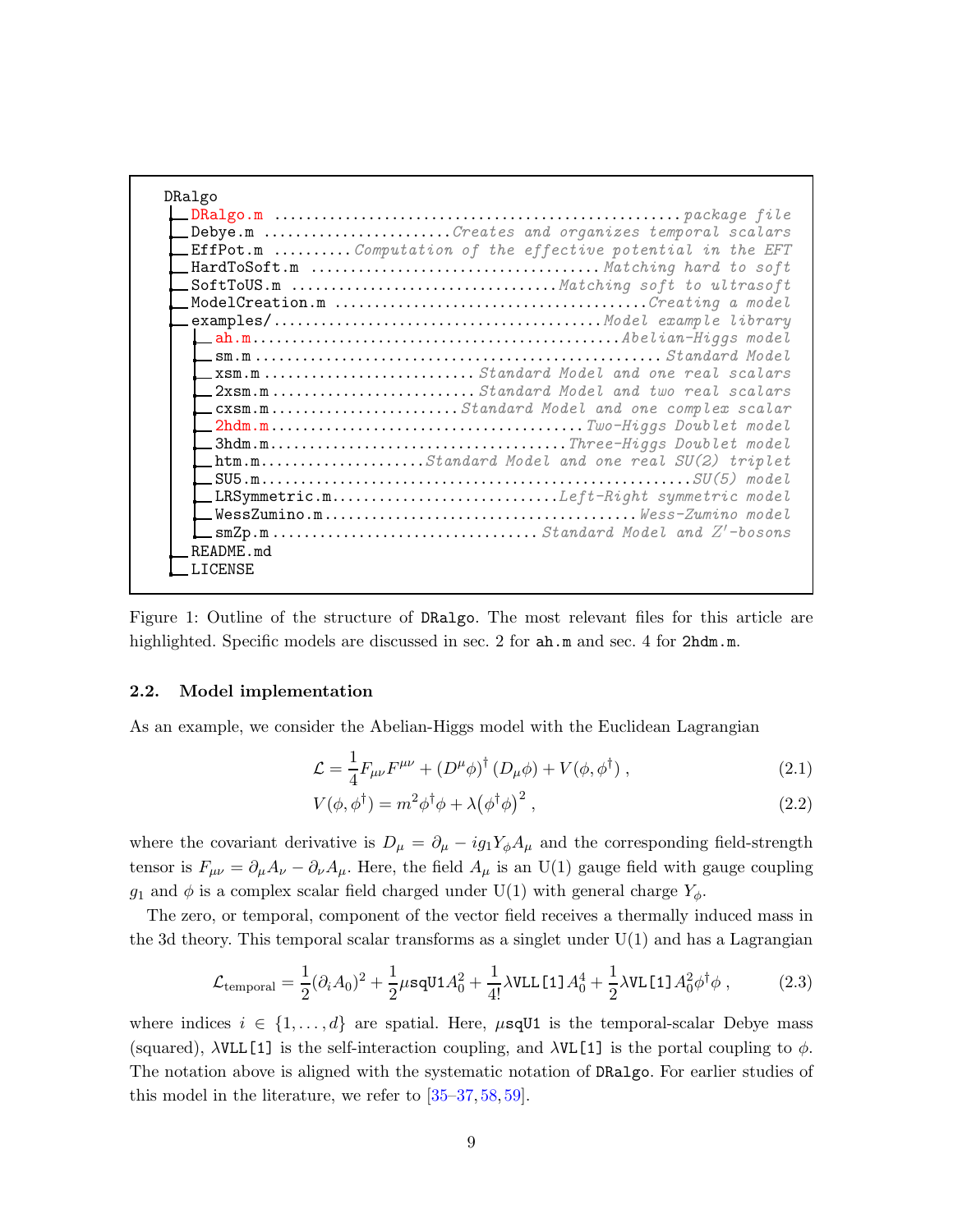```
DRalgo
├── DRalgo.m ................................................ package file
├── Debye.m ...................... Creates and organizes temporal scalars
├── EffPot.m .......... Computation of the effective potential in the EFT
├── HardToSoft.m .................................. Matching hard to soft
├── SoftToUS.m .............................. Matching soft to ultrasoft
├── ModelCreation.m ...................................... Creating a model
├── examples/ ...................................... Model example library
│   ├── ah.m ........................................... Abelian-Higgs model
│   ├── sm.m .............................................. Standard Model
│   ├── xsm.m ......................... Standard Model and one real scalars
│   ├── 2xsm.m ........................ Standard Model and two real scalars
│   ├── cxsm.m ..................... Standard Model and one complex scalar
│   ├── 2hdm.m ...................................... Two-Higgs Doublet model
│   ├── 3hdm.m .................................... Three-Higgs Doublet model
│   ├── htm.m ................. Standard Model and one real SU(2) triplet
│   ├── SU5.m .................................................. SU(5) model
│   ├── LRSymmetric.m ........................... Left-Right symmetric model
│   ├── WessZumino.m ..................................... Wess-Zumino model
│   └── smZp.m .............................. Standard Model and Z'-bosons
├── README.md
└── LICENSE
```

Figure 1: Outline of the structure of DRalgo. The most relevant files for this article are highlighted. Specific models are discussed in sec. 2 for ah.m and sec. 4 for 2hdm.m.

### 2.2. Model implementation

As an example, we consider the Abelian-Higgs model with the Euclidean Lagrangian

$$\mathcal{L} = \frac{1}{4} F_{\mu\nu} F^{\mu\nu} + \left(D^{\mu}\phi\right)^{\dagger} \left(D_{\mu}\phi\right) + V(\phi,\phi^{\dagger}) \,, \tag{2.1}$$

$$V(\phi,\phi^{\dagger}) = m^2 \phi^{\dagger}\phi + \lambda\left(\phi^{\dagger}\phi\right)^2 \,, \tag{2.2}$$

where the covariant derivative is $D_{\mu} = \partial_{\mu} - i g_1 Y_{\phi} A_{\mu}$ and the corresponding field-strength tensor is $F_{\mu\nu} = \partial_{\mu} A_{\nu} - \partial_{\nu} A_{\mu}$. Here, the field $A_{\mu}$ is an U(1) gauge field with gauge coupling $g_1$ and $\phi$ is a complex scalar field charged under U(1) with general charge $Y_{\phi}$.

The zero, or temporal, component of the vector field receives a thermally induced mass in the 3d theory. This temporal scalar transforms as a singlet under U(1) and has a Lagrangian

$$\mathcal{L}_{\text{temporal}} = \frac{1}{2}(\partial_i A_0)^2 + \frac{1}{2}\mu\texttt{sqU1}A_0^2 + \frac{1}{4!}\lambda\texttt{VLL[1]}A_0^4 + \frac{1}{2}\lambda\texttt{VL[1]}A_0^2\phi^{\dagger}\phi \,, \tag{2.3}$$

where indices $i \in \{1,\ldots,d\}$ are spatial. Here, $\mu$sqU1 is the temporal-scalar Debye mass (squared), $\lambda$VLL[1] is the self-interaction coupling, and $\lambda$VL[1] is the portal coupling to $\phi$. The notation above is aligned with the systematic notation of DRalgo. For earlier studies of this model in the literature, we refer to [35–37, 58, 59].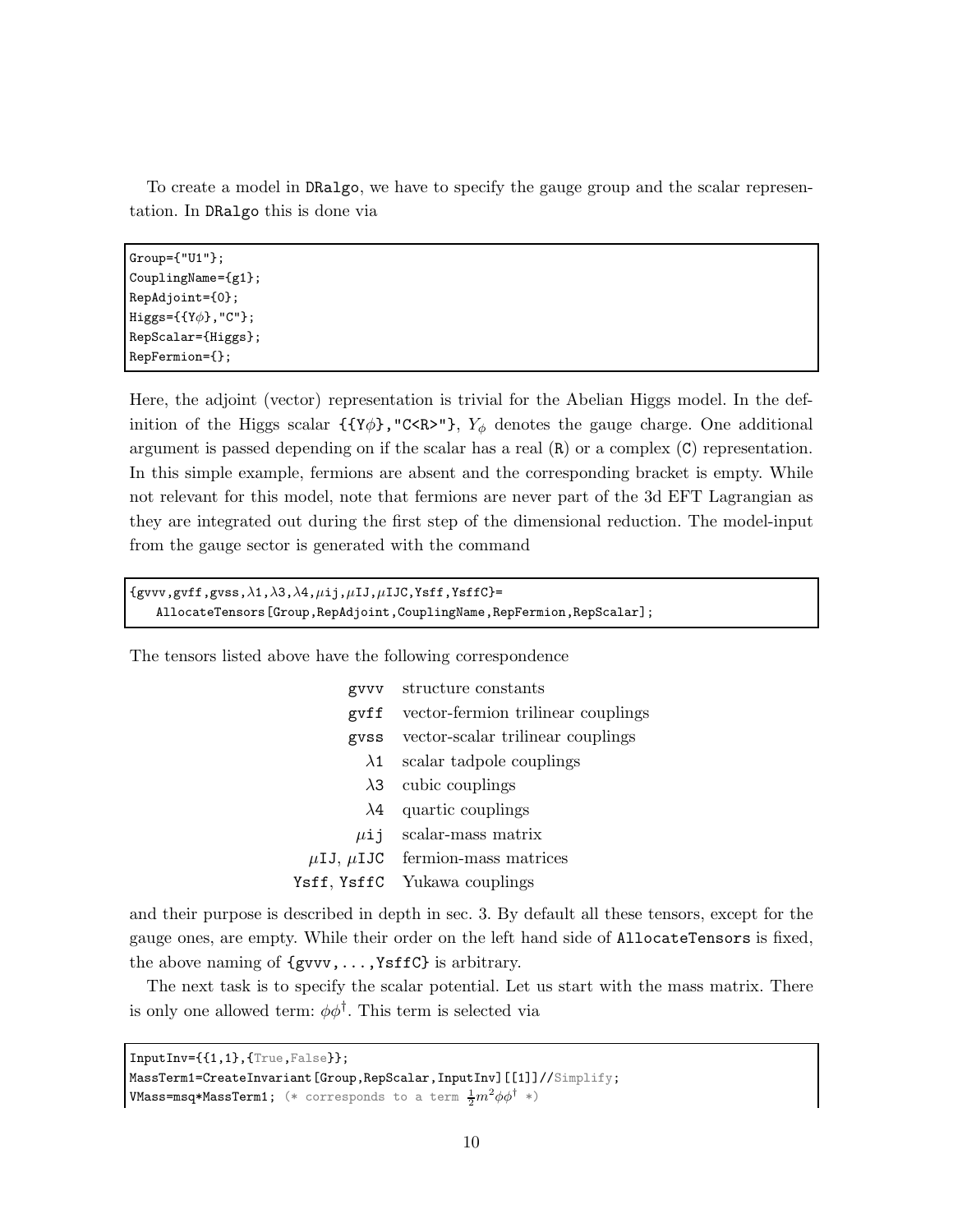To create a model in DRalgo, we have to specify the gauge group and the scalar representation. In DRalgo this is done via

```
Group={"U1"};
CouplingName={g1};
RepAdjoint={0};
Higgs={{Yϕ},"C"};
RepScalar={Higgs};
RepFermion={};
```

Here, the adjoint (vector) representation is trivial for the Abelian Higgs model. In the definition of the Higgs scalar `{{Yϕ},"C<R>"}`, $Y_\phi$ denotes the gauge charge. One additional argument is passed depending on if the scalar has a real (R) or a complex (C) representation. In this simple example, fermions are absent and the corresponding bracket is empty. While not relevant for this model, note that fermions are never part of the 3d EFT Lagrangian as they are integrated out during the first step of the dimensional reduction. The model-input from the gauge sector is generated with the command

```
{gvvv,gvff,gvss,λ1,λ3,λ4,μij,μIJ,μIJC,Ysff,YsffC}=
    AllocateTensors[Group,RepAdjoint,CouplingName,RepFermion,RepScalar];
```

The tensors listed above have the following correspondence

| | |
|---|---|
| gvvv | structure constants |
| gvff | vector-fermion trilinear couplings |
| gvss | vector-scalar trilinear couplings |
| λ1 | scalar tadpole couplings |
| λ3 | cubic couplings |
| λ4 | quartic couplings |
| μij | scalar-mass matrix |
| μIJ, μIJC | fermion-mass matrices |
| Ysff, YsffC | Yukawa couplings |

and their purpose is described in depth in sec. 3. By default all these tensors, except for the gauge ones, are empty. While their order on the left hand side of AllocateTensors is fixed, the above naming of {gvvv,...,YsffC} is arbitrary.

The next task is to specify the scalar potential. Let us start with the mass matrix. There is only one allowed term: $\phi\phi^\dagger$. This term is selected via

```
InputInv={{1,1},{True,False}};
MassTerm1=CreateInvariant[Group,RepScalar,InputInv][[1]]//Simplify;
VMass=msq*MassTerm1; (* corresponds to a term ½m²ϕϕ† *)
```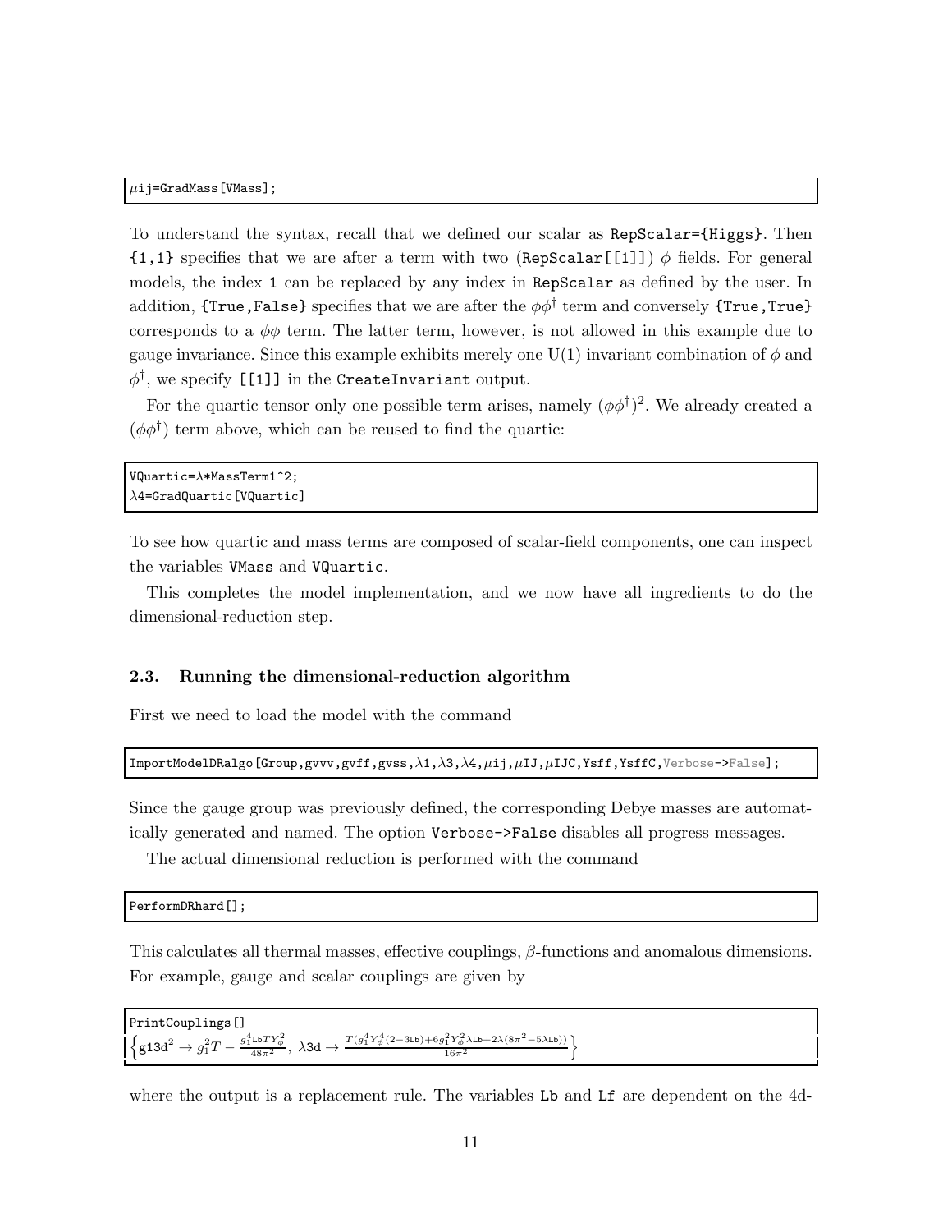```
μij=GradMass[VMass];
```

To understand the syntax, recall that we defined our scalar as `RepScalar={Higgs}`. Then `{1,1}` specifies that we are after a term with two (`RepScalar[[1]]`) $\phi$ fields. For general models, the index `1` can be replaced by any index in `RepScalar` as defined by the user. In addition, `{True,False}` specifies that we are after the $\phi\phi^\dagger$ term and conversely `{True,True}` corresponds to a $\phi\phi$ term. The latter term, however, is not allowed in this example due to gauge invariance. Since this example exhibits merely one U(1) invariant combination of $\phi$ and $\phi^\dagger$, we specify `[[1]]` in the `CreateInvariant` output.

For the quartic tensor only one possible term arises, namely $(\phi\phi^\dagger)^2$. We already created a $(\phi\phi^\dagger)$ term above, which can be reused to find the quartic:

```
VQuartic=λ*MassTerm1^2;
λ4=GradQuartic[VQuartic]
```

To see how quartic and mass terms are composed of scalar-field components, one can inspect the variables `VMass` and `VQuartic`.

This completes the model implementation, and we now have all ingredients to do the dimensional-reduction step.

### 2.3. Running the dimensional-reduction algorithm

First we need to load the model with the command

```
ImportModelDRalgo[Group,gvvv,gvff,gvss,λ1,λ3,λ4,μij,μIJ,μIJC,Ysff,YsffC,Verbose->False];
```

Since the gauge group was previously defined, the corresponding Debye masses are automatically generated and named. The option `Verbose->False` disables all progress messages.

The actual dimensional reduction is performed with the command

```
PerformDRhard[];
```

This calculates all thermal masses, effective couplings, $\beta$-functions and anomalous dimensions. For example, gauge and scalar couplings are given by

```
PrintCouplings[]
```

$$\left\{ \texttt{g13d}^2 \to g_1^2 T - \frac{g_1^4 \texttt{Lb} T Y_\phi^2}{48\pi^2},\ \lambda\texttt{3d} \to \frac{T(g_1^4 Y_\phi^4 (2 - 3\texttt{Lb}) + 6 g_1^2 Y_\phi^2 \lambda \texttt{Lb} + 2\lambda(8\pi^2 - 5\lambda\texttt{Lb}))}{16\pi^2} \right\}$$

where the output is a replacement rule. The variables `Lb` and `Lf` are dependent on the 4d-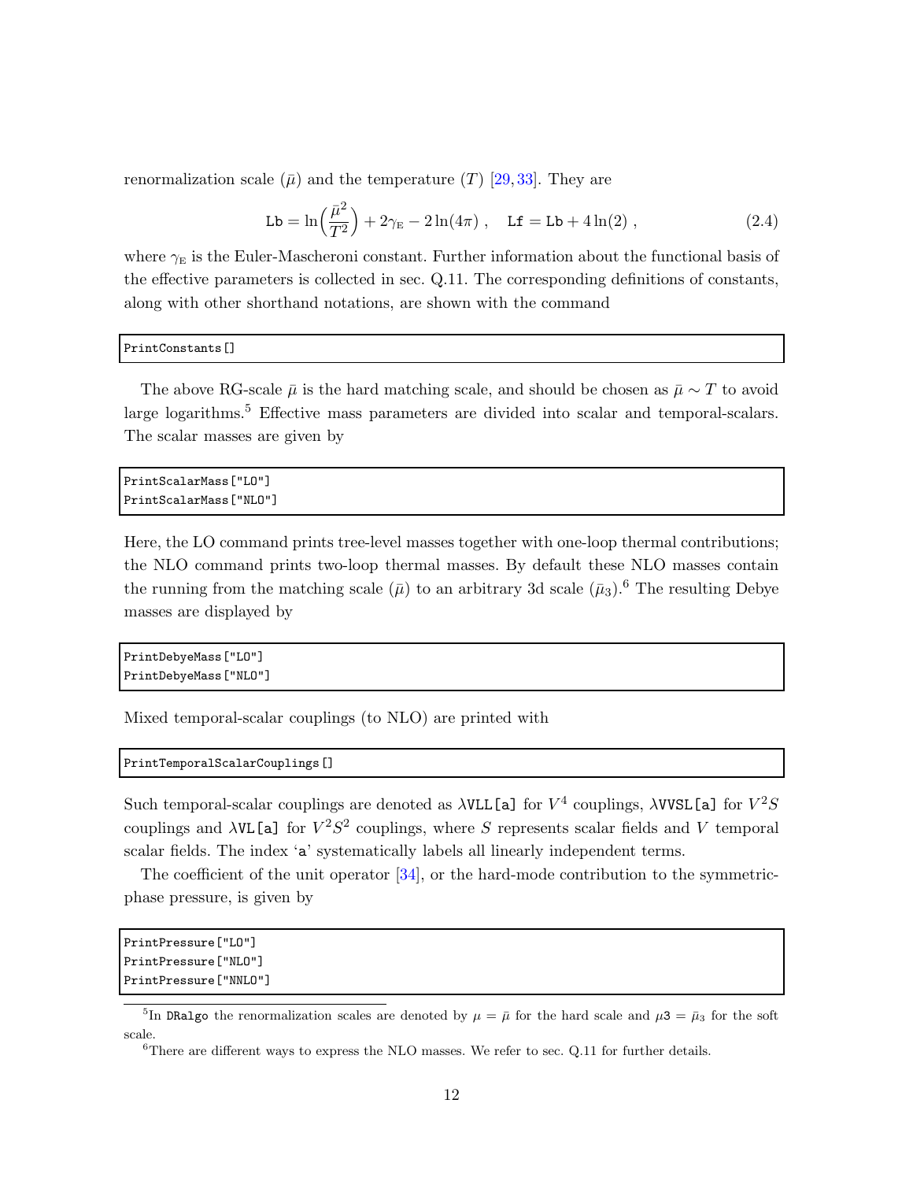renormalization scale ($\bar{\mu}$) and the temperature ($T$) [29, 33]. They are

$$
\texttt{Lb} = \ln\Big(\frac{\bar{\mu}^2}{T^2}\Big) + 2\gamma_{\rm E} - 2\ln(4\pi) \;, \quad \texttt{Lf} = \texttt{Lb} + 4\ln(2) \;, \tag{2.4}
$$

where $\gamma_{\rm E}$ is the Euler-Mascheroni constant. Further information about the functional basis of the effective parameters is collected in sec. Q.11. The corresponding definitions of constants, along with other shorthand notations, are shown with the command

```
PrintConstants[]
```

The above RG-scale $\bar{\mu}$ is the hard matching scale, and should be chosen as $\bar{\mu} \sim T$ to avoid large logarithms.[5] Effective mass parameters are divided into scalar and temporal-scalars. The scalar masses are given by

```
PrintScalarMass["LO"]
PrintScalarMass["NLO"]
```

Here, the LO command prints tree-level masses together with one-loop thermal contributions; the NLO command prints two-loop thermal masses. By default these NLO masses contain the running from the matching scale ($\bar{\mu}$) to an arbitrary 3d scale ($\bar{\mu}_3$).[6] The resulting Debye masses are displayed by

```
PrintDebyeMass["LO"]
PrintDebyeMass["NLO"]
```

Mixed temporal-scalar couplings (to NLO) are printed with

```
PrintTemporalScalarCouplings[]
```

Such temporal-scalar couplings are denoted as $\lambda$`VLL[a]` for $V^4$ couplings, $\lambda$`VVSL[a]` for $V^2S$ couplings and $\lambda$`VL[a]` for $V^2S^2$ couplings, where $S$ represents scalar fields and $V$ temporal scalar fields. The index '`a`' systematically labels all linearly independent terms.

The coefficient of the unit operator [34], or the hard-mode contribution to the symmetric-phase pressure, is given by

```
PrintPressure["LO"]
PrintPressure["NLO"]
PrintPressure["NNLO"]
```

---

[5] In `DRalgo` the renormalization scales are denoted by $\mu = \bar{\mu}$ for the hard scale and $\mu$`3` $= \bar{\mu}_3$ for the soft scale.

[6] There are different ways to express the NLO masses. We refer to sec. Q.11 for further details.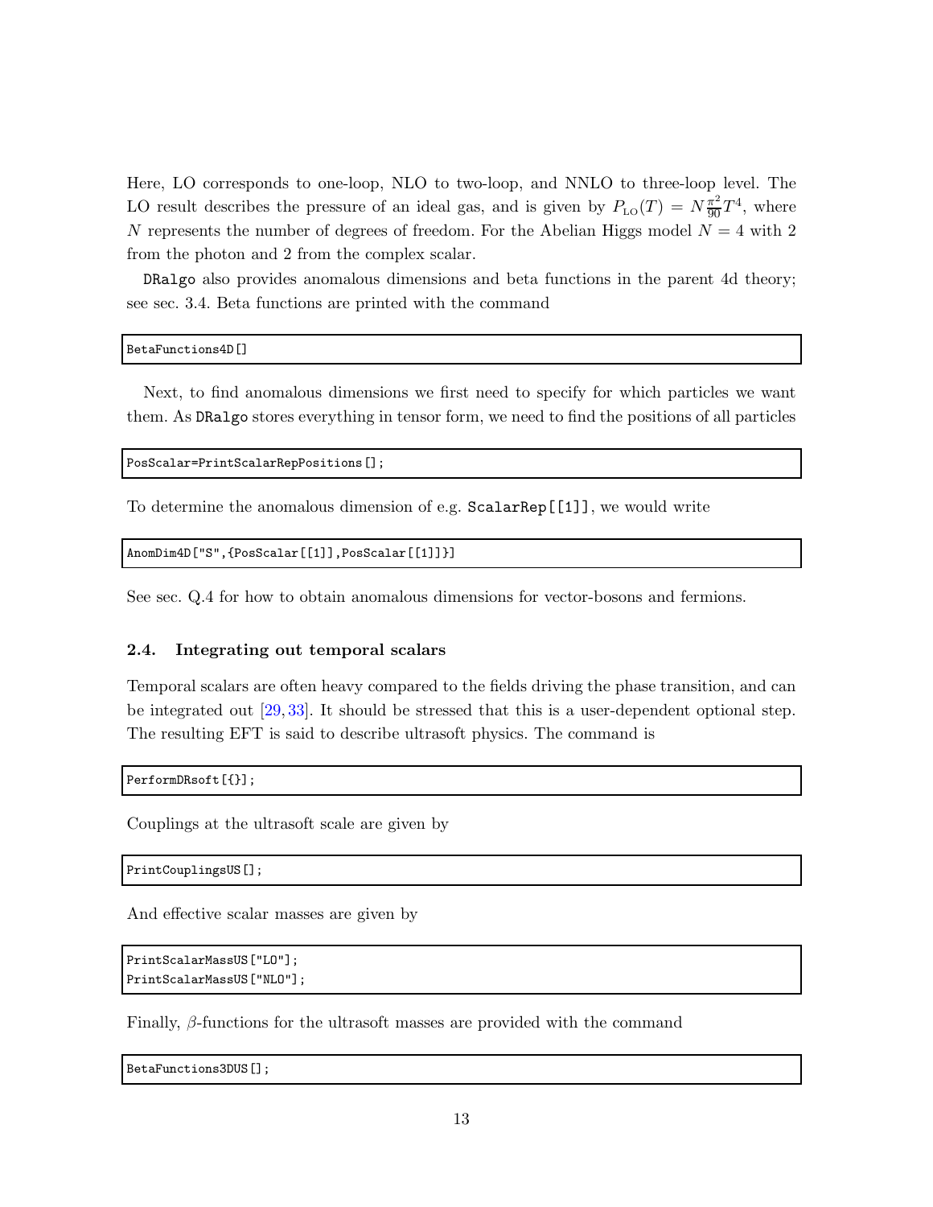Here, LO corresponds to one-loop, NLO to two-loop, and NNLO to three-loop level. The LO result describes the pressure of an ideal gas, and is given by $P_{\text{LO}}(T) = N\frac{\pi^2}{90}T^4$, where $N$ represents the number of degrees of freedom. For the Abelian Higgs model $N = 4$ with 2 from the photon and 2 from the complex scalar.

DRalgo also provides anomalous dimensions and beta functions in the parent 4d theory; see sec. 3.4. Beta functions are printed with the command

```
BetaFunctions4D[]
```

Next, to find anomalous dimensions we first need to specify for which particles we want them. As DRalgo stores everything in tensor form, we need to find the positions of all particles

```
PosScalar=PrintScalarRepPositions[];
```

To determine the anomalous dimension of e.g. ScalarRep[[1]], we would write

```
AnomDim4D["S",{PosScalar[[1]],PosScalar[[1]]}]
```

See sec. Q.4 for how to obtain anomalous dimensions for vector-bosons and fermions.

### 2.4. Integrating out temporal scalars

Temporal scalars are often heavy compared to the fields driving the phase transition, and can be integrated out [29, 33]. It should be stressed that this is a user-dependent optional step. The resulting EFT is said to describe ultrasoft physics. The command is

```
PerformDRsoft[{}];
```

Couplings at the ultrasoft scale are given by

```
PrintCouplingsUS[];
```

And effective scalar masses are given by

```
PrintScalarMassUS["LO"];
PrintScalarMassUS["NLO"];
```

Finally, $\beta$-functions for the ultrasoft masses are provided with the command

```
BetaFunctions3DUS[];
```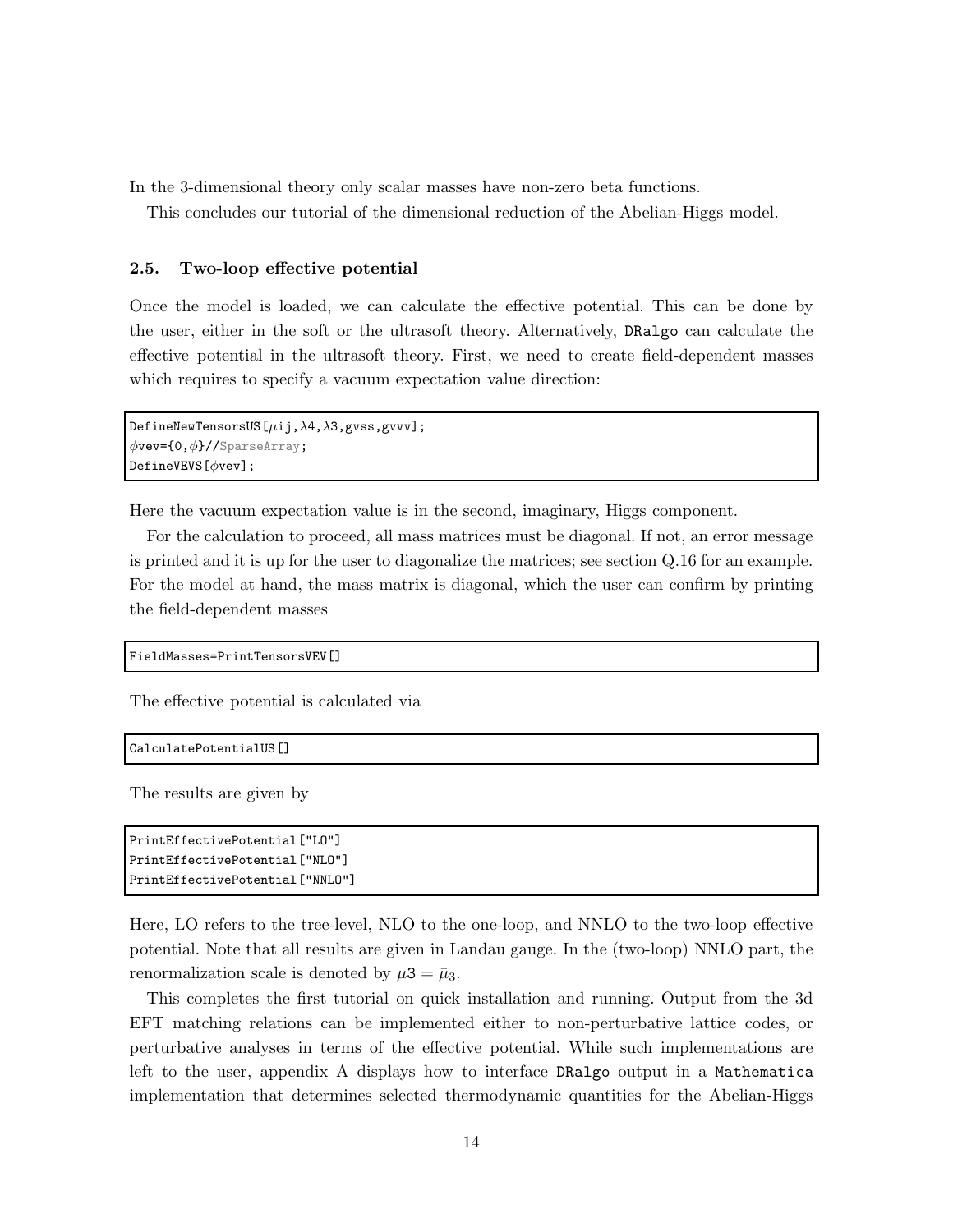In the 3-dimensional theory only scalar masses have non-zero beta functions.

This concludes our tutorial of the dimensional reduction of the Abelian-Higgs model.

### 2.5. Two-loop effective potential

Once the model is loaded, we can calculate the effective potential. This can be done by the user, either in the soft or the ultrasoft theory. Alternatively, DRalgo can calculate the effective potential in the ultrasoft theory. First, we need to create field-dependent masses which requires to specify a vacuum expectation value direction:

```
DefineNewTensorsUS[μij,λ4,λ3,gvss,gvvv];
ϕvev={0,ϕ}//SparseArray;
DefineVEVS[ϕvev];
```

Here the vacuum expectation value is in the second, imaginary, Higgs component.

For the calculation to proceed, all mass matrices must be diagonal. If not, an error message is printed and it is up for the user to diagonalize the matrices; see section Q.16 for an example. For the model at hand, the mass matrix is diagonal, which the user can confirm by printing the field-dependent masses

```
FieldMasses=PrintTensorsVEV[]
```

The effective potential is calculated via

```
CalculatePotentialUS[]
```

The results are given by

```
PrintEffectivePotential["LO"]
PrintEffectivePotential["NLO"]
PrintEffectivePotential["NNLO"]
```

Here, LO refers to the tree-level, NLO to the one-loop, and NNLO to the two-loop effective potential. Note that all results are given in Landau gauge. In the (two-loop) NNLO part, the renormalization scale is denoted by $\mu 3 = \bar{\mu}_3$.

This completes the first tutorial on quick installation and running. Output from the 3d EFT matching relations can be implemented either to non-perturbative lattice codes, or perturbative analyses in terms of the effective potential. While such implementations are left to the user, appendix A displays how to interface DRalgo output in a Mathematica implementation that determines selected thermodynamic quantities for the Abelian-Higgs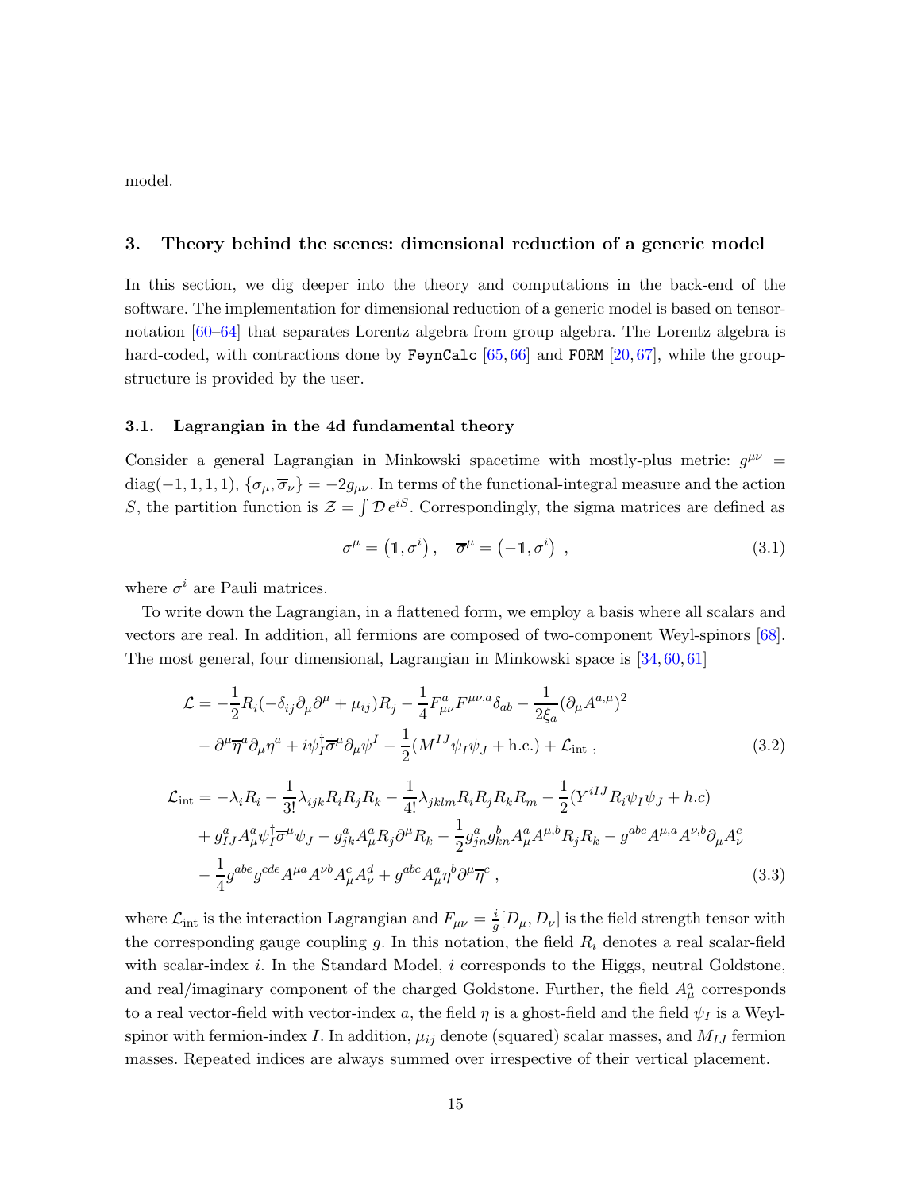model.

## 3. Theory behind the scenes: dimensional reduction of a generic model

In this section, we dig deeper into the theory and computations in the back-end of the software. The implementation for dimensional reduction of a generic model is based on tensor-notation [60–64] that separates Lorentz algebra from group algebra. The Lorentz algebra is hard-coded, with contractions done by `FeynCalc` [65, 66] and `FORM` [20, 67], while the group-structure is provided by the user.

### 3.1. Lagrangian in the 4d fundamental theory

Consider a general Lagrangian in Minkowski spacetime with mostly-plus metric: $g^{\mu\nu} = \text{diag}(-1,1,1,1)$, $\{\sigma_\mu, \overline{\sigma}_\nu\} = -2g_{\mu\nu}$. In terms of the functional-integral measure and the action $S$, the partition function is $\mathcal{Z} = \int \mathcal{D}\, e^{iS}$. Correspondingly, the sigma matrices are defined as

$$\sigma^\mu = \left(\mathbb{1}, \sigma^i\right)\,, \quad \overline{\sigma}^\mu = \left(-\mathbb{1}, \sigma^i\right)\,, \tag{3.1}$$

where $\sigma^i$ are Pauli matrices.

To write down the Lagrangian, in a flattened form, we employ a basis where all scalars and vectors are real. In addition, all fermions are composed of two-component Weyl-spinors [68]. The most general, four dimensional, Lagrangian in Minkowski space is [34, 60, 61]

$$\begin{aligned}\mathcal{L} = &-\frac{1}{2}R_i(-\delta_{ij}\partial_\mu\partial^\mu + \mu_{ij})R_j - \frac{1}{4}F^a_{\mu\nu}F^{\mu\nu,a}\delta_{ab} - \frac{1}{2\xi_a}(\partial_\mu A^{a,\mu})^2 \\ &- \partial^\mu\overline{\eta}^a\partial_\mu\eta^a + i\psi^\dagger_I\overline{\sigma}^\mu\partial_\mu\psi^I - \frac{1}{2}(M^{IJ}\psi_I\psi_J + \text{h.c.}) + \mathcal{L}_{\text{int}}\,,\end{aligned} \tag{3.2}$$

$$\begin{aligned}\mathcal{L}_{\text{int}} = &-\lambda_i R_i - \frac{1}{3!}\lambda_{ijk}R_iR_jR_k - \frac{1}{4!}\lambda_{jklm}R_iR_jR_kR_m - \frac{1}{2}(Y^{iIJ}R_i\psi_I\psi_J + h.c) \\ &+ g^a_{IJ}A^a_\mu\psi^\dagger_I\overline{\sigma}^\mu\psi_J - g^a_{jk}A^a_\mu R_j\partial^\mu R_k - \frac{1}{2}g^a_{jn}g^b_{kn}A^a_\mu A^{\mu,b}R_jR_k - g^{abc}A^{\mu,a}A^{\nu,b}\partial_\mu A^c_\nu \\ &- \frac{1}{4}g^{abe}g^{cde}A^{\mu a}A^{\nu b}A^c_\mu A^d_\nu + g^{abc}A^a_\mu\eta^b\partial^\mu\overline{\eta}^c\,,\end{aligned} \tag{3.3}$$

where $\mathcal{L}_{\text{int}}$ is the interaction Lagrangian and $F_{\mu\nu} = \frac{i}{g}[D_\mu, D_\nu]$ is the field strength tensor with the corresponding gauge coupling $g$. In this notation, the field $R_i$ denotes a real scalar-field with scalar-index $i$. In the Standard Model, $i$ corresponds to the Higgs, neutral Goldstone, and real/imaginary component of the charged Goldstone. Further, the field $A^a_\mu$ corresponds to a real vector-field with vector-index $a$, the field $\eta$ is a ghost-field and the field $\psi_I$ is a Weyl-spinor with fermion-index $I$. In addition, $\mu_{ij}$ denote (squared) scalar masses, and $M_{IJ}$ fermion masses. Repeated indices are always summed over irrespective of their vertical placement.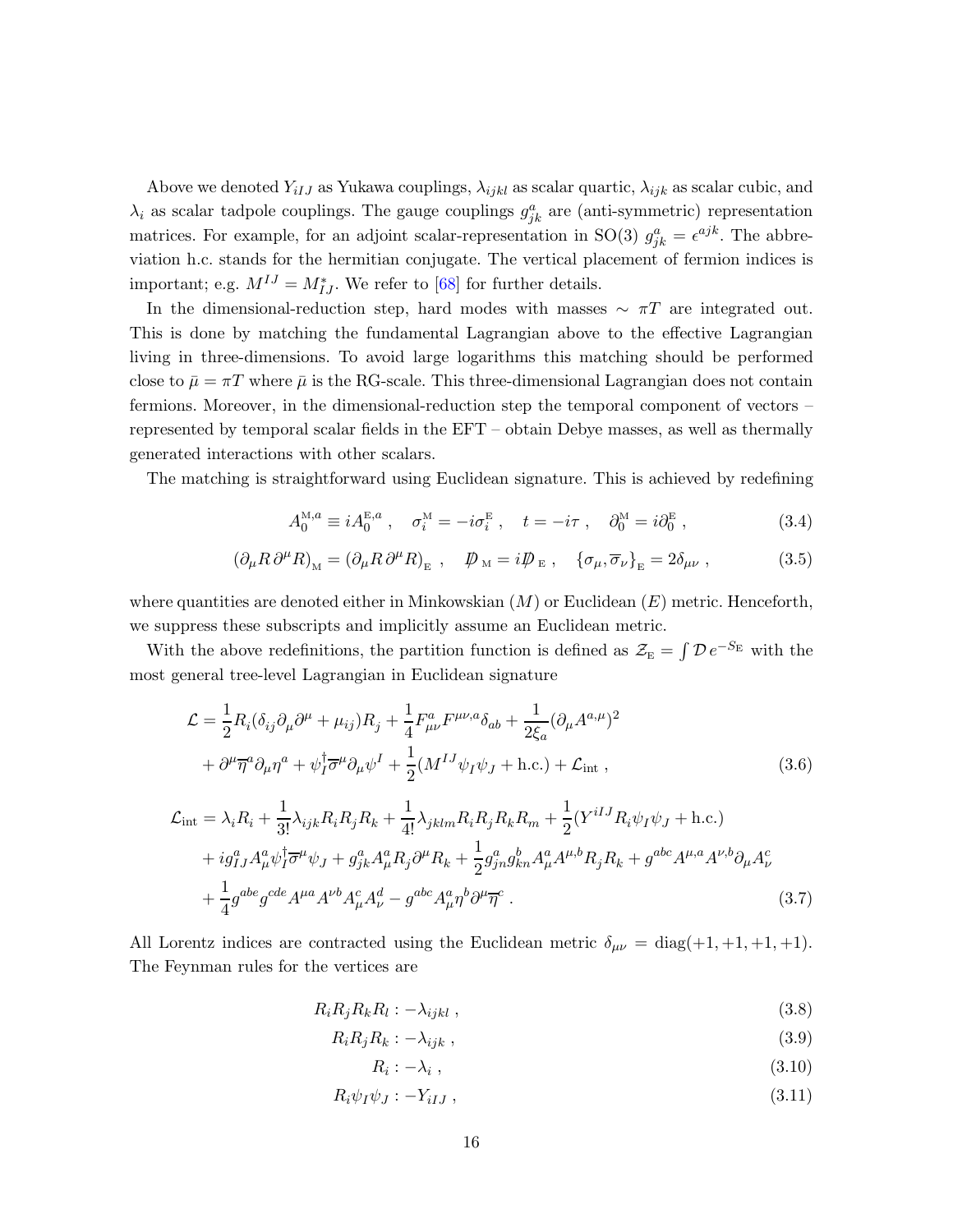Above we denoted $Y_{iIJ}$ as Yukawa couplings, $\lambda_{ijkl}$ as scalar quartic, $\lambda_{ijk}$ as scalar cubic, and $\lambda_i$ as scalar tadpole couplings. The gauge couplings $g^a_{jk}$ are (anti-symmetric) representation matrices. For example, for an adjoint scalar-representation in SO(3) $g^a_{jk} = \epsilon^{ajk}$. The abbreviation h.c. stands for the hermitian conjugate. The vertical placement of fermion indices is important; e.g. $M^{IJ} = M^*_{IJ}$. We refer to [68] for further details.

In the dimensional-reduction step, hard modes with masses $\sim \pi T$ are integrated out. This is done by matching the fundamental Lagrangian above to the effective Lagrangian living in three-dimensions. To avoid large logarithms this matching should be performed close to $\bar{\mu} = \pi T$ where $\bar{\mu}$ is the RG-scale. This three-dimensional Lagrangian does not contain fermions. Moreover, in the dimensional-reduction step the temporal component of vectors – represented by temporal scalar fields in the EFT – obtain Debye masses, as well as thermally generated interactions with other scalars.

The matching is straightforward using Euclidean signature. This is achieved by redefining

$$A^{\mathrm{M},a}_0 \equiv i A^{\mathrm{E},a}_0 \ , \quad \sigma^{\mathrm{M}}_i = -i\sigma^{\mathrm{E}}_i \ , \quad t = -i\tau \ , \quad \partial^{\mathrm{M}}_0 = i\partial^{\mathrm{E}}_0 \ , \tag{3.4}$$

$$\left(\partial_\mu R\, \partial^\mu R\right)_{\mathrm{M}} = \left(\partial_\mu R\, \partial^\mu R\right)_{\mathrm{E}} \ , \quad \not{D}_{\mathrm{M}} = i\not{D}_{\mathrm{E}} \ , \quad \{\sigma_\mu, \overline{\sigma}_\nu\}_{\mathrm{E}} = 2\delta_{\mu\nu} \ , \tag{3.5}$$

where quantities are denoted either in Minkowskian ($M$) or Euclidean ($E$) metric. Henceforth, we suppress these subscripts and implicitly assume an Euclidean metric.

With the above redefinitions, the partition function is defined as $\mathcal{Z}_{\mathrm{E}} = \int \mathcal{D}\, e^{-S_{\mathrm{E}}}$ with the most general tree-level Lagrangian in Euclidean signature

$$\begin{aligned}
\mathcal{L} &= \frac{1}{2} R_i (\delta_{ij} \partial_\mu \partial^\mu + \mu_{ij}) R_j + \frac{1}{4} F^a_{\mu\nu} F^{\mu\nu,a} \delta_{ab} + \frac{1}{2\xi_a} (\partial_\mu A^{a,\mu})^2 \\
&\quad + \partial^\mu \overline{\eta}^a \partial_\mu \eta^a + \psi^\dagger_I \overline{\sigma}^\mu \partial_\mu \psi^I + \frac{1}{2}(M^{IJ} \psi_I \psi_J + \text{h.c.}) + \mathcal{L}_{\text{int}} \ ,
\end{aligned} \tag{3.6}$$

$$\begin{aligned}
\mathcal{L}_{\text{int}} &= \lambda_i R_i + \frac{1}{3!} \lambda_{ijk} R_i R_j R_k + \frac{1}{4!} \lambda_{jklm} R_i R_j R_k R_m + \frac{1}{2}(Y^{iIJ} R_i \psi_I \psi_J + \text{h.c.}) \\
&\quad + i g^a_{IJ} A^a_\mu \psi^\dagger_I \overline{\sigma}^\mu \psi_J + g^a_{jk} A^a_\mu R_j \partial^\mu R_k + \frac{1}{2} g^a_{jn} g^b_{kn} A^a_\mu A^{\mu,b} R_j R_k + g^{abc} A^{\mu,a} A^{\nu,b} \partial_\mu A^c_\nu \\
&\quad + \frac{1}{4} g^{abe} g^{cde} A^{\mu a} A^{\nu b} A^c_\mu A^d_\nu - g^{abc} A^a_\mu \eta^b \partial^\mu \overline{\eta}^c \ .
\end{aligned} \tag{3.7}$$

All Lorentz indices are contracted using the Euclidean metric $\delta_{\mu\nu} = \mathrm{diag}(+1,+1,+1,+1)$. The Feynman rules for the vertices are

$$R_i R_j R_k R_l : -\lambda_{ijkl} \ , \tag{3.8}$$

$$R_i R_j R_k : -\lambda_{ijk} \ , \tag{3.9}$$

$$R_i : -\lambda_i \ , \tag{3.10}$$

$$R_i \psi_I \psi_J : -Y_{iIJ} \ , \tag{3.11}$$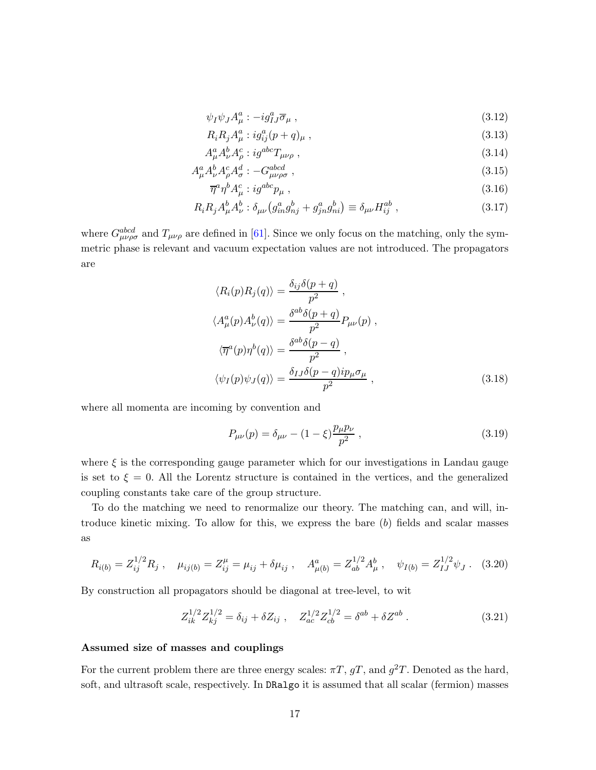$$\psi_I \psi_J A^a_\mu : -i g^a_{IJ} \overline{\sigma}_\mu \ , \tag{3.12}$$

$$R_i R_j A^a_\mu : i g^a_{ij} (p+q)_\mu \ , \tag{3.13}$$

$$A^a_\mu A^b_\nu A^c_\rho : i g^{abc} T_{\mu\nu\rho} \ , \tag{3.14}$$

$$A^a_\mu A^b_\nu A^c_\rho A^d_\sigma : -G^{abcd}_{\mu\nu\rho\sigma} \ , \tag{3.15}$$

$$\overline{\eta}^a \eta^b A^c_\mu : i g^{abc} p_\mu \ , \tag{3.16}$$

$$R_i R_j A^b_\mu A^b_\nu : \delta_{\mu\nu} \big( g^a_{in} g^b_{nj} + g^a_{jn} g^b_{ni} \big) \equiv \delta_{\mu\nu} H^{ab}_{ij} \ , \tag{3.17}$$

where $G^{abcd}_{\mu\nu\rho\sigma}$ and $T_{\mu\nu\rho}$ are defined in [61]. Since we only focus on the matching, only the symmetric phase is relevant and vacuum expectation values are not introduced. The propagators are

$$\begin{aligned}
\langle R_i(p) R_j(q) \rangle &= \frac{\delta_{ij} \delta(p+q)}{p^2} \ , \\
\langle A^a_\mu(p) A^b_\nu(q) \rangle &= \frac{\delta^{ab} \delta(p+q)}{p^2} P_{\mu\nu}(p) \ , \\
\langle \overline{\eta}^a(p) \eta^b(q) \rangle &= \frac{\delta^{ab} \delta(p-q)}{p^2} \ , \\
\langle \psi_I(p) \psi_J(q) \rangle &= \frac{\delta_{IJ} \delta(p-q) i p_\mu \sigma_\mu}{p^2} \ ,
\end{aligned} \tag{3.18}$$

where all momenta are incoming by convention and

$$P_{\mu\nu}(p) = \delta_{\mu\nu} - (1-\xi) \frac{p_\mu p_\nu}{p^2} \ , \tag{3.19}$$

where $\xi$ is the corresponding gauge parameter which for our investigations in Landau gauge is set to $\xi = 0$. All the Lorentz structure is contained in the vertices, and the generalized coupling constants take care of the group structure.

To do the matching we need to renormalize our theory. The matching can, and will, introduce kinetic mixing. To allow for this, we express the bare ($b$) fields and scalar masses as

$$R_{i(b)} = Z^{1/2}_{ij} R_j \ , \quad \mu_{ij(b)} = Z^\mu_{ij} = \mu_{ij} + \delta\mu_{ij} \ , \quad A^a_{\mu(b)} = Z^{1/2}_{ab} A^b_\mu \ , \quad \psi_{I(b)} = Z^{1/2}_{IJ} \psi_J \ . \tag{3.20}$$

By construction all propagators should be diagonal at tree-level, to wit

$$Z^{1/2}_{ik} Z^{1/2}_{kj} = \delta_{ij} + \delta Z_{ij} \ , \quad Z^{1/2}_{ac} Z^{1/2}_{cb} = \delta^{ab} + \delta Z^{ab} \ . \tag{3.21}$$

**Assumed size of masses and couplings**

For the current problem there are three energy scales: $\pi T$, $gT$, and $g^2 T$. Denoted as the hard, soft, and ultrasoft scale, respectively. In `DRalgo` it is assumed that all scalar (fermion) masses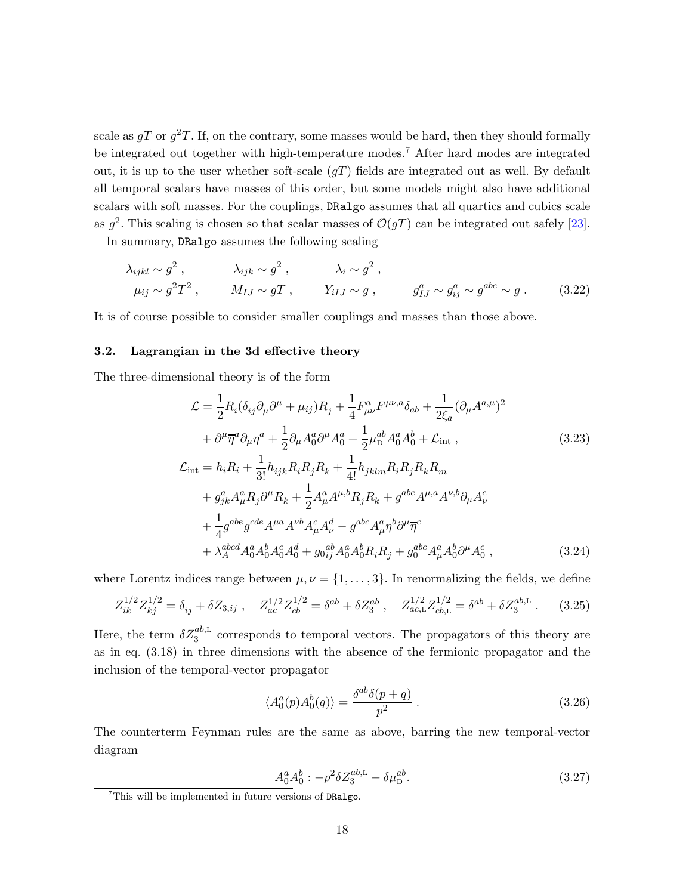scale as $gT$ or $g^2T$. If, on the contrary, some masses would be hard, then they should formally be integrated out together with high-temperature modes.[7] After hard modes are integrated out, it is up to the user whether soft-scale ($gT$) fields are integrated out as well. By default all temporal scalars have masses of this order, but some models might also have additional scalars with soft masses. For the couplings, DRalgo assumes that all quartics and cubics scale as $g^2$. This scaling is chosen so that scalar masses of $\mathcal{O}(gT)$ can be integrated out safely [23].

In summary, DRalgo assumes the following scaling

$$
\begin{aligned}
&\lambda_{ijkl} \sim g^2 , \qquad \lambda_{ijk} \sim g^2 , \qquad \lambda_i \sim g^2 , \\
&\mu_{ij} \sim g^2 T^2 , \qquad M_{IJ} \sim gT , \qquad Y_{iIJ} \sim g , \qquad g^a_{IJ} \sim g^a_{ij} \sim g^{abc} \sim g .
\end{aligned} \tag{3.22}
$$

It is of course possible to consider smaller couplings and masses than those above.

### 3.2. Lagrangian in the 3d effective theory

The three-dimensional theory is of the form

$$
\begin{aligned}
\mathcal{L} &= \frac{1}{2} R_i (\delta_{ij} \partial_\mu \partial^\mu + \mu_{ij}) R_j + \frac{1}{4} F^a_{\mu\nu} F^{\mu\nu,a} \delta_{ab} + \frac{1}{2\xi_a} (\partial_\mu A^{a,\mu})^2 \\
&\quad + \partial^\mu \overline{\eta}^a \partial_\mu \eta^a + \frac{1}{2} \partial_\mu A^a_0 \partial^\mu A^a_0 + \frac{1}{2} \mu^{ab}_{\mathrm{D}} A^a_0 A^b_0 + \mathcal{L}_{\mathrm{int}} ,
\end{aligned} \tag{3.23}
$$

$$
\begin{aligned}
\mathcal{L}_{\mathrm{int}} &= h_i R_i + \frac{1}{3!} h_{ijk} R_i R_j R_k + \frac{1}{4!} h_{jklm} R_i R_j R_k R_m \\
&\quad + g^a_{jk} A^a_\mu R_j \partial^\mu R_k + \frac{1}{2} A^a_\mu A^{\mu,b} R_j R_k + g^{abc} A^{\mu,a} A^{\nu,b} \partial_\mu A^c_\nu \\
&\quad + \frac{1}{4} g^{abe} g^{cde} A^{\mu a} A^{\nu b} A^c_\mu A^d_\nu - g^{abc} A^a_\mu \eta^b \partial^\mu \overline{\eta}^c \\
&\quad + \lambda^{abcd}_A A^a_0 A^b_0 A^c_0 A^d_0 + g^{ab}_{0ij} A^a_0 A^b_0 R_i R_j + g^{abc}_0 A^a_\mu A^b_0 \partial^\mu A^c_0 ,
\end{aligned} \tag{3.24}
$$

where Lorentz indices range between $\mu, \nu = \{1, \ldots, 3\}$. In renormalizing the fields, we define

$$
Z^{1/2}_{ik} Z^{1/2}_{kj} = \delta_{ij} + \delta Z_{3,ij} , \quad Z^{1/2}_{ac} Z^{1/2}_{cb} = \delta^{ab} + \delta Z^{ab}_3 , \quad Z^{1/2}_{ac,\mathrm{L}} Z^{1/2}_{cb,\mathrm{L}} = \delta^{ab} + \delta Z^{ab,\mathrm{L}}_3 . \tag{3.25}
$$

Here, the term $\delta Z^{ab,\mathrm{L}}_3$ corresponds to temporal vectors. The propagators of this theory are as in eq. (3.18) in three dimensions with the absence of the fermionic propagator and the inclusion of the temporal-vector propagator

$$
\langle A^a_0(p) A^b_0(q) \rangle = \frac{\delta^{ab} \delta(p+q)}{p^2} . \tag{3.26}
$$

The counterterm Feynman rules are the same as above, barring the new temporal-vector diagram

$$
A^a_0 A^b_0 : -p^2 \delta Z^{ab,\mathrm{L}}_3 - \delta \mu^{ab}_{\mathrm{D}} . \tag{3.27}
$$

[7] This will be implemented in future versions of DRalgo.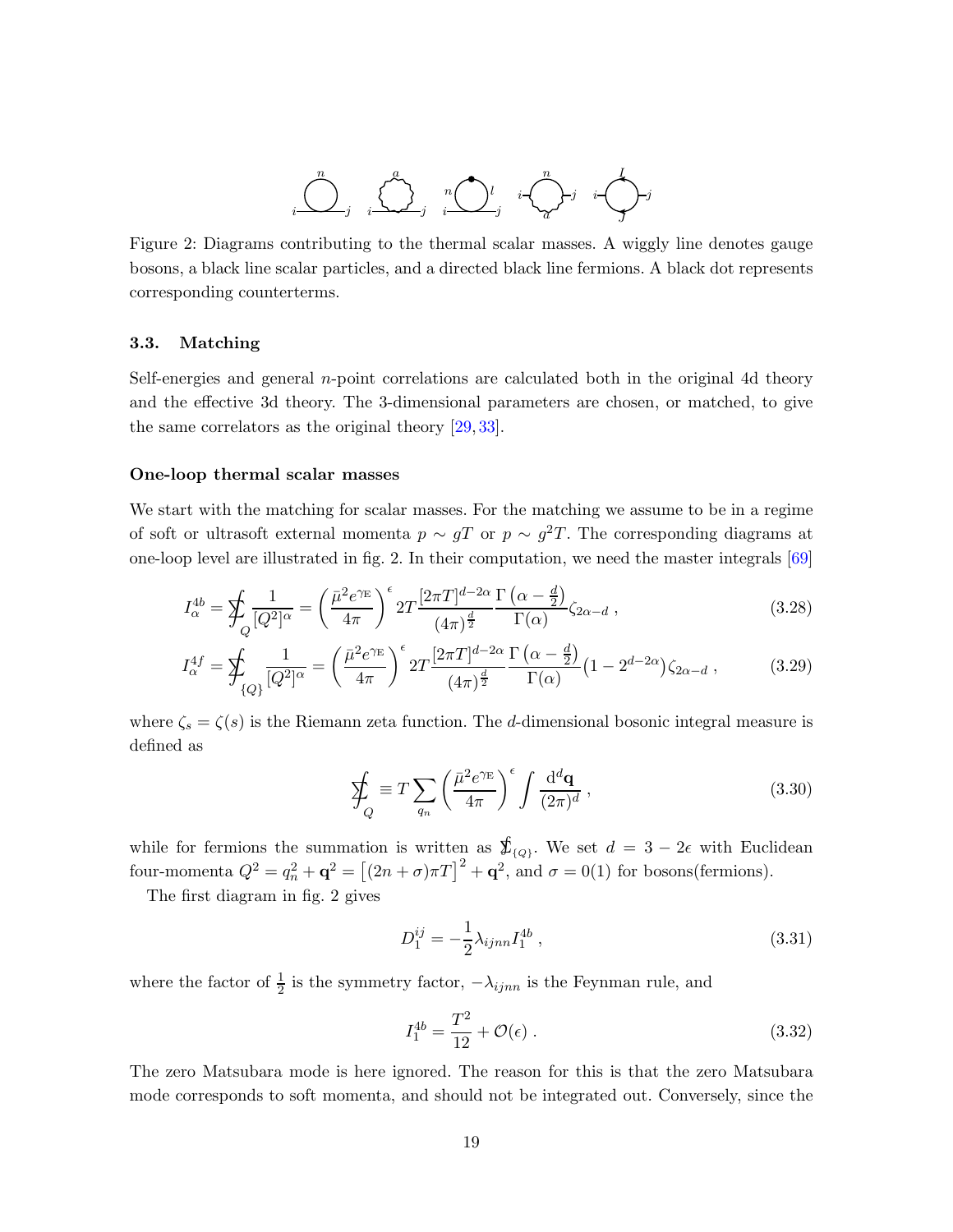Figure 2: Diagrams contributing to the thermal scalar masses. A wiggly line denotes gauge bosons, a black line scalar particles, and a directed black line fermions. A black dot represents corresponding counterterms.

### 3.3. Matching

Self-energies and general $n$-point correlations are calculated both in the original 4d theory and the effective 3d theory. The 3-dimensional parameters are chosen, or matched, to give the same correlators as the original theory [29, 33].

#### One-loop thermal scalar masses

We start with the matching for scalar masses. For the matching we assume to be in a regime of soft or ultrasoft external momenta $p \sim gT$ or $p \sim g^2T$. The corresponding diagrams at one-loop level are illustrated in fig. 2. In their computation, we need the master integrals [69]

$$
I^{4b}_{\alpha} = \sum\!\!\!\!\!\!\!\int_{Q} \frac{1}{[Q^2]^{\alpha}} = \left(\frac{\bar{\mu}^2 e^{\gamma_{\rm E}}}{4\pi}\right)^{\epsilon} 2T \frac{[2\pi T]^{d-2\alpha}}{(4\pi)^{\frac{d}{2}}} \frac{\Gamma\left(\alpha - \frac{d}{2}\right)}{\Gamma(\alpha)} \zeta_{2\alpha - d} \;, \tag{3.28}
$$

$$
I^{4f}_{\alpha} = \sum\!\!\!\!\!\!\!\int_{\{Q\}} \frac{1}{[Q^2]^{\alpha}} = \left(\frac{\bar{\mu}^2 e^{\gamma_{\rm E}}}{4\pi}\right)^{\epsilon} 2T \frac{[2\pi T]^{d-2\alpha}}{(4\pi)^{\frac{d}{2}}} \frac{\Gamma\left(\alpha - \frac{d}{2}\right)}{\Gamma(\alpha)} \left(1 - 2^{d-2\alpha}\right) \zeta_{2\alpha - d} \;, \tag{3.29}
$$

where $\zeta_s = \zeta(s)$ is the Riemann zeta function. The $d$-dimensional bosonic integral measure is defined as

$$
\sum\!\!\!\!\!\!\!\int_{Q} \equiv T \sum_{q_n} \left(\frac{\bar{\mu}^2 e^{\gamma_{\rm E}}}{4\pi}\right)^{\epsilon} \int \frac{{\rm d}^d \mathbf{q}}{(2\pi)^d} \;, \tag{3.30}
$$

while for fermions the summation is written as $\sum\!\!\!\!\!\!\int_{\{Q\}}$. We set $d = 3 - 2\epsilon$ with Euclidean four-momenta $Q^2 = q_n^2 + \mathbf{q}^2 = \left[(2n + \sigma)\pi T\right]^2 + \mathbf{q}^2$, and $\sigma = 0(1)$ for bosons(fermions).

The first diagram in fig. 2 gives

$$
D^{ij}_1 = -\frac{1}{2} \lambda_{ijnn} I^{4b}_1 \;, \tag{3.31}
$$

where the factor of $\frac{1}{2}$ is the symmetry factor, $-\lambda_{ijnn}$ is the Feynman rule, and

$$
I^{4b}_1 = \frac{T^2}{12} + \mathcal{O}(\epsilon) \;. \tag{3.32}
$$

The zero Matsubara mode is here ignored. The reason for this is that the zero Matsubara mode corresponds to soft momenta, and should not be integrated out. Conversely, since the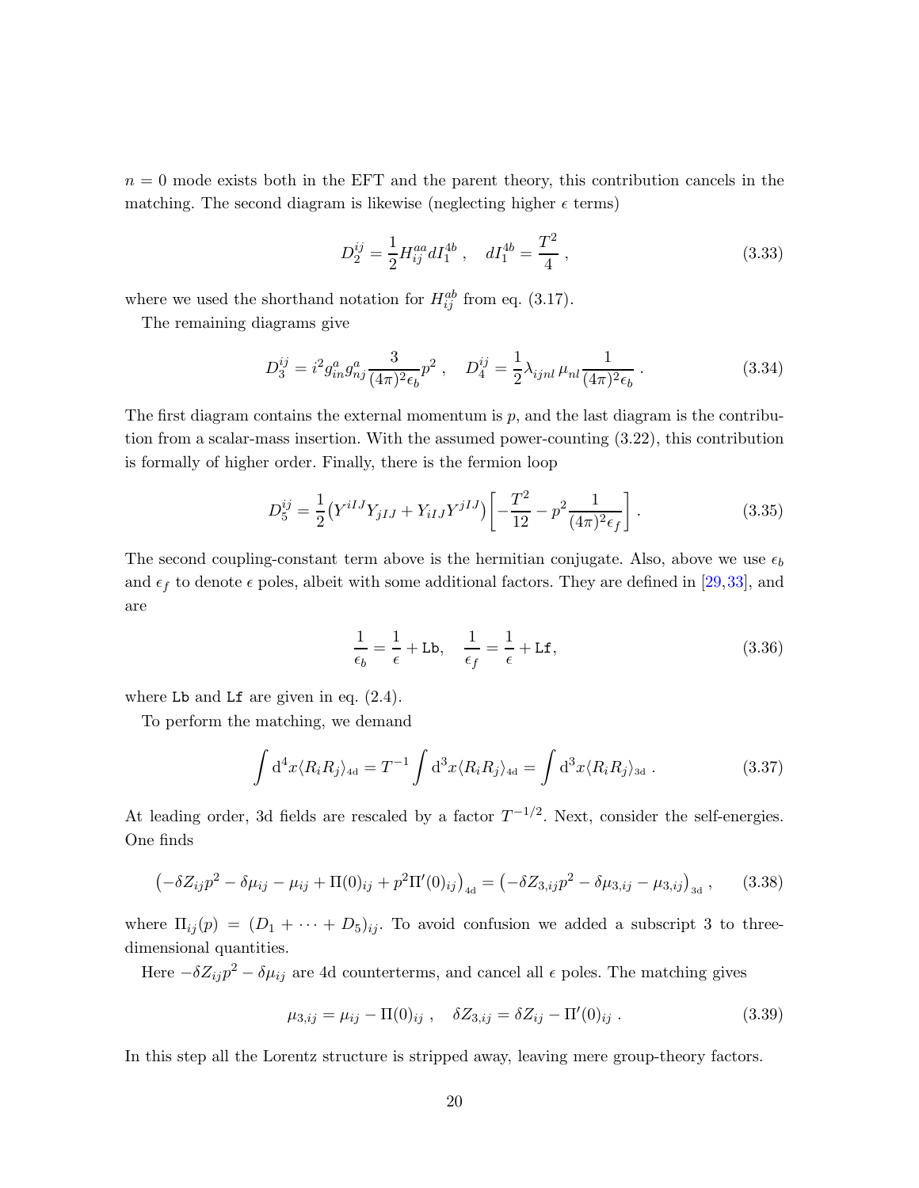$n = 0$ mode exists both in the EFT and the parent theory, this contribution cancels in the matching. The second diagram is likewise (neglecting higher $\epsilon$ terms)

$$D_2^{ij} = \frac{1}{2} H_{ij}^{aa} dI_1^{4b} , \quad dI_1^{4b} = \frac{T^2}{4} , \tag{3.33}$$

where we used the shorthand notation for $H_{ij}^{ab}$ from eq. (3.17).

The remaining diagrams give

$$D_3^{ij} = i^2 g_{in}^a g_{nj}^a \frac{3}{(4\pi)^2 \epsilon_b} p^2 , \quad D_4^{ij} = \frac{1}{2} \lambda_{ijnl} \, \mu_{nl} \frac{1}{(4\pi)^2 \epsilon_b} . \tag{3.34}$$

The first diagram contains the external momentum is $p$, and the last diagram is the contribution from a scalar-mass insertion. With the assumed power-counting (3.22), this contribution is formally of higher order. Finally, there is the fermion loop

$$D_5^{ij} = \frac{1}{2} \big( Y^{iIJ} Y_{jIJ} + Y_{iIJ} Y^{jIJ} \big) \left[ -\frac{T^2}{12} - p^2 \frac{1}{(4\pi)^2 \epsilon_f} \right] . \tag{3.35}$$

The second coupling-constant term above is the hermitian conjugate. Also, above we use $\epsilon_b$ and $\epsilon_f$ to denote $\epsilon$ poles, albeit with some additional factors. They are defined in [29,33], and are

$$\frac{1}{\epsilon_b} = \frac{1}{\epsilon} + \texttt{Lb}, \quad \frac{1}{\epsilon_f} = \frac{1}{\epsilon} + \texttt{Lf}, \tag{3.36}$$

where Lb and Lf are given in eq. (2.4).

To perform the matching, we demand

$$\int \mathrm{d}^4 x \langle R_i R_j \rangle_{\text{4d}} = T^{-1} \int \mathrm{d}^3 x \langle R_i R_j \rangle_{\text{4d}} = \int \mathrm{d}^3 x \langle R_i R_j \rangle_{\text{3d}} . \tag{3.37}$$

At leading order, 3d fields are rescaled by a factor $T^{-1/2}$. Next, consider the self-energies. One finds

$$\big( -\delta Z_{ij} p^2 - \delta\mu_{ij} - \mu_{ij} + \Pi(0)_{ij} + p^2 \Pi'(0)_{ij} \big)_{\text{4d}} = \big( -\delta Z_{3,ij} p^2 - \delta\mu_{3,ij} - \mu_{3,ij} \big)_{\text{3d}} , \tag{3.38}$$

where $\Pi_{ij}(p) = (D_1 + \cdots + D_5)_{ij}$. To avoid confusion we added a subscript 3 to three-dimensional quantities.

Here $-\delta Z_{ij} p^2 - \delta\mu_{ij}$ are 4d counterterms, and cancel all $\epsilon$ poles. The matching gives

$$\mu_{3,ij} = \mu_{ij} - \Pi(0)_{ij} , \quad \delta Z_{3,ij} = \delta Z_{ij} - \Pi'(0)_{ij} . \tag{3.39}$$

In this step all the Lorentz structure is stripped away, leaving mere group-theory factors.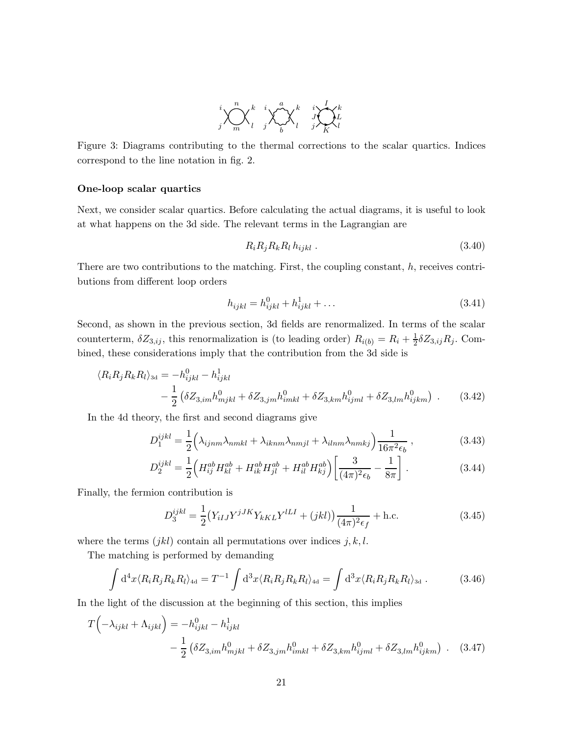Figure 3: Diagrams contributing to the thermal corrections to the scalar quartics. Indices correspond to the line notation in fig. 2.

**One-loop scalar quartics**

Next, we consider scalar quartics. Before calculating the actual diagrams, it is useful to look at what happens on the 3d side. The relevant terms in the Lagrangian are

$$R_i R_j R_k R_l \, h_{ijkl} \; . \tag{3.40}$$

There are two contributions to the matching. First, the coupling constant, $h$, receives contributions from different loop orders

$$h_{ijkl} = h^0_{ijkl} + h^1_{ijkl} + \dots \tag{3.41}$$

Second, as shown in the previous section, 3d fields are renormalized. In terms of the scalar counterterm, $\delta Z_{3,ij}$, this renormalization is (to leading order) $R_{i(b)} = R_i + \frac{1}{2}\delta Z_{3,ij} R_j$. Combined, these considerations imply that the contribution from the 3d side is

$$\begin{aligned}\langle R_i R_j R_k R_l \rangle_{\rm 3d} = &-h^0_{ijkl} - h^1_{ijkl} \\ &- \frac{1}{2}\left(\delta Z_{3,im} h^0_{mjkl} + \delta Z_{3,jm} h^0_{imkl} + \delta Z_{3,km} h^0_{ijml} + \delta Z_{3,lm} h^0_{ijkm}\right) \; .\end{aligned} \tag{3.42}$$

In the 4d theory, the first and second diagrams give

$$D_1^{ijkl} = \frac{1}{2}\Big(\lambda_{ijnm}\lambda_{nmkl} + \lambda_{iknm}\lambda_{nmjl} + \lambda_{ilnm}\lambda_{nmkj}\Big)\frac{1}{16\pi^2\epsilon_b} \; , \tag{3.43}$$

$$D_2^{ijkl} = \frac{1}{2}\Big(H^{ab}_{ij}H^{ab}_{kl} + H^{ab}_{ik}H^{ab}_{jl} + H^{ab}_{il}H^{ab}_{kj}\Big)\left[\frac{3}{(4\pi)^2\epsilon_b} - \frac{1}{8\pi}\right] . \tag{3.44}$$

Finally, the fermion contribution is

$$D_3^{ijkl} = \frac{1}{2}\big(Y_{iIJ}Y^{jJK}Y_{kKL}Y^{lLI} + (jkl)\big)\frac{1}{(4\pi)^2\epsilon_f} + \text{h.c.} \tag{3.45}$$

where the terms $(jkl)$ contain all permutations over indices $j, k, l$.

The matching is performed by demanding

$$\int \mathrm{d}^4x \langle R_i R_j R_k R_l \rangle_{\rm 4d} = T^{-1}\int \mathrm{d}^3x \langle R_i R_j R_k R_l \rangle_{\rm 4d} = \int \mathrm{d}^3x \langle R_i R_j R_k R_l \rangle_{\rm 3d} \; . \tag{3.46}$$

In the light of the discussion at the beginning of this section, this implies

$$\begin{aligned} T\Big(-\lambda_{ijkl} + \Lambda_{ijkl}\Big) = &-h^0_{ijkl} - h^1_{ijkl} \\ &- \frac{1}{2}\left(\delta Z_{3,im} h^0_{mjkl} + \delta Z_{3,jm} h^0_{imkl} + \delta Z_{3,km} h^0_{ijml} + \delta Z_{3,lm} h^0_{ijkm}\right) \; . \end{aligned} \tag{3.47}$$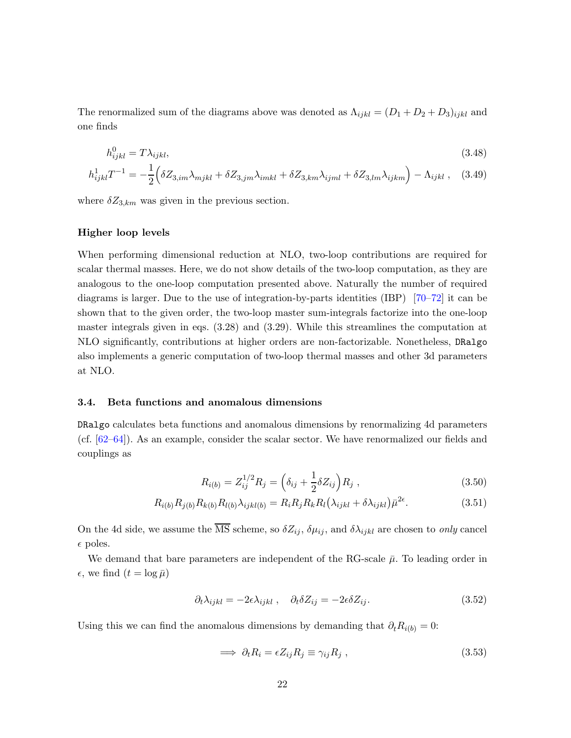The renormalized sum of the diagrams above was denoted as $\Lambda_{ijkl} = (D_1 + D_2 + D_3)_{ijkl}$ and one finds

$$h^0_{ijkl} = T\lambda_{ijkl}, \tag{3.48}$$

$$h^1_{ijkl}T^{-1} = -\frac{1}{2}\Big(\delta Z_{3,im}\lambda_{mjkl} + \delta Z_{3,jm}\lambda_{imkl} + \delta Z_{3,km}\lambda_{ijml} + \delta Z_{3,lm}\lambda_{ijkm}\Big) - \Lambda_{ijkl}\ , \tag{3.49}$$

where $\delta Z_{3,km}$ was given in the previous section.

**Higher loop levels**

When performing dimensional reduction at NLO, two-loop contributions are required for scalar thermal masses. Here, we do not show details of the two-loop computation, as they are analogous to the one-loop computation presented above. Naturally the number of required diagrams is larger. Due to the use of integration-by-parts identities (IBP) [70–72] it can be shown that to the given order, the two-loop master sum-integrals factorize into the one-loop master integrals given in eqs. (3.28) and (3.29). While this streamlines the computation at NLO significantly, contributions at higher orders are non-factorizable. Nonetheless, `DRalgo` also implements a generic computation of two-loop thermal masses and other 3d parameters at NLO.

### 3.4. Beta functions and anomalous dimensions

`DRalgo` calculates beta functions and anomalous dimensions by renormalizing 4d parameters (cf. [62–64]). As an example, consider the scalar sector. We have renormalized our fields and couplings as

$$R_{i(b)} = Z^{1/2}_{ij}R_j = \Big(\delta_{ij} + \frac{1}{2}\delta Z_{ij}\Big)R_j\ , \tag{3.50}$$

$$R_{i(b)}R_{j(b)}R_{k(b)}R_{l(b)}\lambda_{ijkl(b)} = R_iR_jR_kR_l\big(\lambda_{ijkl} + \delta\lambda_{ijkl}\big)\bar{\mu}^{2\epsilon}. \tag{3.51}$$

On the 4d side, we assume the $\overline{\text{MS}}$ scheme, so $\delta Z_{ij}$, $\delta\mu_{ij}$, and $\delta\lambda_{ijkl}$ are chosen to *only* cancel $\epsilon$ poles.

We demand that bare parameters are independent of the RG-scale $\bar{\mu}$. To leading order in $\epsilon$, we find ($t = \log\bar{\mu}$)

$$\partial_t\lambda_{ijkl} = -2\epsilon\lambda_{ijkl}\ , \quad \partial_t\delta Z_{ij} = -2\epsilon\delta Z_{ij}. \tag{3.52}$$

Using this we can find the anomalous dimensions by demanding that $\partial_t R_{i(b)} = 0$:

$$\implies \partial_t R_i = \epsilon Z_{ij}R_j \equiv \gamma_{ij}R_j\ , \tag{3.53}$$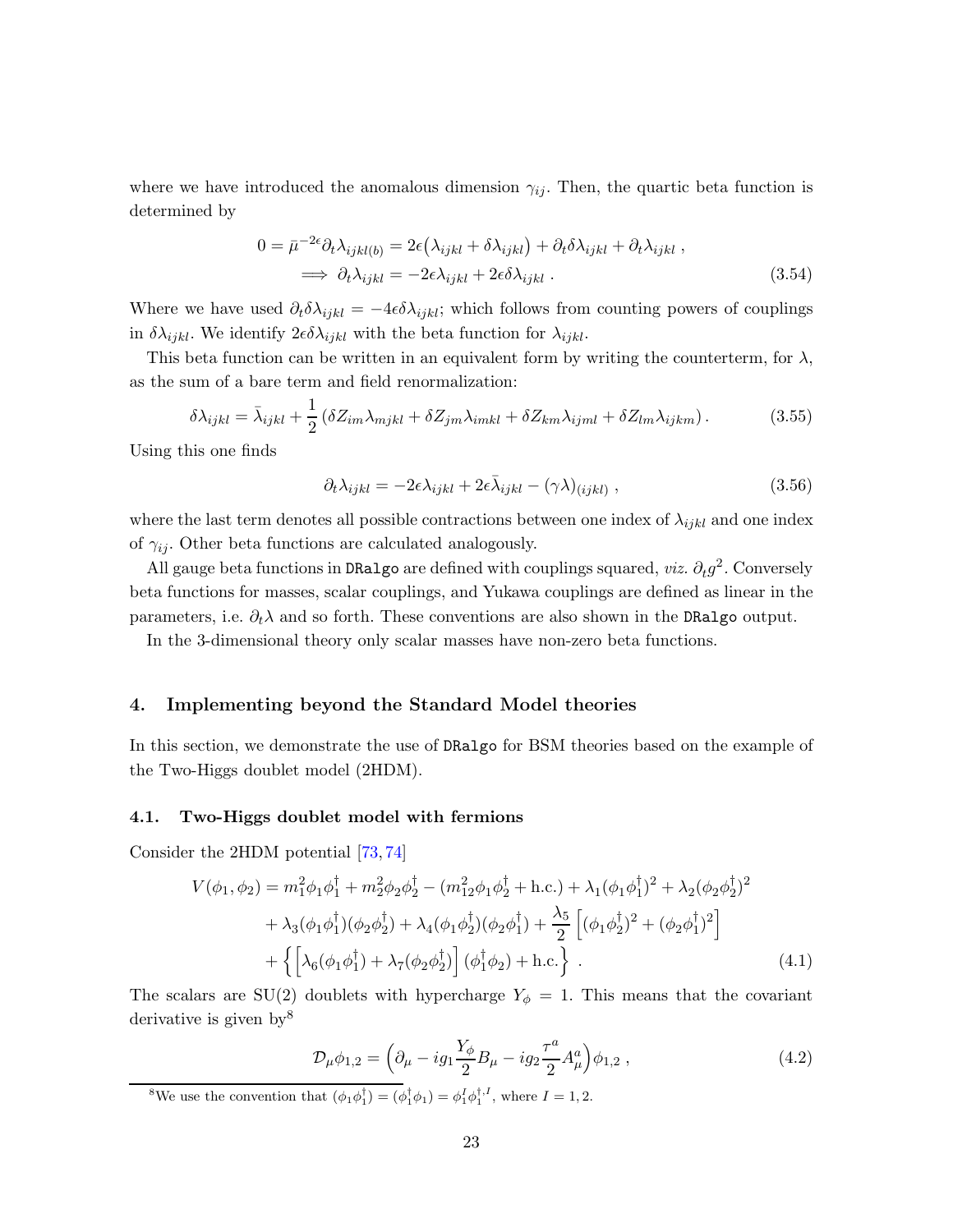where we have introduced the anomalous dimension $\gamma_{ij}$. Then, the quartic beta function is determined by

$$
\begin{aligned}
0 = \bar{\mu}^{-2\epsilon}\partial_t \lambda_{ijkl(b)} &= 2\epsilon\big(\lambda_{ijkl} + \delta\lambda_{ijkl}\big) + \partial_t \delta\lambda_{ijkl} + \partial_t \lambda_{ijkl} \,, \\
\implies \partial_t \lambda_{ijkl} &= -2\epsilon\lambda_{ijkl} + 2\epsilon\delta\lambda_{ijkl} \,.
\end{aligned} \tag{3.54}
$$

Where we have used $\partial_t \delta\lambda_{ijkl} = -4\epsilon\delta\lambda_{ijkl}$; which follows from counting powers of couplings in $\delta\lambda_{ijkl}$. We identify $2\epsilon\delta\lambda_{ijkl}$ with the beta function for $\lambda_{ijkl}$.

This beta function can be written in an equivalent form by writing the counterterm, for $\lambda$, as the sum of a bare term and field renormalization:

$$
\delta\lambda_{ijkl} = \bar{\lambda}_{ijkl} + \frac{1}{2}\left(\delta Z_{im}\lambda_{mjkl} + \delta Z_{jm}\lambda_{imkl} + \delta Z_{km}\lambda_{ijml} + \delta Z_{lm}\lambda_{ijkm}\right). \tag{3.55}
$$

Using this one finds

$$
\partial_t \lambda_{ijkl} = -2\epsilon\lambda_{ijkl} + 2\epsilon\bar{\lambda}_{ijkl} - (\gamma\lambda)_{(ijkl)} \,, \tag{3.56}
$$

where the last term denotes all possible contractions between one index of $\lambda_{ijkl}$ and one index of $\gamma_{ij}$. Other beta functions are calculated analogously.

All gauge beta functions in DRalgo are defined with couplings squared, *viz.* $\partial_t g^2$. Conversely beta functions for masses, scalar couplings, and Yukawa couplings are defined as linear in the parameters, i.e. $\partial_t \lambda$ and so forth. These conventions are also shown in the DRalgo output.

In the 3-dimensional theory only scalar masses have non-zero beta functions.

## 4. Implementing beyond the Standard Model theories

In this section, we demonstrate the use of DRalgo for BSM theories based on the example of the Two-Higgs doublet model (2HDM).

### 4.1. Two-Higgs doublet model with fermions

Consider the 2HDM potential [73, 74]

$$
\begin{aligned}
V(\phi_1,\phi_2) &= m_1^2 \phi_1\phi_1^\dagger + m_2^2\phi_2\phi_2^\dagger - (m_{12}^2\phi_1\phi_2^\dagger + \text{h.c.}) + \lambda_1(\phi_1\phi_1^\dagger)^2 + \lambda_2(\phi_2\phi_2^\dagger)^2 \\
&+ \lambda_3(\phi_1\phi_1^\dagger)(\phi_2\phi_2^\dagger) + \lambda_4(\phi_1\phi_2^\dagger)(\phi_2\phi_1^\dagger) + \frac{\lambda_5}{2}\left[(\phi_1\phi_2^\dagger)^2 + (\phi_2\phi_1^\dagger)^2\right] \\
&+ \left\{\left[\lambda_6(\phi_1\phi_1^\dagger) + \lambda_7(\phi_2\phi_2^\dagger)\right](\phi_1^\dagger\phi_2) + \text{h.c.}\right\} \,.
\end{aligned} \tag{4.1}
$$

The scalars are SU(2) doublets with hypercharge $Y_\phi = 1$. This means that the covariant derivative is given by[8]

$$
\mathcal{D}_\mu\phi_{1,2} = \Big(\partial_\mu - ig_1\frac{Y_\phi}{2}B_\mu - ig_2\frac{\tau^a}{2}A_\mu^a\Big)\phi_{1,2} \,, \tag{4.2}
$$

[8] We use the convention that $(\phi_1\phi_1^\dagger) = (\phi_1^\dagger\phi_1) = \phi_1^I\phi_1^{\dagger,I}$, where $I = 1, 2$.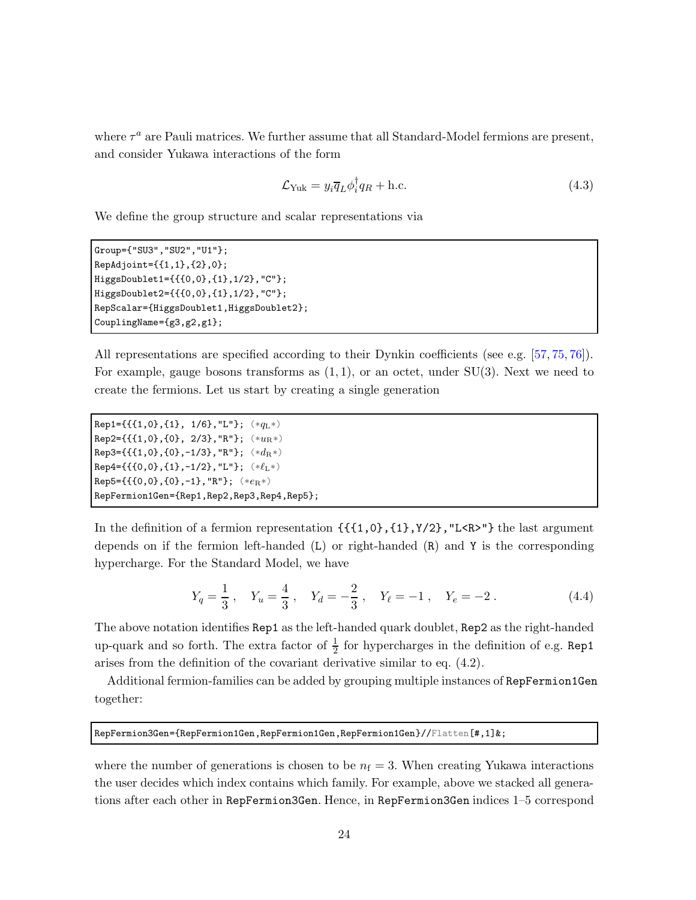where $\tau^a$ are Pauli matrices. We further assume that all Standard-Model fermions are present, and consider Yukawa interactions of the form

$$\mathcal{L}_{\text{Yuk}} = y_i \overline{q}_L \phi_i^\dagger q_R + \text{h.c.} \tag{4.3}$$

We define the group structure and scalar representations via

```
Group={"SU3","SU2","U1"};
RepAdjoint={{1,1},{2},0};
HiggsDoublet1={{{0,0},{1},1/2},"C"};
HiggsDoublet2={{{0,0},{1},1/2},"C"};
RepScalar={HiggsDoublet1,HiggsDoublet2};
CouplingName={g3,g2,g1};
```

All representations are specified according to their Dynkin coefficients (see e.g. [57, 75, 76]). For example, gauge bosons transforms as $(1, 1)$, or an octet, under SU(3). Next we need to create the fermions. Let us start by creating a single generation

```
Rep1={{{1,0},{1}, 1/6},"L"}; (*qL*)
Rep2={{{1,0},{0}, 2/3},"R"}; (*uR*)
Rep3={{{1,0},{0},-1/3},"R"}; (*dR*)
Rep4={{{0,0},{1},-1/2},"L"}; (*ℓL*)
Rep5={{{0,0},{0},-1},"R"}; (*eR*)
RepFermion1Gen={Rep1,Rep2,Rep3,Rep4,Rep5};
```

In the definition of a fermion representation `{{{1,0},{1},Y/2},"L<R>"}` the last argument depends on if the fermion left-handed (`L`) or right-handed (`R`) and `Y` is the corresponding hypercharge. For the Standard Model, we have

$$Y_q = \frac{1}{3}\,, \quad Y_u = \frac{4}{3}\,, \quad Y_d = -\frac{2}{3}\,, \quad Y_\ell = -1\,, \quad Y_e = -2\,. \tag{4.4}$$

The above notation identifies `Rep1` as the left-handed quark doublet, `Rep2` as the right-handed up-quark and so forth. The extra factor of $\frac{1}{2}$ for hypercharges in the definition of e.g. `Rep1` arises from the definition of the covariant derivative similar to eq. (4.2).

Additional fermion-families can be added by grouping multiple instances of `RepFermion1Gen` together:

```
RepFermion3Gen={RepFermion1Gen,RepFermion1Gen,RepFermion1Gen}//Flatten[#,1]&;
```

where the number of generations is chosen to be $n_\text{f} = 3$. When creating Yukawa interactions the user decides which index contains which family. For example, above we stacked all generations after each other in `RepFermion3Gen`. Hence, in `RepFermion3Gen` indices 1–5 correspond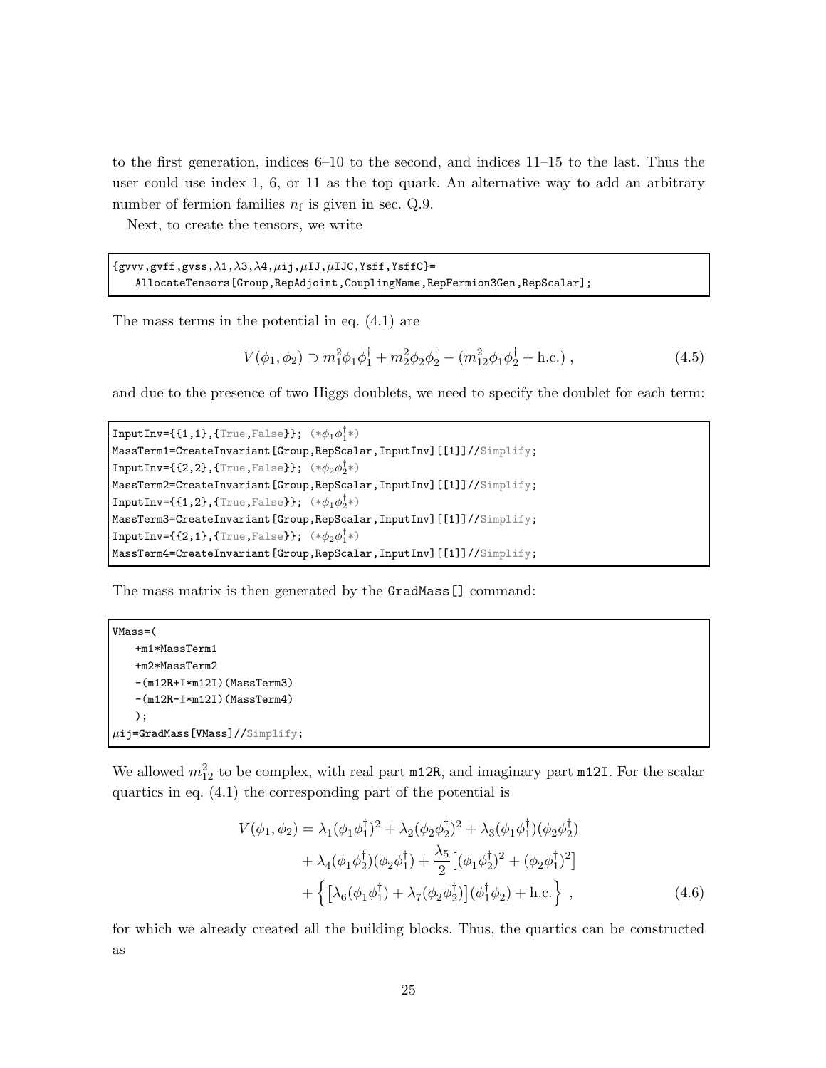to the first generation, indices 6–10 to the second, and indices 11–15 to the last. Thus the user could use index 1, 6, or 11 as the top quark. An alternative way to add an arbitrary number of fermion families $n_{\rm f}$ is given in sec. Q.9.

Next, to create the tensors, we write

```
{gvvv,gvff,gvss,λ1,λ3,λ4,μij,μIJ,μIJC,Ysff,YsffC}=
    AllocateTensors[Group,RepAdjoint,CouplingName,RepFermion3Gen,RepScalar];
```

The mass terms in the potential in eq. (4.1) are

$$V(\phi_1,\phi_2) \supset m_1^2\phi_1\phi_1^\dagger + m_2^2\phi_2\phi_2^\dagger - (m_{12}^2\phi_1\phi_2^\dagger + \text{h.c.})\,, \tag{4.5}$$

and due to the presence of two Higgs doublets, we need to specify the doublet for each term:

```
InputInv={{1,1},{True,False}}; (*ϕ1ϕ1†*)
MassTerm1=CreateInvariant[Group,RepScalar,InputInv][[1]]//Simplify;
InputInv={{2,2},{True,False}}; (*ϕ2ϕ2†*)
MassTerm2=CreateInvariant[Group,RepScalar,InputInv][[1]]//Simplify;
InputInv={{1,2},{True,False}}; (*ϕ1ϕ2†*)
MassTerm3=CreateInvariant[Group,RepScalar,InputInv][[1]]//Simplify;
InputInv={{2,1},{True,False}}; (*ϕ2ϕ1†*)
MassTerm4=CreateInvariant[Group,RepScalar,InputInv][[1]]//Simplify;
```

The mass matrix is then generated by the GradMass[] command:

```
VMass=(
    +m1*MassTerm1
    +m2*MassTerm2
    -(m12R+I*m12I)(MassTerm3)
    -(m12R-I*m12I)(MassTerm4)
    );
μij=GradMass[VMass]//Simplify;
```

We allowed $m_{12}^2$ to be complex, with real part m12R, and imaginary part m12I. For the scalar quartics in eq. (4.1) the corresponding part of the potential is

$$\begin{aligned}
V(\phi_1,\phi_2) &= \lambda_1(\phi_1\phi_1^\dagger)^2 + \lambda_2(\phi_2\phi_2^\dagger)^2 + \lambda_3(\phi_1\phi_1^\dagger)(\phi_2\phi_2^\dagger) \\
&\quad + \lambda_4(\phi_1\phi_2^\dagger)(\phi_2\phi_1^\dagger) + \frac{\lambda_5}{2}\big[(\phi_1\phi_2^\dagger)^2 + (\phi_2\phi_1^\dagger)^2\big] \\
&\quad + \Big\{\big[\lambda_6(\phi_1\phi_1^\dagger) + \lambda_7(\phi_2\phi_2^\dagger)\big](\phi_1^\dagger\phi_2) + \text{h.c.}\Big\}\,,
\end{aligned} \tag{4.6}$$

for which we already created all the building blocks. Thus, the quartics can be constructed as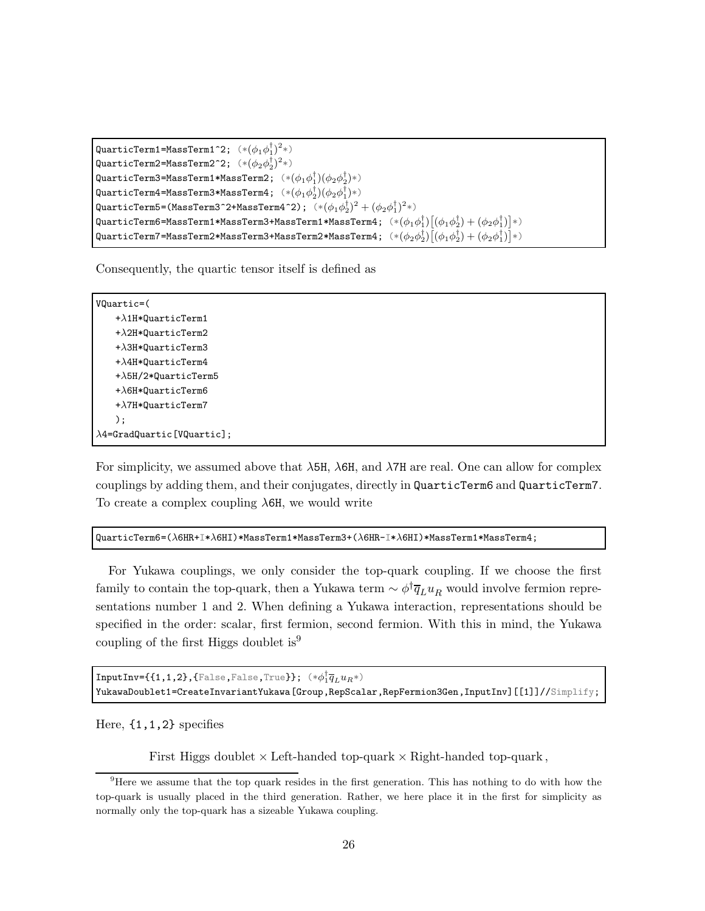```
QuarticTerm1=MassTerm1^2; (*(ϕ1ϕ1†)^2*)
QuarticTerm2=MassTerm2^2; (*(ϕ2ϕ2†)^2*)
QuarticTerm3=MassTerm1*MassTerm2; (*(ϕ1ϕ1†)(ϕ2ϕ2†)*)
QuarticTerm4=MassTerm3*MassTerm4; (*(ϕ1ϕ2†)(ϕ2ϕ1†)*)
QuarticTerm5=(MassTerm3^2+MassTerm4^2); (*(ϕ1ϕ2†)^2 + (ϕ2ϕ1†)^2*)
QuarticTerm6=MassTerm1*MassTerm3+MassTerm1*MassTerm4; (*(ϕ1ϕ1†)[(ϕ1ϕ2†) + (ϕ2ϕ1†)]*)
QuarticTerm7=MassTerm2*MassTerm3+MassTerm2*MassTerm4; (*(ϕ2ϕ2†)[(ϕ1ϕ2†) + (ϕ2ϕ1†)]*)
```

Consequently, the quartic tensor itself is defined as

```
VQuartic=(
    +λ1H*QuarticTerm1
    +λ2H*QuarticTerm2
    +λ3H*QuarticTerm3
    +λ4H*QuarticTerm4
    +λ5H/2*QuarticTerm5
    +λ6H*QuarticTerm6
    +λ7H*QuarticTerm7
    );
λ4=GradQuartic[VQuartic];
```

For simplicity, we assumed above that λ5H, λ6H, and λ7H are real. One can allow for complex couplings by adding them, and their conjugates, directly in QuarticTerm6 and QuarticTerm7. To create a complex coupling λ6H, we would write

```
QuarticTerm6=(λ6HR+I*λ6HI)*MassTerm1*MassTerm3+(λ6HR-I*λ6HI)*MassTerm1*MassTerm4;
```

For Yukawa couplings, we only consider the top-quark coupling. If we choose the first family to contain the top-quark, then a Yukawa term $\sim \phi^\dagger \overline{q}_L u_R$ would involve fermion representations number 1 and 2. When defining a Yukawa interaction, representations should be specified in the order: scalar, first fermion, second fermion. With this in mind, the Yukawa coupling of the first Higgs doublet is[9]

```
InputInv={{1,1,2},{False,False,True}}; (*ϕ1† q̄L uR*)
YukawaDoublet1=CreateInvariantYukawa[Group,RepScalar,RepFermion3Gen,InputInv][[1]]//Simplify;
```

Here, {1,1,2} specifies

$$\text{First Higgs doublet} \times \text{Left-handed top-quark} \times \text{Right-handed top-quark}\,,$$

[9]Here we assume that the top quark resides in the first generation. This has nothing to do with how the top-quark is usually placed in the third generation. Rather, we here place it in the first for simplicity as normally only the top-quark has a sizeable Yukawa coupling.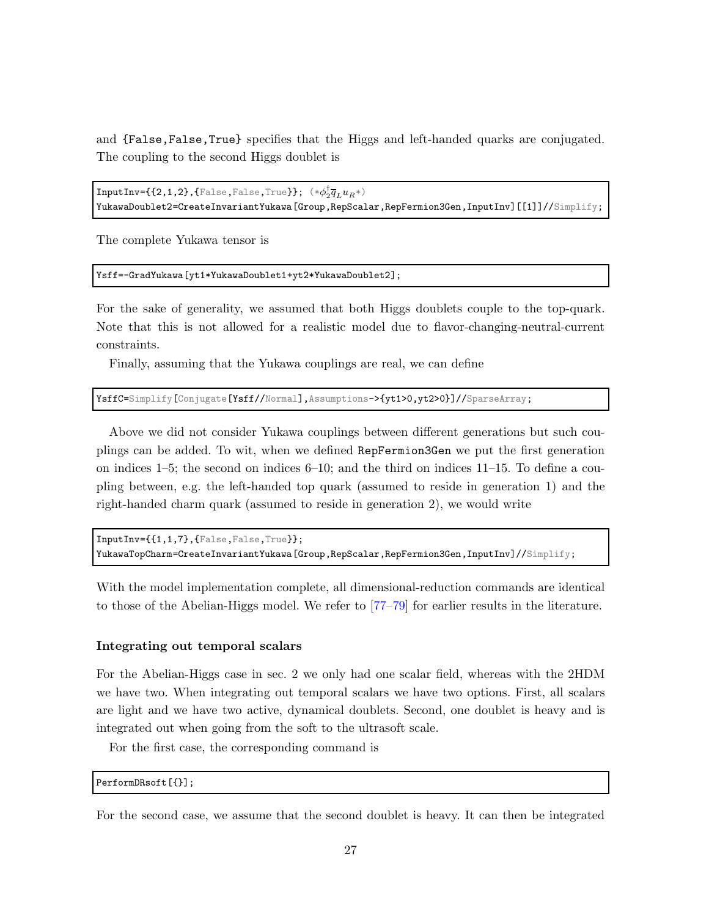and {False,False,True} specifies that the Higgs and left-handed quarks are conjugated. The coupling to the second Higgs doublet is

```
InputInv={{2,1,2},{False,False,True}}; (*ϕ2†q̄L uR*)
YukawaDoublet2=CreateInvariantYukawa[Group,RepScalar,RepFermion3Gen,InputInv][[1]]//Simplify;
```

The complete Yukawa tensor is

```
Ysff=-GradYukawa[yt1*YukawaDoublet1+yt2*YukawaDoublet2];
```

For the sake of generality, we assumed that both Higgs doublets couple to the top-quark. Note that this is not allowed for a realistic model due to flavor-changing-neutral-current constraints.

Finally, assuming that the Yukawa couplings are real, we can define

```
YsffC=Simplify[Conjugate[Ysff//Normal],Assumptions->{yt1>0,yt2>0}]//SparseArray;
```

Above we did not consider Yukawa couplings between different generations but such couplings can be added. To wit, when we defined RepFermion3Gen we put the first generation on indices 1–5; the second on indices 6–10; and the third on indices 11–15. To define a coupling between, e.g. the left-handed top quark (assumed to reside in generation 1) and the right-handed charm quark (assumed to reside in generation 2), we would write

```
InputInv={{1,1,7},{False,False,True}};
YukawaTopCharm=CreateInvariantYukawa[Group,RepScalar,RepFermion3Gen,InputInv]//Simplify;
```

With the model implementation complete, all dimensional-reduction commands are identical to those of the Abelian-Higgs model. We refer to [77–79] for earlier results in the literature.

**Integrating out temporal scalars**

For the Abelian-Higgs case in sec. 2 we only had one scalar field, whereas with the 2HDM we have two. When integrating out temporal scalars we have two options. First, all scalars are light and we have two active, dynamical doublets. Second, one doublet is heavy and is integrated out when going from the soft to the ultrasoft scale.

For the first case, the corresponding command is

```
PerformDRsoft[{}];
```

For the second case, we assume that the second doublet is heavy. It can then be integrated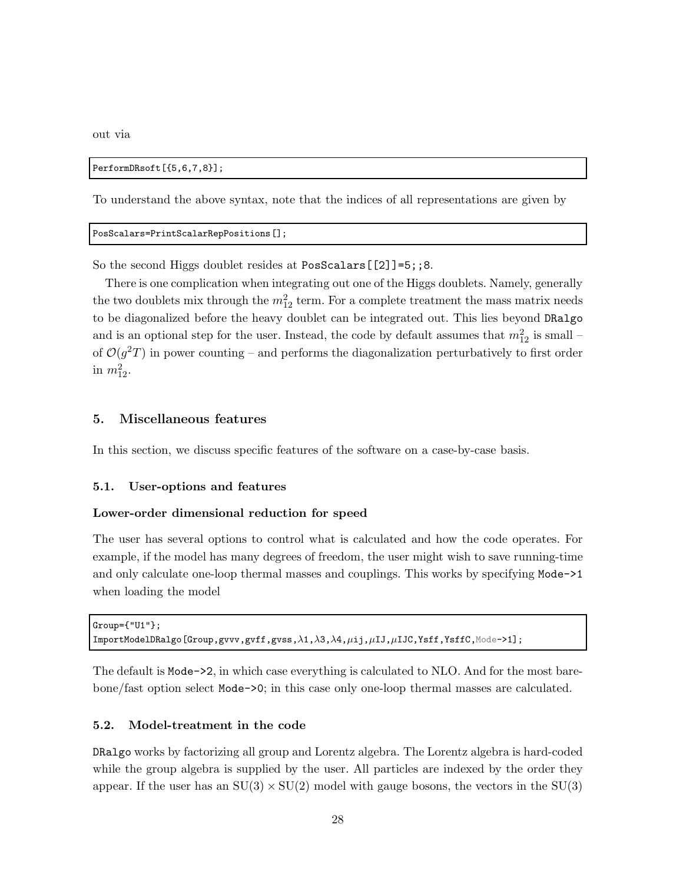out via

```
PerformDRsoft[{5,6,7,8}];
```

To understand the above syntax, note that the indices of all representations are given by

```
PosScalars=PrintScalarRepPositions[];
```

So the second Higgs doublet resides at `PosScalars[[2]]=5;;8`.

There is one complication when integrating out one of the Higgs doublets. Namely, generally the two doublets mix through the $m_{12}^2$ term. For a complete treatment the mass matrix needs to be diagonalized before the heavy doublet can be integrated out. This lies beyond DRalgo and is an optional step for the user. Instead, the code by default assumes that $m_{12}^2$ is small – of $\mathcal{O}(g^2T)$ in power counting – and performs the diagonalization perturbatively to first order in $m_{12}^2$.

## 5. Miscellaneous features

In this section, we discuss specific features of the software on a case-by-case basis.

### 5.1. User-options and features

**Lower-order dimensional reduction for speed**

The user has several options to control what is calculated and how the code operates. For example, if the model has many degrees of freedom, the user might wish to save running-time and only calculate one-loop thermal masses and couplings. This works by specifying `Mode->1` when loading the model

```
Group={"U1"};
ImportModelDRalgo[Group,gvvv,gvff,gvss,λ1,λ3,λ4,μij,μIJ,μIJC,Ysff,YsffC,Mode->1];
```

The default is `Mode->2`, in which case everything is calculated to NLO. And for the most bare-bone/fast option select `Mode->0`; in this case only one-loop thermal masses are calculated.

### 5.2. Model-treatment in the code

DRalgo works by factorizing all group and Lorentz algebra. The Lorentz algebra is hard-coded while the group algebra is supplied by the user. All particles are indexed by the order they appear. If the user has an $\mathrm{SU}(3) \times \mathrm{SU}(2)$ model with gauge bosons, the vectors in the $\mathrm{SU}(3)$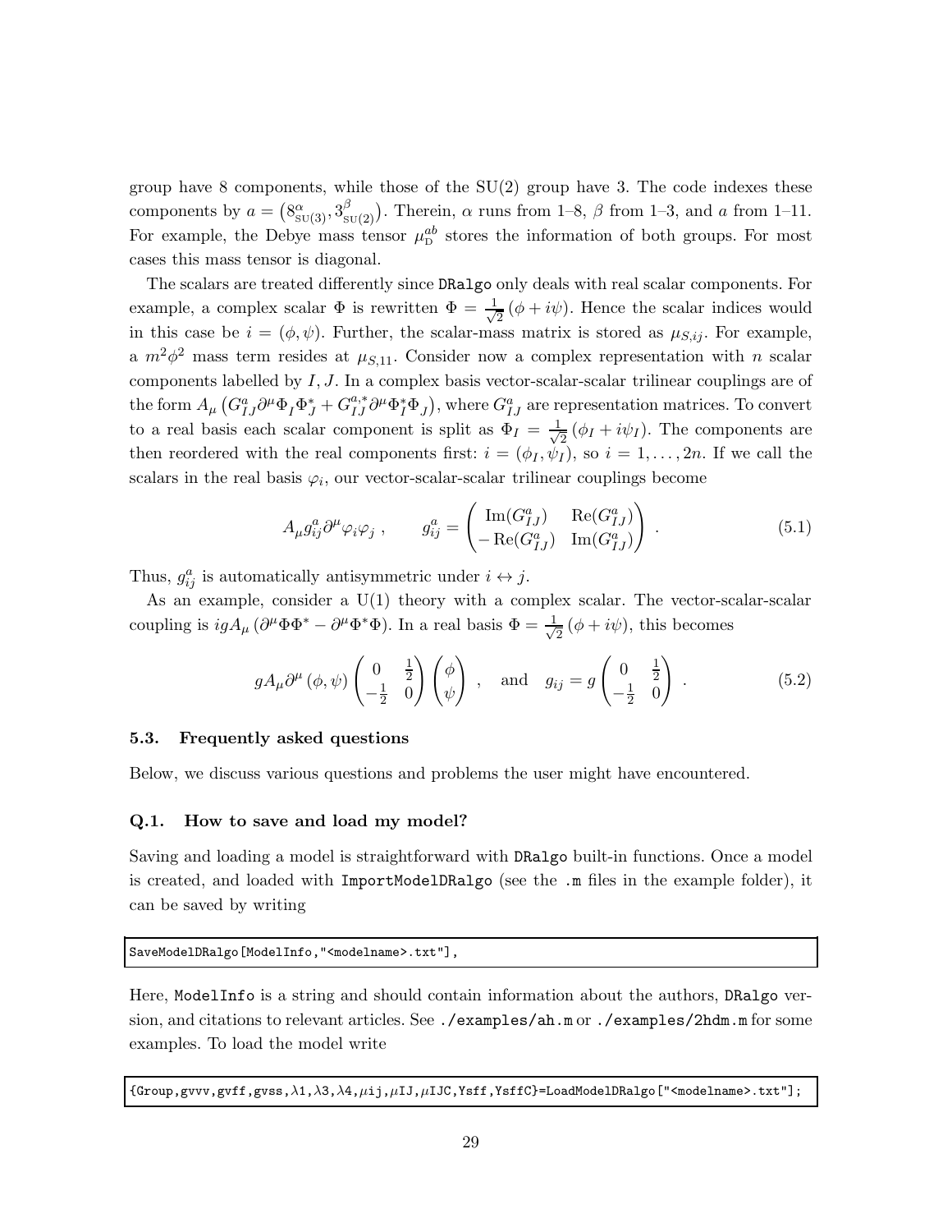group have 8 components, while those of the SU(2) group have 3. The code indexes these components by $a = \left(8^{\alpha}_{\text{SU}(3)}, 3^{\beta}_{\text{SU}(2)}\right)$. Therein, $\alpha$ runs from 1–8, $\beta$ from 1–3, and $a$ from 1–11. For example, the Debye mass tensor $\mu^{ab}_{\text{D}}$ stores the information of both groups. For most cases this mass tensor is diagonal.

The scalars are treated differently since DRalgo only deals with real scalar components. For example, a complex scalar $\Phi$ is rewritten $\Phi = \frac{1}{\sqrt{2}}(\phi + i\psi)$. Hence the scalar indices would in this case be $i = (\phi, \psi)$. Further, the scalar-mass matrix is stored as $\mu_{S,ij}$. For example, a $m^2\phi^2$ mass term resides at $\mu_{S,11}$. Consider now a complex representation with $n$ scalar components labelled by $I, J$. In a complex basis vector-scalar-scalar trilinear couplings are of the form $A_\mu \left(G^a_{IJ} \partial^\mu \Phi_I \Phi^*_J + G^{a,*}_{IJ} \partial^\mu \Phi^*_I \Phi_J\right)$, where $G^a_{IJ}$ are representation matrices. To convert to a real basis each scalar component is split as $\Phi_I = \frac{1}{\sqrt{2}}(\phi_I + i\psi_I)$. The components are then reordered with the real components first: $i = (\phi_I, \psi_I)$, so $i = 1, \ldots, 2n$. If we call the scalars in the real basis $\varphi_i$, our vector-scalar-scalar trilinear couplings become

$$A_\mu g^a_{ij} \partial^\mu \varphi_i \varphi_j \,, \qquad g^a_{ij} = \begin{pmatrix} \text{Im}(G^a_{IJ}) & \text{Re}(G^a_{IJ}) \\ -\text{Re}(G^a_{IJ}) & \text{Im}(G^a_{IJ}) \end{pmatrix} \,. \tag{5.1}$$

Thus, $g^a_{ij}$ is automatically antisymmetric under $i \leftrightarrow j$.

As an example, consider a U(1) theory with a complex scalar. The vector-scalar-scalar coupling is $igA_\mu \left(\partial^\mu \Phi \Phi^* - \partial^\mu \Phi^* \Phi\right)$. In a real basis $\Phi = \frac{1}{\sqrt{2}}(\phi + i\psi)$, this becomes

$$gA_\mu \partial^\mu (\phi, \psi) \begin{pmatrix} 0 & \frac{1}{2} \\ -\frac{1}{2} & 0 \end{pmatrix} \begin{pmatrix} \phi \\ \psi \end{pmatrix} \,, \quad \text{and} \quad g_{ij} = g \begin{pmatrix} 0 & \frac{1}{2} \\ -\frac{1}{2} & 0 \end{pmatrix} \,. \tag{5.2}$$

### 5.3. Frequently asked questions

Below, we discuss various questions and problems the user might have encountered.

#### Q.1. How to save and load my model?

Saving and loading a model is straightforward with DRalgo built-in functions. Once a model is created, and loaded with ImportModelDRalgo (see the .m files in the example folder), it can be saved by writing

```
SaveModelDRalgo[ModelInfo,"<modelname>.txt"],
```

Here, ModelInfo is a string and should contain information about the authors, DRalgo version, and citations to relevant articles. See ./examples/ah.m or ./examples/2hdm.m for some examples. To load the model write

```
{Group,gvvv,gvff,gvss,λ1,λ3,λ4,μij,μIJ,μIJC,Ysff,YsffC}=LoadModelDRalgo["<modelname>.txt"];
```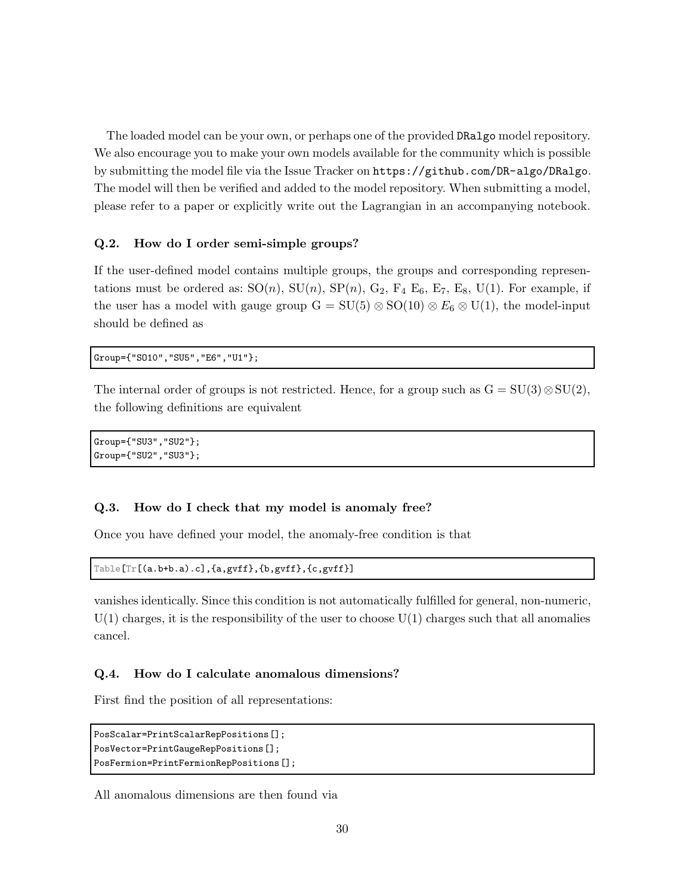The loaded model can be your own, or perhaps one of the provided DRalgo model repository. We also encourage you to make your own models available for the community which is possible by submitting the model file via the Issue Tracker on https://github.com/DR-algo/DRalgo. The model will then be verified and added to the model repository. When submitting a model, please refer to a paper or explicitly write out the Lagrangian in an accompanying notebook.

### Q.2. How do I order semi-simple groups?

If the user-defined model contains multiple groups, the groups and corresponding representations must be ordered as: SO($n$), SU($n$), SP($n$), $\mathrm{G}_2$, $\mathrm{F}_4$ $\mathrm{E}_6$, $\mathrm{E}_7$, $\mathrm{E}_8$, U(1). For example, if the user has a model with gauge group $\mathrm{G} = \mathrm{SU}(5) \otimes \mathrm{SO}(10) \otimes E_6 \otimes \mathrm{U}(1)$, the model-input should be defined as

```
Group={"SO10","SU5","E6","U1"};
```

The internal order of groups is not restricted. Hence, for a group such as $\mathrm{G} = \mathrm{SU}(3) \otimes \mathrm{SU}(2)$, the following definitions are equivalent

```
Group={"SU3","SU2"};
Group={"SU2","SU3"};
```

### Q.3. How do I check that my model is anomaly free?

Once you have defined your model, the anomaly-free condition is that

```
Table[Tr[(a.b+b.a).c],{a,gvff},{b,gvff},{c,gvff}]
```

vanishes identically. Since this condition is not automatically fulfilled for general, non-numeric, U(1) charges, it is the responsibility of the user to choose U(1) charges such that all anomalies cancel.

### Q.4. How do I calculate anomalous dimensions?

First find the position of all representations:

```
PosScalar=PrintScalarRepPositions[];
PosVector=PrintGaugeRepPositions[];
PosFermion=PrintFermionRepPositions[];
```

All anomalous dimensions are then found via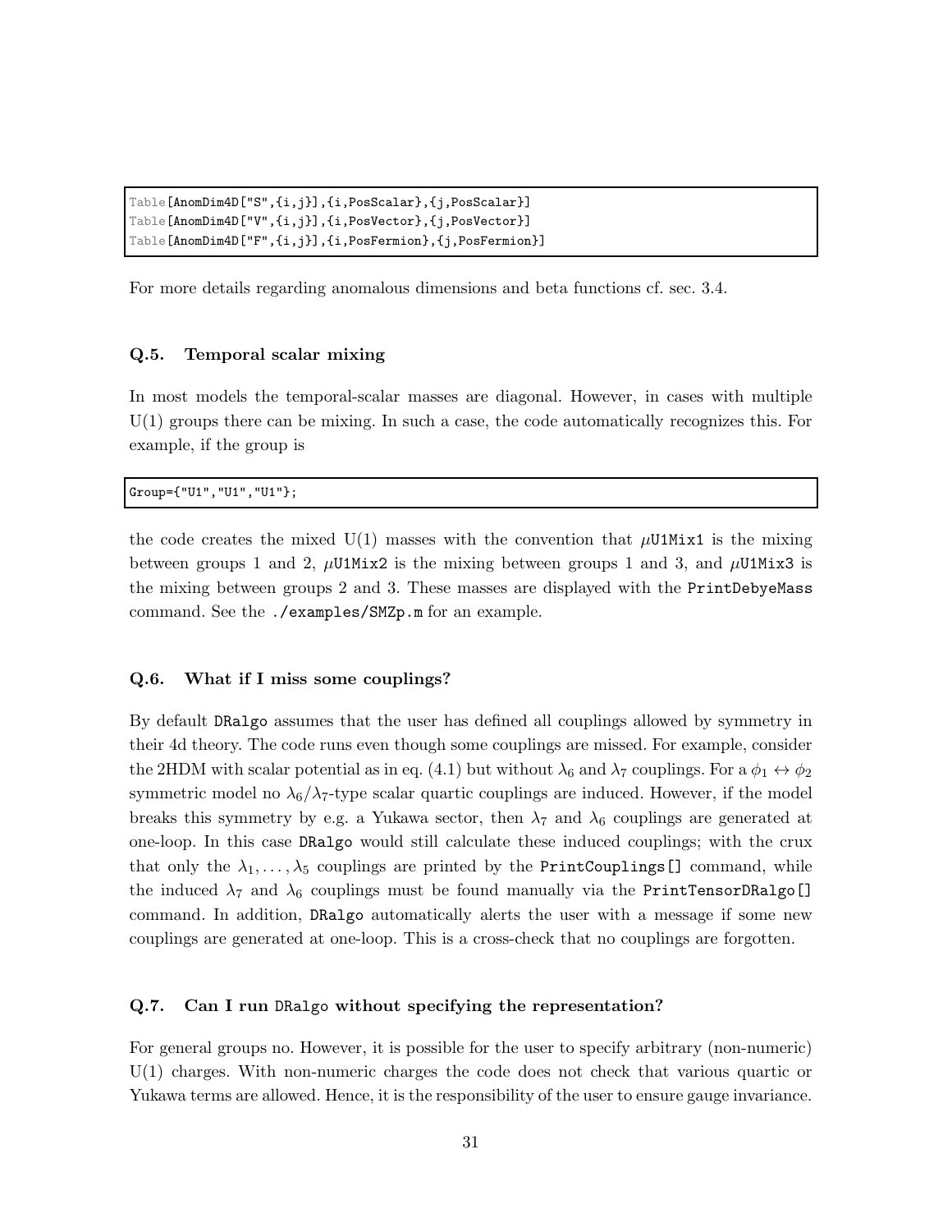```
Table[AnomDim4D["S",{i,j}],{i,PosScalar},{j,PosScalar}]
Table[AnomDim4D["V",{i,j}],{i,PosVector},{j,PosVector}]
Table[AnomDim4D["F",{i,j}],{i,PosFermion},{j,PosFermion}]
```

For more details regarding anomalous dimensions and beta functions cf. sec. 3.4.

### Q.5. Temporal scalar mixing

In most models the temporal-scalar masses are diagonal. However, in cases with multiple U(1) groups there can be mixing. In such a case, the code automatically recognizes this. For example, if the group is

```
Group={"U1","U1","U1"};
```

the code creates the mixed U(1) masses with the convention that $\mu$U1Mix1 is the mixing between groups 1 and 2, $\mu$U1Mix2 is the mixing between groups 1 and 3, and $\mu$U1Mix3 is the mixing between groups 2 and 3. These masses are displayed with the `PrintDebyeMass` command. See the `./examples/SMZp.m` for an example.

### Q.6. What if I miss some couplings?

By default `DRalgo` assumes that the user has defined all couplings allowed by symmetry in their 4d theory. The code runs even though some couplings are missed. For example, consider the 2HDM with scalar potential as in eq. (4.1) but without $\lambda_6$ and $\lambda_7$ couplings. For a $\phi_1 \leftrightarrow \phi_2$ symmetric model no $\lambda_6/\lambda_7$-type scalar quartic couplings are induced. However, if the model breaks this symmetry by e.g. a Yukawa sector, then $\lambda_7$ and $\lambda_6$ couplings are generated at one-loop. In this case `DRalgo` would still calculate these induced couplings; with the crux that only the $\lambda_1, \ldots, \lambda_5$ couplings are printed by the `PrintCouplings[]` command, while the induced $\lambda_7$ and $\lambda_6$ couplings must be found manually via the `PrintTensorDRalgo[]` command. In addition, `DRalgo` automatically alerts the user with a message if some new couplings are generated at one-loop. This is a cross-check that no couplings are forgotten.

### Q.7. Can I run `DRalgo` without specifying the representation?

For general groups no. However, it is possible for the user to specify arbitrary (non-numeric) U(1) charges. With non-numeric charges the code does not check that various quartic or Yukawa terms are allowed. Hence, it is the responsibility of the user to ensure gauge invariance.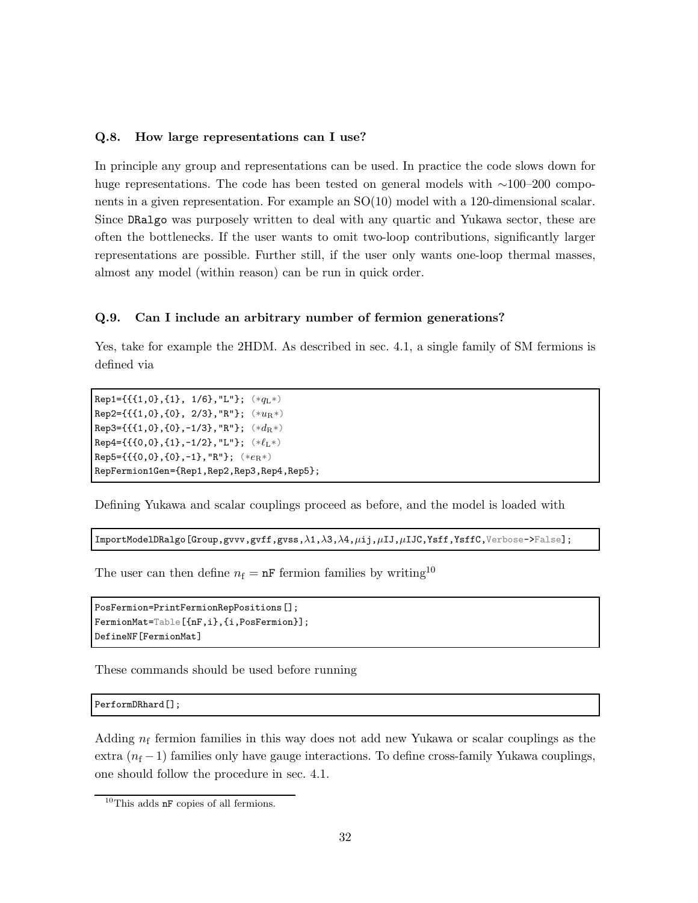### Q.8. How large representations can I use?

In principle any group and representations can be used. In practice the code slows down for huge representations. The code has been tested on general models with ∼100–200 components in a given representation. For example an SO(10) model with a 120-dimensional scalar. Since `DRalgo` was purposely written to deal with any quartic and Yukawa sector, these are often the bottlenecks. If the user wants to omit two-loop contributions, significantly larger representations are possible. Further still, if the user only wants one-loop thermal masses, almost any model (within reason) can be run in quick order.

### Q.9. Can I include an arbitrary number of fermion generations?

Yes, take for example the 2HDM. As described in sec. 4.1, a single family of SM fermions is defined via

```
Rep1={{{1,0},{1}, 1/6},"L"}; (*qL*)
Rep2={{{1,0},{0}, 2/3},"R"}; (*uR*)
Rep3={{{1,0},{0},-1/3},"R"}; (*dR*)
Rep4={{{0,0},{1},-1/2},"L"}; (*ℓL*)
Rep5={{{0,0},{0},-1},"R"}; (*eR*)
RepFermion1Gen={Rep1,Rep2,Rep3,Rep4,Rep5};
```

Defining Yukawa and scalar couplings proceed as before, and the model is loaded with

```
ImportModelDRalgo[Group,gvvv,gvff,gvss,λ1,λ3,λ4,μij,μIJ,μIJC,Ysff,YsffC,Verbose->False];
```

The user can then define $n_\mathrm{f}$ = `nF` fermion families by writing[10]

```
PosFermion=PrintFermionRepPositions[];
FermionMat=Table[{nF,i},{i,PosFermion}];
DefineNF[FermionMat]
```

These commands should be used before running

```
PerformDRhard[];
```

Adding $n_\mathrm{f}$ fermion families in this way does not add new Yukawa or scalar couplings as the extra $(n_\mathrm{f} - 1)$ families only have gauge interactions. To define cross-family Yukawa couplings, one should follow the procedure in sec. 4.1.

[10] This adds `nF` copies of all fermions.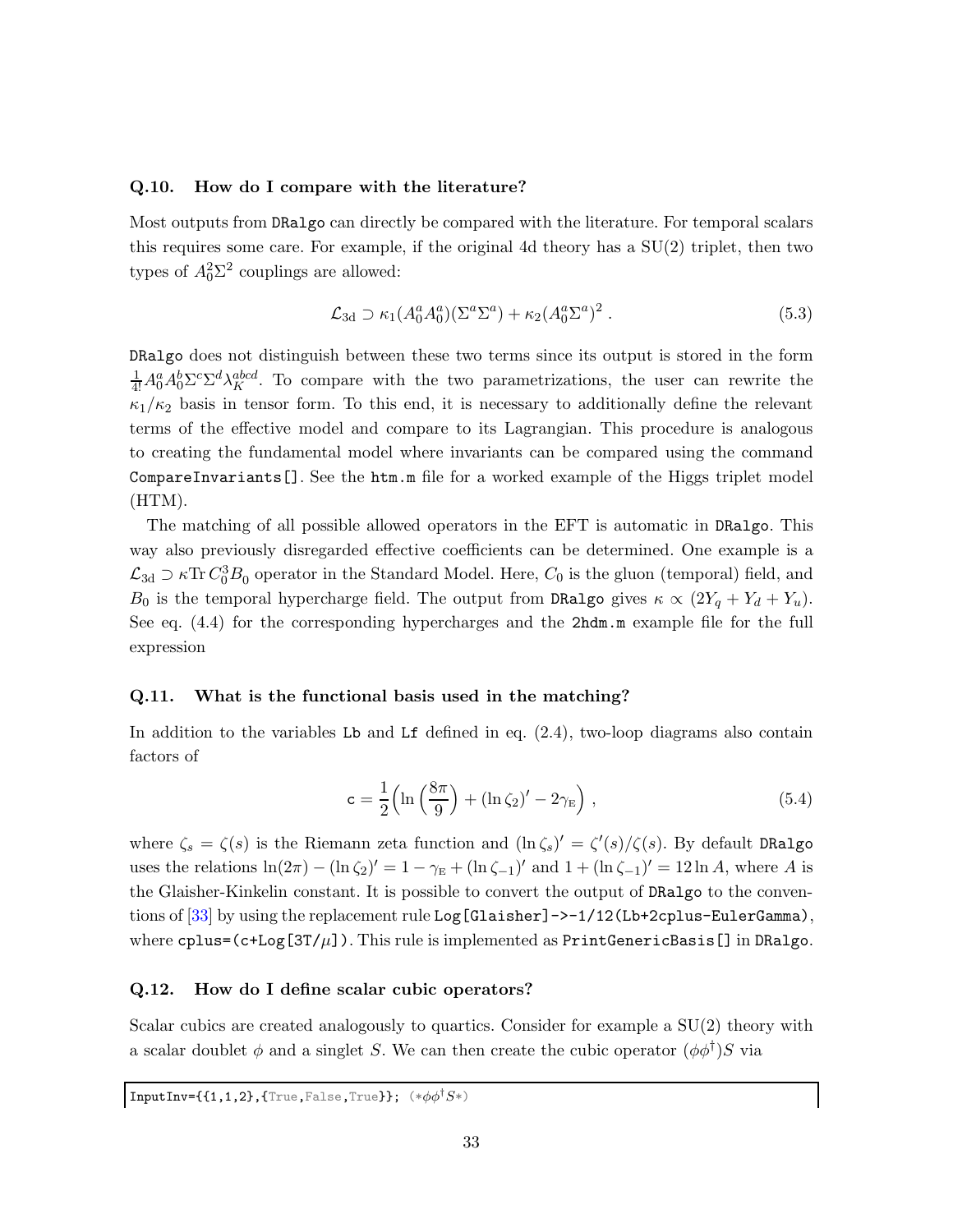### Q.10. How do I compare with the literature?

Most outputs from `DRalgo` can directly be compared with the literature. For temporal scalars this requires some care. For example, if the original 4d theory has a SU(2) triplet, then two types of $A_0^2\Sigma^2$ couplings are allowed:

$$\mathcal{L}_{3\text{d}} \supset \kappa_1(A_0^a A_0^a)(\Sigma^a\Sigma^a) + \kappa_2(A_0^a\Sigma^a)^2 \, . \tag{5.3}$$

`DRalgo` does not distinguish between these two terms since its output is stored in the form $\frac{1}{4!}A_0^a A_0^b \Sigma^c\Sigma^d \lambda_K^{abcd}$. To compare with the two parametrizations, the user can rewrite the $\kappa_1/\kappa_2$ basis in tensor form. To this end, it is necessary to additionally define the relevant terms of the effective model and compare to its Lagrangian. This procedure is analogous to creating the fundamental model where invariants can be compared using the command `CompareInvariants[]`. See the `htm.m` file for a worked example of the Higgs triplet model (HTM).

The matching of all possible allowed operators in the EFT is automatic in `DRalgo`. This way also previously disregarded effective coefficients can be determined. One example is a $\mathcal{L}_{3\text{d}} \supset \kappa \text{Tr}\, C_0^3 B_0$ operator in the Standard Model. Here, $C_0$ is the gluon (temporal) field, and $B_0$ is the temporal hypercharge field. The output from `DRalgo` gives $\kappa \propto (2Y_q + Y_d + Y_u)$. See eq. (4.4) for the corresponding hypercharges and the `2hdm.m` example file for the full expression

### Q.11. What is the functional basis used in the matching?

In addition to the variables `Lb` and `Lf` defined in eq. (2.4), two-loop diagrams also contain factors of

$$\mathtt{c} = \frac{1}{2}\Big(\ln\Big(\frac{8\pi}{9}\Big) + (\ln\zeta_2)' - 2\gamma_{\text{E}}\Big) \, , \tag{5.4}$$

where $\zeta_s = \zeta(s)$ is the Riemann zeta function and $(\ln\zeta_s)' = \zeta'(s)/\zeta(s)$. By default `DRalgo` uses the relations $\ln(2\pi) - (\ln\zeta_2)' = 1 - \gamma_{\text{E}} + (\ln\zeta_{-1})'$ and $1 + (\ln\zeta_{-1})' = 12\ln A$, where $A$ is the Glaisher-Kinkelin constant. It is possible to convert the output of `DRalgo` to the conventions of [33] by using the replacement rule `Log[Glaisher]->-1/12(Lb+2cplus-EulerGamma)`, where `cplus=(c+Log[3T/`$\mu$`])`. This rule is implemented as `PrintGenericBasis[]` in `DRalgo`.

### Q.12. How do I define scalar cubic operators?

Scalar cubics are created analogously to quartics. Consider for example a SU(2) theory with a scalar doublet $\phi$ and a singlet $S$. We can then create the cubic operator $(\phi\phi^\dagger)S$ via

```
InputInv={{1,1,2},{True,False,True}}; (*φφ†S*)
```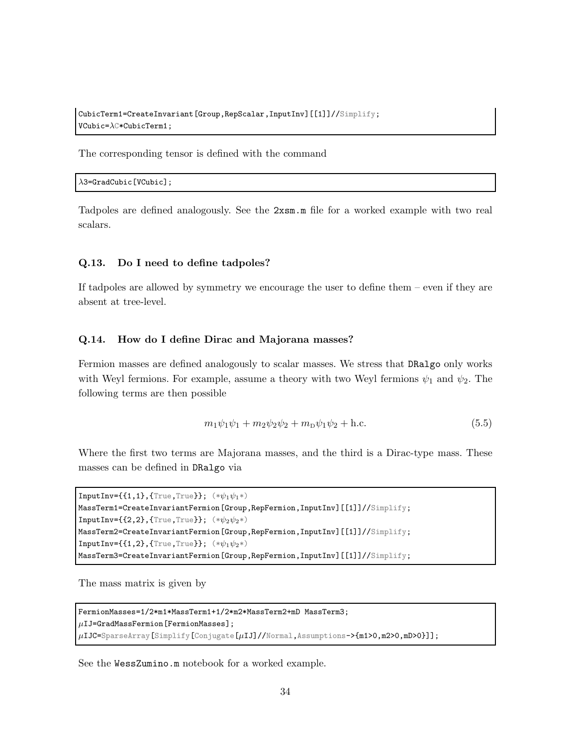```
CubicTerm1=CreateInvariant[Group,RepScalar,InputInv][[1]]//Simplify;
VCubic=λC*CubicTerm1;
```

The corresponding tensor is defined with the command

```
λ3=GradCubic[VCubic];
```

Tadpoles are defined analogously. See the 2xsm.m file for a worked example with two real scalars.

### Q.13. Do I need to define tadpoles?

If tadpoles are allowed by symmetry we encourage the user to define them – even if they are absent at tree-level.

### Q.14. How do I define Dirac and Majorana masses?

Fermion masses are defined analogously to scalar masses. We stress that DRalgo only works with Weyl fermions. For example, assume a theory with two Weyl fermions $\psi_1$ and $\psi_2$. The following terms are then possible

$$m_1\psi_1\psi_1 + m_2\psi_2\psi_2 + m_{\text{D}}\psi_1\psi_2 + \text{h.c.} \tag{5.5}$$

Where the first two terms are Majorana masses, and the third is a Dirac-type mass. These masses can be defined in DRalgo via

```
InputInv={{1,1},{True,True}}; (*ψ1ψ1*)
MassTerm1=CreateInvariantFermion[Group,RepFermion,InputInv][[1]]//Simplify;
InputInv={{2,2},{True,True}}; (*ψ2ψ2*)
MassTerm2=CreateInvariantFermion[Group,RepFermion,InputInv][[1]]//Simplify;
InputInv={{1,2},{True,True}}; (*ψ1ψ2*)
MassTerm3=CreateInvariantFermion[Group,RepFermion,InputInv][[1]]//Simplify;
```

The mass matrix is given by

```
FermionMasses=1/2*m1*MassTerm1+1/2*m2*MassTerm2+mD MassTerm3;
μIJ=GradMassFermion[FermionMasses];
μIJC=SparseArray[Simplify[Conjugate[μIJ]//Normal,Assumptions->{m1>0,m2>0,mD>0}]];
```

See the WessZumino.m notebook for a worked example.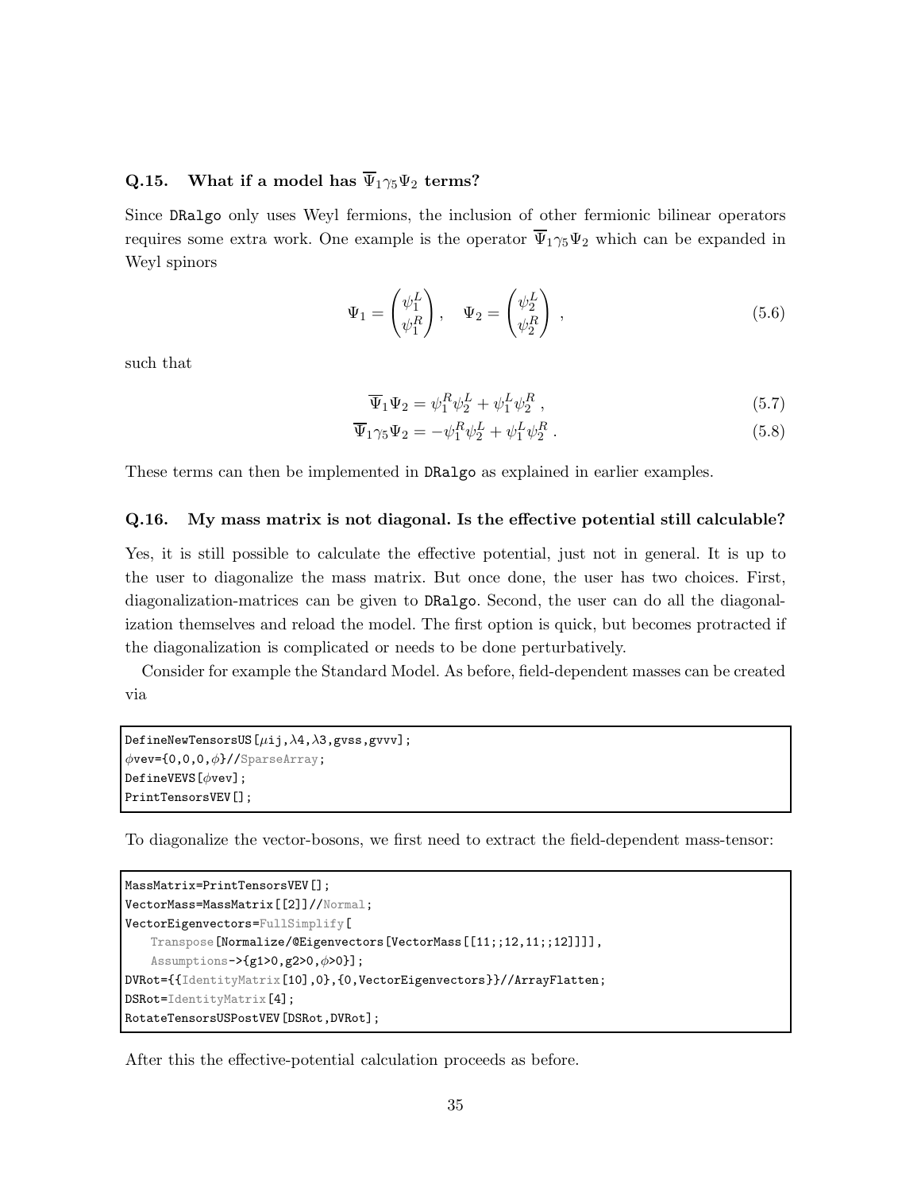### Q.15. What if a model has $\overline{\Psi}_1 \gamma_5 \Psi_2$ terms?

Since DRalgo only uses Weyl fermions, the inclusion of other fermionic bilinear operators requires some extra work. One example is the operator $\overline{\Psi}_1 \gamma_5 \Psi_2$ which can be expanded in Weyl spinors

$$\Psi_1 = \begin{pmatrix} \psi_1^L \\ \psi_1^R \end{pmatrix} , \quad \Psi_2 = \begin{pmatrix} \psi_2^L \\ \psi_2^R \end{pmatrix} , \tag{5.6}$$

such that

$$\overline{\Psi}_1 \Psi_2 = \psi_1^R \psi_2^L + \psi_1^L \psi_2^R , \tag{5.7}$$

$$\overline{\Psi}_1 \gamma_5 \Psi_2 = -\psi_1^R \psi_2^L + \psi_1^L \psi_2^R . \tag{5.8}$$

These terms can then be implemented in DRalgo as explained in earlier examples.

### Q.16. My mass matrix is not diagonal. Is the effective potential still calculable?

Yes, it is still possible to calculate the effective potential, just not in general. It is up to the user to diagonalize the mass matrix. But once done, the user has two choices. First, diagonalization-matrices can be given to DRalgo. Second, the user can do all the diagonalization themselves and reload the model. The first option is quick, but becomes protracted if the diagonalization is complicated or needs to be done perturbatively.

Consider for example the Standard Model. As before, field-dependent masses can be created via

```
DefineNewTensorsUS[μij,λ4,λ3,gvss,gvvv];
ϕvev={0,0,0,ϕ}//SparseArray;
DefineVEVS[ϕvev];
PrintTensorsVEV[];
```

To diagonalize the vector-bosons, we first need to extract the field-dependent mass-tensor:

```
MassMatrix=PrintTensorsVEV[];
VectorMass=MassMatrix[[2]]//Normal;
VectorEigenvectors=FullSimplify[
    Transpose[Normalize/@Eigenvectors[VectorMass[[11;;12,11;;12]]]],
    Assumptions->{g1>0,g2>0,ϕ>0}];
DVRot={{IdentityMatrix[10],0},{0,VectorEigenvectors}}//ArrayFlatten;
DSRot=IdentityMatrix[4];
RotateTensorsUSPostVEV[DSRot,DVRot];
```

After this the effective-potential calculation proceeds as before.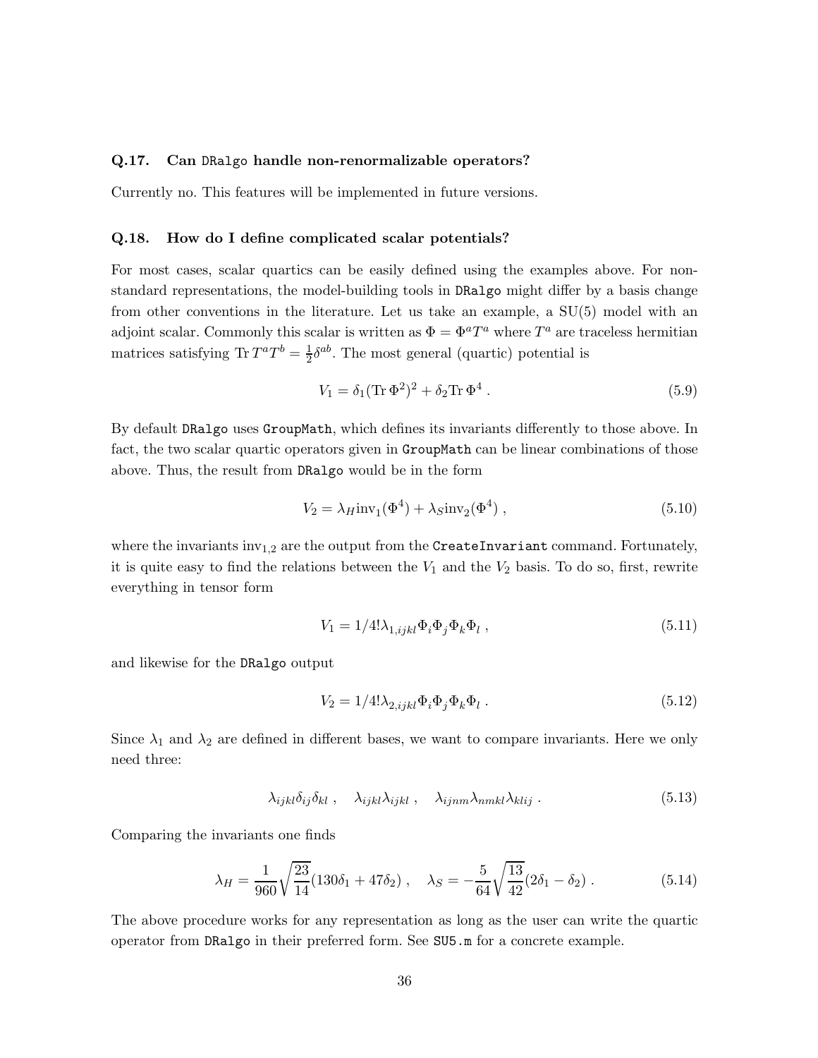### Q.17. Can DRalgo handle non-renormalizable operators?

Currently no. This features will be implemented in future versions.

### Q.18. How do I define complicated scalar potentials?

For most cases, scalar quartics can be easily defined using the examples above. For non-standard representations, the model-building tools in DRalgo might differ by a basis change from other conventions in the literature. Let us take an example, a SU(5) model with an adjoint scalar. Commonly this scalar is written as $\Phi = \Phi^a T^a$ where $T^a$ are traceless hermitian matrices satisfying $\mathrm{Tr}\, T^a T^b = \frac{1}{2}\delta^{ab}$. The most general (quartic) potential is

$$V_1 = \delta_1 (\mathrm{Tr}\,\Phi^2)^2 + \delta_2 \mathrm{Tr}\,\Phi^4 \,. \tag{5.9}$$

By default DRalgo uses GroupMath, which defines its invariants differently to those above. In fact, the two scalar quartic operators given in GroupMath can be linear combinations of those above. Thus, the result from DRalgo would be in the form

$$V_2 = \lambda_H \mathrm{inv}_1(\Phi^4) + \lambda_S \mathrm{inv}_2(\Phi^4) \,, \tag{5.10}$$

where the invariants $\mathrm{inv}_{1,2}$ are the output from the `CreateInvariant` command. Fortunately, it is quite easy to find the relations between the $V_1$ and the $V_2$ basis. To do so, first, rewrite everything in tensor form

$$V_1 = 1/4! \lambda_{1,ijkl} \Phi_i \Phi_j \Phi_k \Phi_l \,, \tag{5.11}$$

and likewise for the DRalgo output

$$V_2 = 1/4! \lambda_{2,ijkl} \Phi_i \Phi_j \Phi_k \Phi_l \,. \tag{5.12}$$

Since $\lambda_1$ and $\lambda_2$ are defined in different bases, we want to compare invariants. Here we only need three:

$$\lambda_{ijkl}\delta_{ij}\delta_{kl} \,, \quad \lambda_{ijkl}\lambda_{ijkl} \,, \quad \lambda_{ijnm}\lambda_{nmkl}\lambda_{klij} \,. \tag{5.13}$$

Comparing the invariants one finds

$$\lambda_H = \frac{1}{960}\sqrt{\frac{23}{14}}(130\delta_1 + 47\delta_2) \,, \quad \lambda_S = -\frac{5}{64}\sqrt{\frac{13}{42}}(2\delta_1 - \delta_2) \,. \tag{5.14}$$

The above procedure works for any representation as long as the user can write the quartic operator from DRalgo in their preferred form. See SU5.m for a concrete example.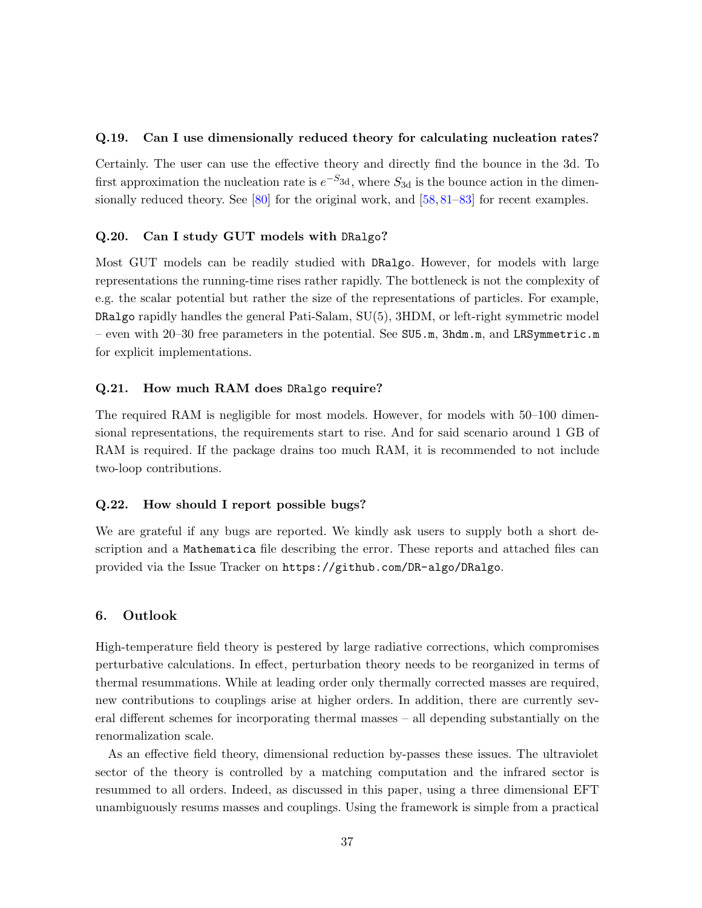### Q.19. Can I use dimensionally reduced theory for calculating nucleation rates?

Certainly. The user can use the effective theory and directly find the bounce in the 3d. To first approximation the nucleation rate is $e^{-S_{3\mathrm{d}}}$, where $S_{3\mathrm{d}}$ is the bounce action in the dimensionally reduced theory. See [80] for the original work, and [58, 81–83] for recent examples.

### Q.20. Can I study GUT models with `DRalgo`?

Most GUT models can be readily studied with `DRalgo`. However, for models with large representations the running-time rises rather rapidly. The bottleneck is not the complexity of e.g. the scalar potential but rather the size of the representations of particles. For example, `DRalgo` rapidly handles the general Pati-Salam, SU(5), 3HDM, or left-right symmetric model – even with 20–30 free parameters in the potential. See `SU5.m`, `3hdm.m`, and `LRSymmetric.m` for explicit implementations.

### Q.21. How much RAM does `DRalgo` require?

The required RAM is negligible for most models. However, for models with 50–100 dimensional representations, the requirements start to rise. And for said scenario around 1 GB of RAM is required. If the package drains too much RAM, it is recommended to not include two-loop contributions.

### Q.22. How should I report possible bugs?

We are grateful if any bugs are reported. We kindly ask users to supply both a short description and a `Mathematica` file describing the error. These reports and attached files can provided via the Issue Tracker on `https://github.com/DR-algo/DRalgo`.

## 6. Outlook

High-temperature field theory is pestered by large radiative corrections, which compromises perturbative calculations. In effect, perturbation theory needs to be reorganized in terms of thermal resummations. While at leading order only thermally corrected masses are required, new contributions to couplings arise at higher orders. In addition, there are currently several different schemes for incorporating thermal masses – all depending substantially on the renormalization scale.

As an effective field theory, dimensional reduction by-passes these issues. The ultraviolet sector of the theory is controlled by a matching computation and the infrared sector is resummed to all orders. Indeed, as discussed in this paper, using a three dimensional EFT unambiguously resums masses and couplings. Using the framework is simple from a practical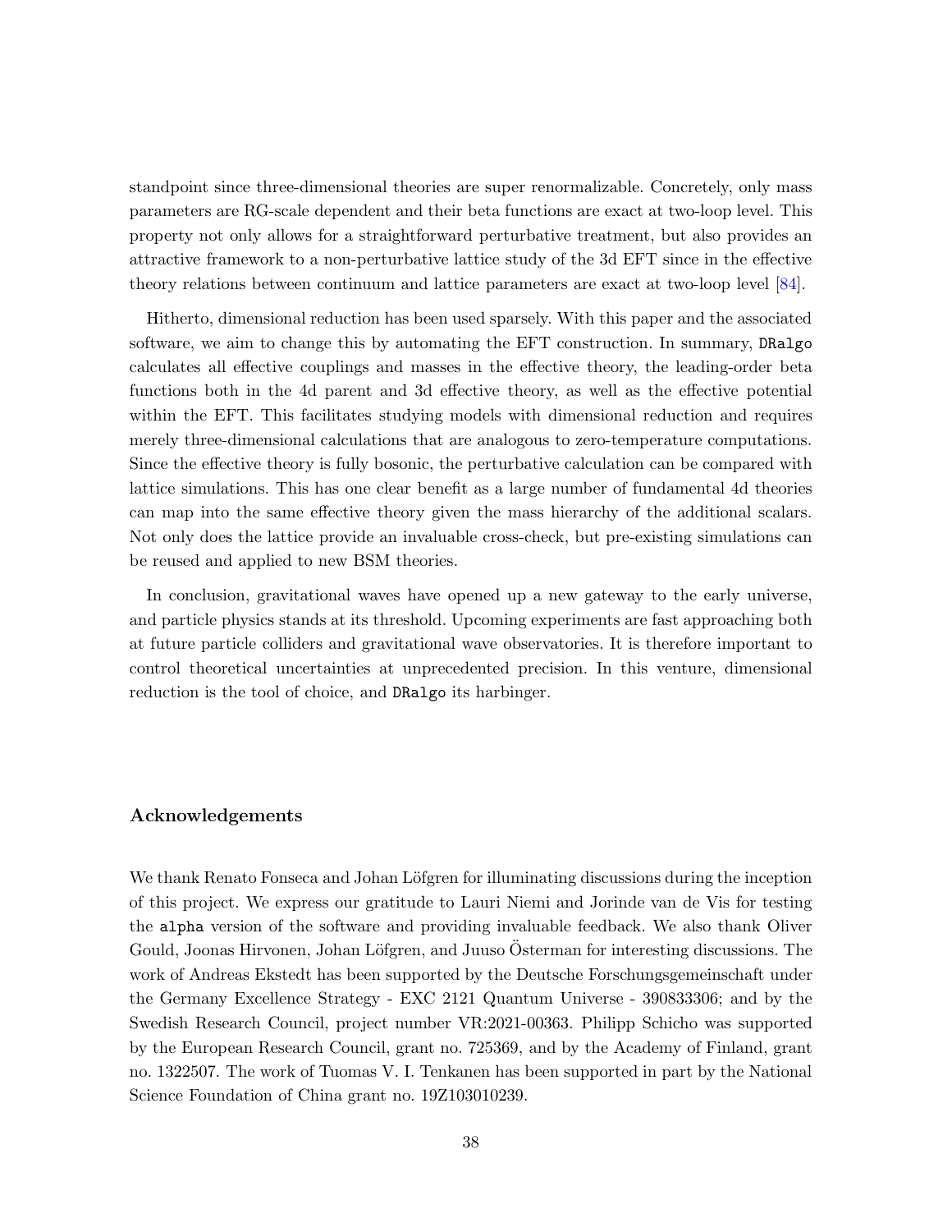standpoint since three-dimensional theories are super renormalizable. Concretely, only mass parameters are RG-scale dependent and their beta functions are exact at two-loop level. This property not only allows for a straightforward perturbative treatment, but also provides an attractive framework to a non-perturbative lattice study of the 3d EFT since in the effective theory relations between continuum and lattice parameters are exact at two-loop level [84].

Hitherto, dimensional reduction has been used sparsely. With this paper and the associated software, we aim to change this by automating the EFT construction. In summary, `DRalgo` calculates all effective couplings and masses in the effective theory, the leading-order beta functions both in the 4d parent and 3d effective theory, as well as the effective potential within the EFT. This facilitates studying models with dimensional reduction and requires merely three-dimensional calculations that are analogous to zero-temperature computations. Since the effective theory is fully bosonic, the perturbative calculation can be compared with lattice simulations. This has one clear benefit as a large number of fundamental 4d theories can map into the same effective theory given the mass hierarchy of the additional scalars. Not only does the lattice provide an invaluable cross-check, but pre-existing simulations can be reused and applied to new BSM theories.

In conclusion, gravitational waves have opened up a new gateway to the early universe, and particle physics stands at its threshold. Upcoming experiments are fast approaching both at future particle colliders and gravitational wave observatories. It is therefore important to control theoretical uncertainties at unprecedented precision. In this venture, dimensional reduction is the tool of choice, and `DRalgo` its harbinger.

## Acknowledgements

We thank Renato Fonseca and Johan Löfgren for illuminating discussions during the inception of this project. We express our gratitude to Lauri Niemi and Jorinde van de Vis for testing the `alpha` version of the software and providing invaluable feedback. We also thank Oliver Gould, Joonas Hirvonen, Johan Löfgren, and Juuso Österman for interesting discussions. The work of Andreas Ekstedt has been supported by the Deutsche Forschungsgemeinschaft under the Germany Excellence Strategy - EXC 2121 Quantum Universe - 390833306; and by the Swedish Research Council, project number VR:2021-00363. Philipp Schicho was supported by the European Research Council, grant no. 725369, and by the Academy of Finland, grant no. 1322507. The work of Tuomas V. I. Tenkanen has been supported in part by the National Science Foundation of China grant no. 19Z103010239.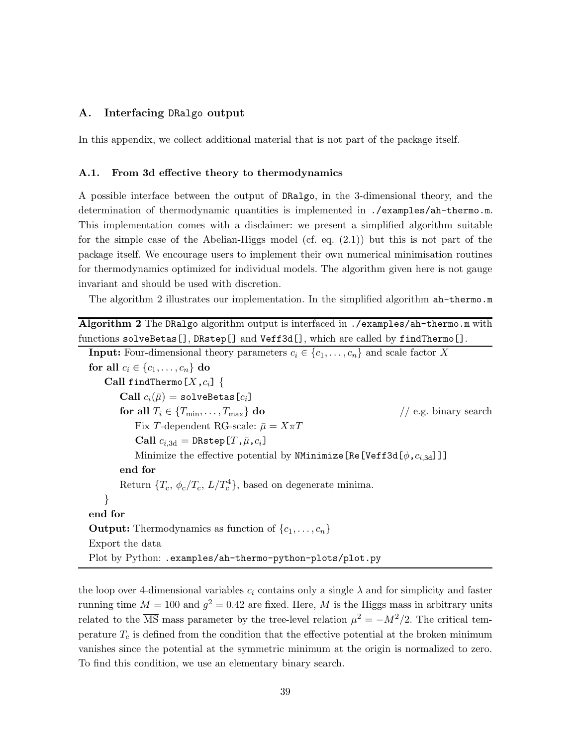## A. Interfacing DRalgo output

In this appendix, we collect additional material that is not part of the package itself.

### A.1. From 3d effective theory to thermodynamics

A possible interface between the output of DRalgo, in the 3-dimensional theory, and the determination of thermodynamic quantities is implemented in `./examples/ah-thermo.m`. This implementation comes with a disclaimer: we present a simplified algorithm suitable for the simple case of the Abelian-Higgs model (cf. eq. (2.1)) but this is not part of the package itself. We encourage users to implement their own numerical minimisation routines for thermodynamics optimized for individual models. The algorithm given here is not gauge invariant and should be used with discretion.

The algorithm 2 illustrates our implementation. In the simplified algorithm `ah-thermo.m`

**Algorithm 2** The DRalgo algorithm output is interfaced in `./examples/ah-thermo.m` with functions `solveBetas[]`, `DRstep[]` and `Veff3d[]`, which are called by `findThermo[]`.

**Input:** Four-dimensional theory parameters $c_i \in \{c_1, \ldots, c_n\}$ and scale factor $X$
**for all** $c_i \in \{c_1, \ldots, c_n\}$ **do**
  **Call** `findThermo[`$X$`,`$c_i$`]` {
    **Call** $c_i(\bar{\mu})$ = `solveBetas[`$c_i$`]`
    **for all** $T_i \in \{T_{\min}, \ldots, T_{\max}\}$ **do** // e.g. binary search
      Fix $T$-dependent RG-scale: $\bar{\mu} = X\pi T$
      **Call** $c_{i,\text{3d}}$ = `DRstep[`$T$`,`$\bar{\mu}$`,`$c_i$`]`
      Minimize the effective potential by `NMinimize[Re[Veff3d[`$\phi$`,`$c_{i,\text{3d}}$`]]]`
    **end for**
    Return $\{T_\text{c},\, \phi_\text{c}/T_\text{c},\, L/T_\text{c}^4\}$, based on degenerate minima.
  }
**end for**
**Output:** Thermodynamics as function of $\{c_1, \ldots, c_n\}$
Export the data
Plot by Python: `.examples/ah-thermo-python-plots/plot.py`

the loop over 4-dimensional variables $c_i$ contains only a single $\lambda$ and for simplicity and faster running time $M = 100$ and $g^2 = 0.42$ are fixed. Here, $M$ is the Higgs mass in arbitrary units related to the $\overline{\text{MS}}$ mass parameter by the tree-level relation $\mu^2 = -M^2/2$. The critical temperature $T_\text{c}$ is defined from the condition that the effective potential at the broken minimum vanishes since the potential at the symmetric minimum at the origin is normalized to zero. To find this condition, we use an elementary binary search.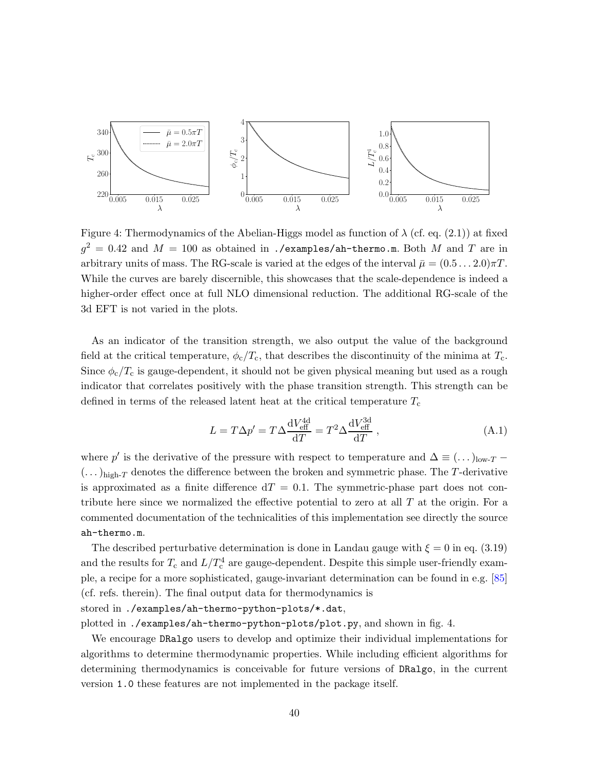Figure 4: Thermodynamics of the Abelian-Higgs model as function of $\lambda$ (cf. eq. (2.1)) at fixed $g^2 = 0.42$ and $M = 100$ as obtained in `./examples/ah-thermo.m`. Both $M$ and $T$ are in arbitrary units of mass. The RG-scale is varied at the edges of the interval $\bar{\mu} = (0.5 \dots 2.0)\pi T$. While the curves are barely discernible, this showcases that the scale-dependence is indeed a higher-order effect once at full NLO dimensional reduction. The additional RG-scale of the 3d EFT is not varied in the plots.

As an indicator of the transition strength, we also output the value of the background field at the critical temperature, $\phi_c/T_c$, that describes the discontinuity of the minima at $T_c$. Since $\phi_c/T_c$ is gauge-dependent, it should not be given physical meaning but used as a rough indicator that correlates positively with the phase transition strength. This strength can be defined in terms of the released latent heat at the critical temperature $T_c$

$$L = T\Delta p' = T\Delta \frac{\mathrm{d}V_{\text{eff}}^{\text{4d}}}{\mathrm{d}T} = T^2 \Delta \frac{\mathrm{d}V_{\text{eff}}^{\text{3d}}}{\mathrm{d}T} \,, \tag{A.1}$$

where $p'$ is the derivative of the pressure with respect to temperature and $\Delta \equiv (\dots)_{\text{low-}T} - (\dots)_{\text{high-}T}$ denotes the difference between the broken and symmetric phase. The $T$-derivative is approximated as a finite difference $\mathrm{d}T = 0.1$. The symmetric-phase part does not contribute here since we normalized the effective potential to zero at all $T$ at the origin. For a commented documentation of the technicalities of this implementation see directly the source `ah-thermo.m`.

The described perturbative determination is done in Landau gauge with $\xi = 0$ in eq. (3.19) and the results for $T_c$ and $L/T_c^4$ are gauge-dependent. Despite this simple user-friendly example, a recipe for a more sophisticated, gauge-invariant determination can be found in e.g. [85] (cf. refs. therein). The final output data for thermodynamics is stored in `./examples/ah-thermo-python-plots/*.dat`, plotted in `./examples/ah-thermo-python-plots/plot.py`, and shown in fig. 4.

We encourage `DRalgo` users to develop and optimize their individual implementations for algorithms to determine thermodynamic properties. While including efficient algorithms for determining thermodynamics is conceivable for future versions of `DRalgo`, in the current version `1.0` these features are not implemented in the package itself.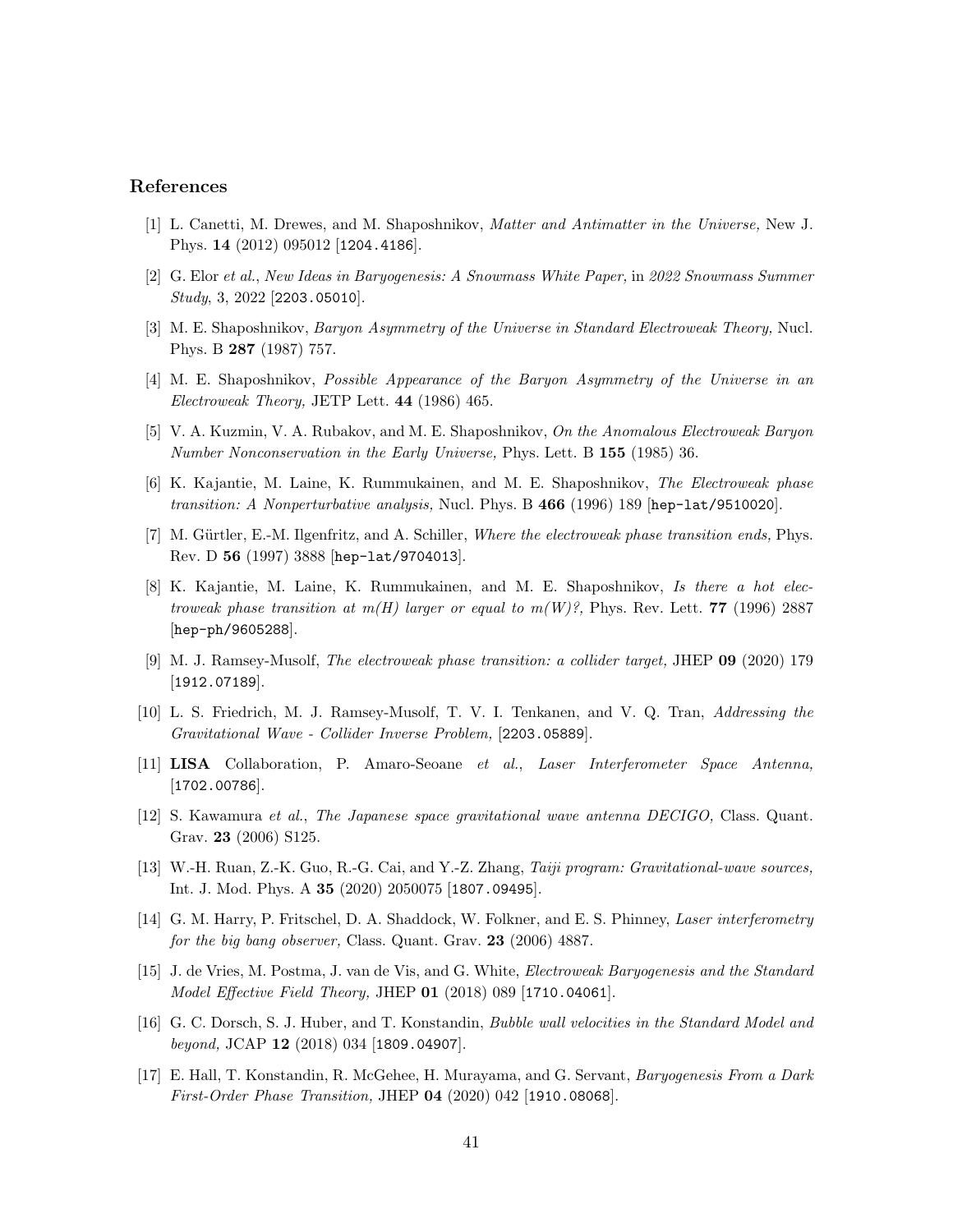## References

[1] L. Canetti, M. Drewes, and M. Shaposhnikov, *Matter and Antimatter in the Universe,* New J. Phys. **14** (2012) 095012 [1204.4186].

[2] G. Elor *et al.*, *New Ideas in Baryogenesis: A Snowmass White Paper,* in *2022 Snowmass Summer Study*, 3, 2022 [2203.05010].

[3] M. E. Shaposhnikov, *Baryon Asymmetry of the Universe in Standard Electroweak Theory,* Nucl. Phys. B **287** (1987) 757.

[4] M. E. Shaposhnikov, *Possible Appearance of the Baryon Asymmetry of the Universe in an Electroweak Theory,* JETP Lett. **44** (1986) 465.

[5] V. A. Kuzmin, V. A. Rubakov, and M. E. Shaposhnikov, *On the Anomalous Electroweak Baryon Number Nonconservation in the Early Universe,* Phys. Lett. B **155** (1985) 36.

[6] K. Kajantie, M. Laine, K. Rummukainen, and M. E. Shaposhnikov, *The Electroweak phase transition: A Nonperturbative analysis,* Nucl. Phys. B **466** (1996) 189 [hep-lat/9510020].

[7] M. Gürtler, E.-M. Ilgenfritz, and A. Schiller, *Where the electroweak phase transition ends,* Phys. Rev. D **56** (1997) 3888 [hep-lat/9704013].

[8] K. Kajantie, M. Laine, K. Rummukainen, and M. E. Shaposhnikov, *Is there a hot electroweak phase transition at m(H) larger or equal to m(W)?,* Phys. Rev. Lett. **77** (1996) 2887 [hep-ph/9605288].

[9] M. J. Ramsey-Musolf, *The electroweak phase transition: a collider target,* JHEP **09** (2020) 179 [1912.07189].

[10] L. S. Friedrich, M. J. Ramsey-Musolf, T. V. I. Tenkanen, and V. Q. Tran, *Addressing the Gravitational Wave - Collider Inverse Problem,* [2203.05889].

[11] **LISA** Collaboration, P. Amaro-Seoane *et al.*, *Laser Interferometer Space Antenna,* [1702.00786].

[12] S. Kawamura *et al.*, *The Japanese space gravitational wave antenna DECIGO,* Class. Quant. Grav. **23** (2006) S125.

[13] W.-H. Ruan, Z.-K. Guo, R.-G. Cai, and Y.-Z. Zhang, *Taiji program: Gravitational-wave sources,* Int. J. Mod. Phys. A **35** (2020) 2050075 [1807.09495].

[14] G. M. Harry, P. Fritschel, D. A. Shaddock, W. Folkner, and E. S. Phinney, *Laser interferometry for the big bang observer,* Class. Quant. Grav. **23** (2006) 4887.

[15] J. de Vries, M. Postma, J. van de Vis, and G. White, *Electroweak Baryogenesis and the Standard Model Effective Field Theory,* JHEP **01** (2018) 089 [1710.04061].

[16] G. C. Dorsch, S. J. Huber, and T. Konstandin, *Bubble wall velocities in the Standard Model and beyond,* JCAP **12** (2018) 034 [1809.04907].

[17] E. Hall, T. Konstandin, R. McGehee, H. Murayama, and G. Servant, *Baryogenesis From a Dark First-Order Phase Transition,* JHEP **04** (2020) 042 [1910.08068].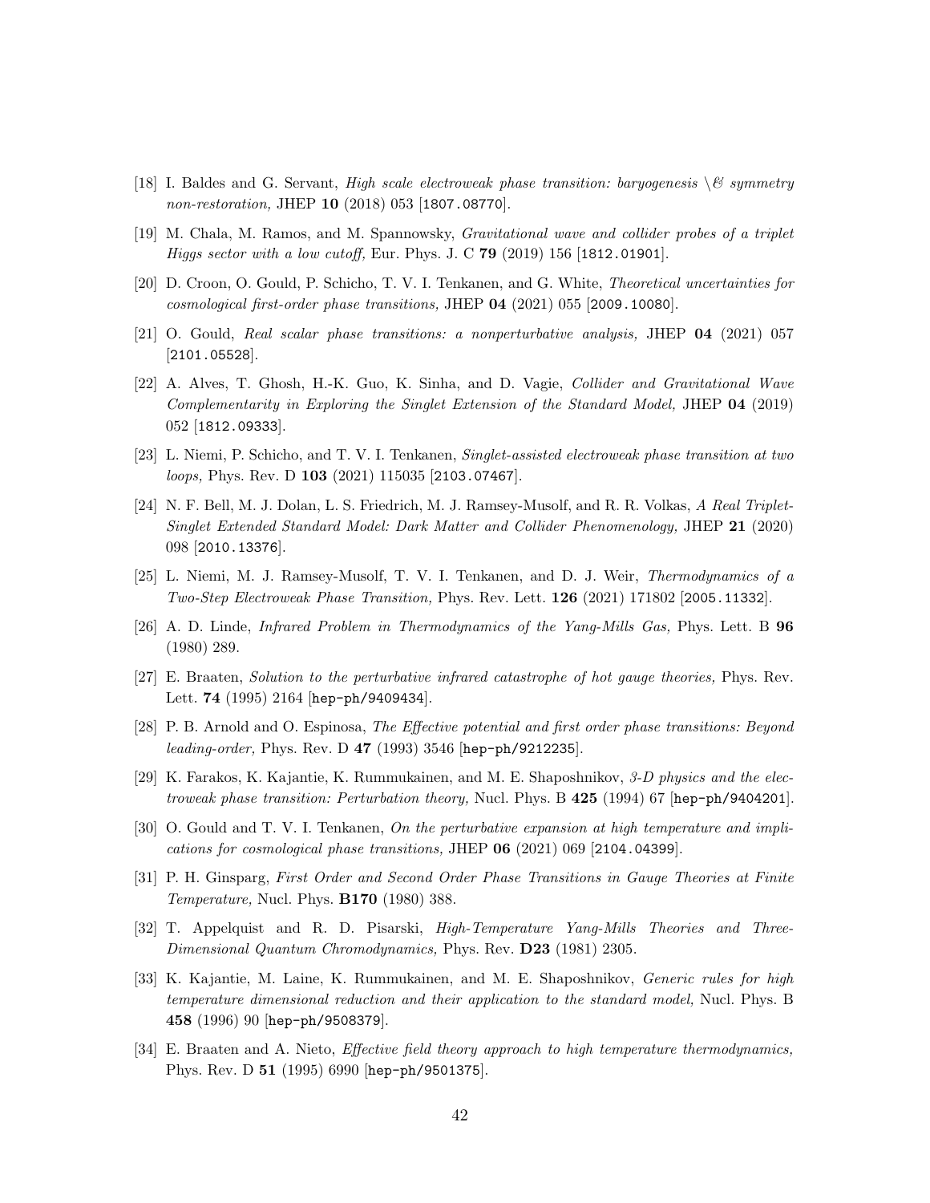[18] I. Baldes and G. Servant, *High scale electroweak phase transition: baryogenesis \& symmetry non-restoration,* JHEP **10** (2018) 053 [1807.08770].

[19] M. Chala, M. Ramos, and M. Spannowsky, *Gravitational wave and collider probes of a triplet Higgs sector with a low cutoff,* Eur. Phys. J. C **79** (2019) 156 [1812.01901].

[20] D. Croon, O. Gould, P. Schicho, T. V. I. Tenkanen, and G. White, *Theoretical uncertainties for cosmological first-order phase transitions,* JHEP **04** (2021) 055 [2009.10080].

[21] O. Gould, *Real scalar phase transitions: a nonperturbative analysis,* JHEP **04** (2021) 057 [2101.05528].

[22] A. Alves, T. Ghosh, H.-K. Guo, K. Sinha, and D. Vagie, *Collider and Gravitational Wave Complementarity in Exploring the Singlet Extension of the Standard Model,* JHEP **04** (2019) 052 [1812.09333].

[23] L. Niemi, P. Schicho, and T. V. I. Tenkanen, *Singlet-assisted electroweak phase transition at two loops,* Phys. Rev. D **103** (2021) 115035 [2103.07467].

[24] N. F. Bell, M. J. Dolan, L. S. Friedrich, M. J. Ramsey-Musolf, and R. R. Volkas, *A Real Triplet-Singlet Extended Standard Model: Dark Matter and Collider Phenomenology,* JHEP **21** (2020) 098 [2010.13376].

[25] L. Niemi, M. J. Ramsey-Musolf, T. V. I. Tenkanen, and D. J. Weir, *Thermodynamics of a Two-Step Electroweak Phase Transition,* Phys. Rev. Lett. **126** (2021) 171802 [2005.11332].

[26] A. D. Linde, *Infrared Problem in Thermodynamics of the Yang-Mills Gas,* Phys. Lett. B **96** (1980) 289.

[27] E. Braaten, *Solution to the perturbative infrared catastrophe of hot gauge theories,* Phys. Rev. Lett. **74** (1995) 2164 [hep-ph/9409434].

[28] P. B. Arnold and O. Espinosa, *The Effective potential and first order phase transitions: Beyond leading-order,* Phys. Rev. D **47** (1993) 3546 [hep-ph/9212235].

[29] K. Farakos, K. Kajantie, K. Rummukainen, and M. E. Shaposhnikov, *3-D physics and the electroweak phase transition: Perturbation theory,* Nucl. Phys. B **425** (1994) 67 [hep-ph/9404201].

[30] O. Gould and T. V. I. Tenkanen, *On the perturbative expansion at high temperature and implications for cosmological phase transitions,* JHEP **06** (2021) 069 [2104.04399].

[31] P. H. Ginsparg, *First Order and Second Order Phase Transitions in Gauge Theories at Finite Temperature,* Nucl. Phys. **B170** (1980) 388.

[32] T. Appelquist and R. D. Pisarski, *High-Temperature Yang-Mills Theories and Three-Dimensional Quantum Chromodynamics,* Phys. Rev. **D23** (1981) 2305.

[33] K. Kajantie, M. Laine, K. Rummukainen, and M. E. Shaposhnikov, *Generic rules for high temperature dimensional reduction and their application to the standard model,* Nucl. Phys. B **458** (1996) 90 [hep-ph/9508379].

[34] E. Braaten and A. Nieto, *Effective field theory approach to high temperature thermodynamics,* Phys. Rev. D **51** (1995) 6990 [hep-ph/9501375].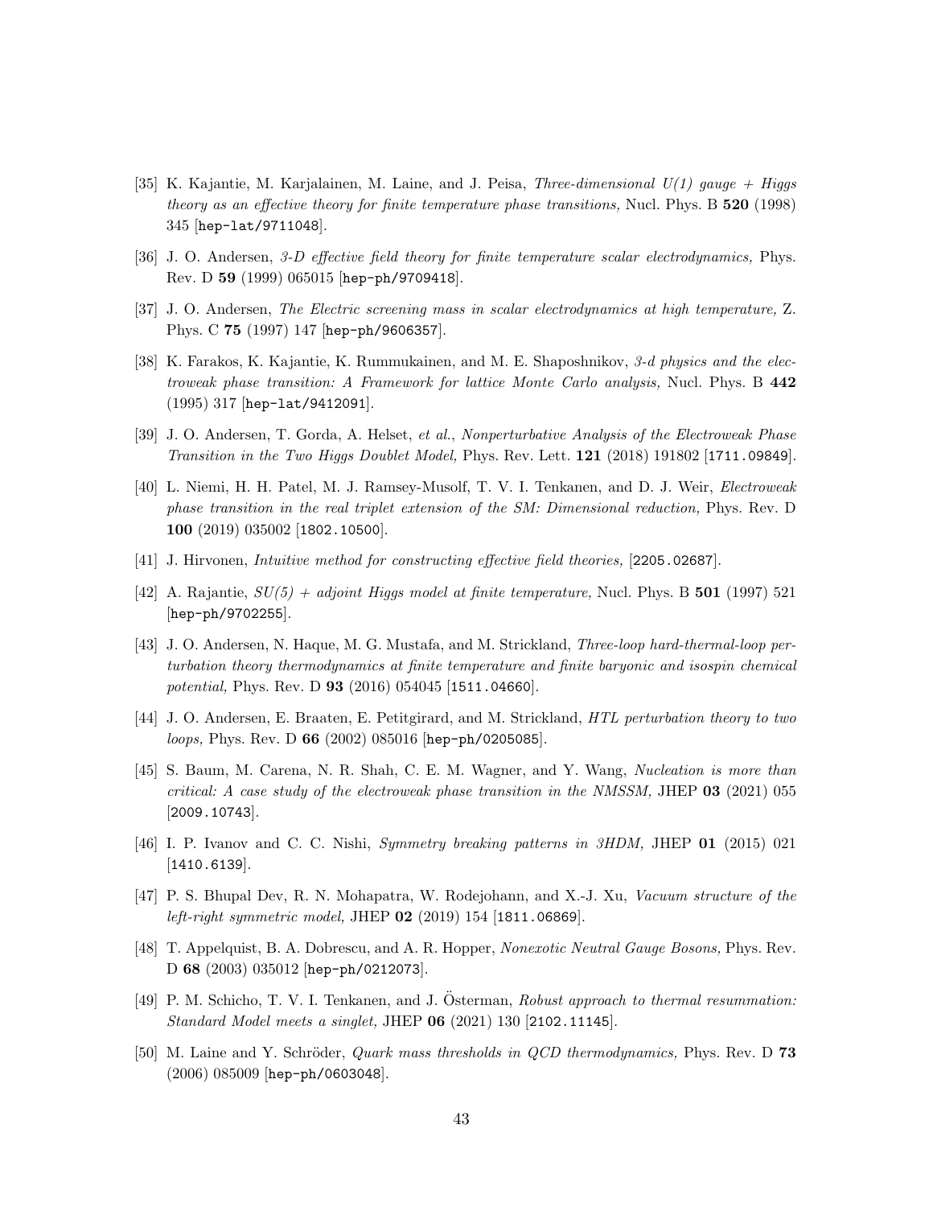[35] K. Kajantie, M. Karjalainen, M. Laine, and J. Peisa, *Three-dimensional U(1) gauge + Higgs theory as an effective theory for finite temperature phase transitions,* Nucl. Phys. B **520** (1998) 345 [hep-lat/9711048].

[36] J. O. Andersen, *3-D effective field theory for finite temperature scalar electrodynamics,* Phys. Rev. D **59** (1999) 065015 [hep-ph/9709418].

[37] J. O. Andersen, *The Electric screening mass in scalar electrodynamics at high temperature,* Z. Phys. C **75** (1997) 147 [hep-ph/9606357].

[38] K. Farakos, K. Kajantie, K. Rummukainen, and M. E. Shaposhnikov, *3-d physics and the electroweak phase transition: A Framework for lattice Monte Carlo analysis,* Nucl. Phys. B **442** (1995) 317 [hep-lat/9412091].

[39] J. O. Andersen, T. Gorda, A. Helset, *et al.*, *Nonperturbative Analysis of the Electroweak Phase Transition in the Two Higgs Doublet Model,* Phys. Rev. Lett. **121** (2018) 191802 [1711.09849].

[40] L. Niemi, H. H. Patel, M. J. Ramsey-Musolf, T. V. I. Tenkanen, and D. J. Weir, *Electroweak phase transition in the real triplet extension of the SM: Dimensional reduction,* Phys. Rev. D **100** (2019) 035002 [1802.10500].

[41] J. Hirvonen, *Intuitive method for constructing effective field theories,* [2205.02687].

[42] A. Rajantie, *SU(5) + adjoint Higgs model at finite temperature,* Nucl. Phys. B **501** (1997) 521 [hep-ph/9702255].

[43] J. O. Andersen, N. Haque, M. G. Mustafa, and M. Strickland, *Three-loop hard-thermal-loop perturbation theory thermodynamics at finite temperature and finite baryonic and isospin chemical potential,* Phys. Rev. D **93** (2016) 054045 [1511.04660].

[44] J. O. Andersen, E. Braaten, E. Petitgirard, and M. Strickland, *HTL perturbation theory to two loops,* Phys. Rev. D **66** (2002) 085016 [hep-ph/0205085].

[45] S. Baum, M. Carena, N. R. Shah, C. E. M. Wagner, and Y. Wang, *Nucleation is more than critical: A case study of the electroweak phase transition in the NMSSM,* JHEP **03** (2021) 055 [2009.10743].

[46] I. P. Ivanov and C. C. Nishi, *Symmetry breaking patterns in 3HDM,* JHEP **01** (2015) 021 [1410.6139].

[47] P. S. Bhupal Dev, R. N. Mohapatra, W. Rodejohann, and X.-J. Xu, *Vacuum structure of the left-right symmetric model,* JHEP **02** (2019) 154 [1811.06869].

[48] T. Appelquist, B. A. Dobrescu, and A. R. Hopper, *Nonexotic Neutral Gauge Bosons,* Phys. Rev. D **68** (2003) 035012 [hep-ph/0212073].

[49] P. M. Schicho, T. V. I. Tenkanen, and J. Österman, *Robust approach to thermal resummation: Standard Model meets a singlet,* JHEP **06** (2021) 130 [2102.11145].

[50] M. Laine and Y. Schröder, *Quark mass thresholds in QCD thermodynamics,* Phys. Rev. D **73** (2006) 085009 [hep-ph/0603048].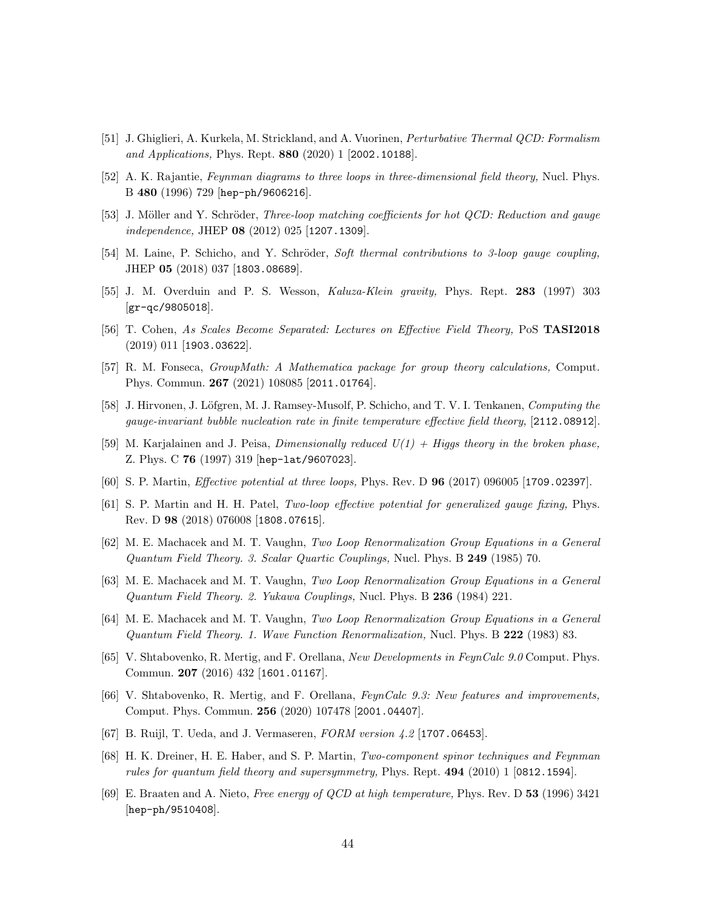[51] J. Ghiglieri, A. Kurkela, M. Strickland, and A. Vuorinen, *Perturbative Thermal QCD: Formalism and Applications,* Phys. Rept. **880** (2020) 1 [2002.10188].

[52] A. K. Rajantie, *Feynman diagrams to three loops in three-dimensional field theory,* Nucl. Phys. B **480** (1996) 729 [hep-ph/9606216].

[53] J. Möller and Y. Schröder, *Three-loop matching coefficients for hot QCD: Reduction and gauge independence,* JHEP **08** (2012) 025 [1207.1309].

[54] M. Laine, P. Schicho, and Y. Schröder, *Soft thermal contributions to 3-loop gauge coupling,* JHEP **05** (2018) 037 [1803.08689].

[55] J. M. Overduin and P. S. Wesson, *Kaluza-Klein gravity,* Phys. Rept. **283** (1997) 303 [gr-qc/9805018].

[56] T. Cohen, *As Scales Become Separated: Lectures on Effective Field Theory,* PoS **TASI2018** (2019) 011 [1903.03622].

[57] R. M. Fonseca, *GroupMath: A Mathematica package for group theory calculations,* Comput. Phys. Commun. **267** (2021) 108085 [2011.01764].

[58] J. Hirvonen, J. Löfgren, M. J. Ramsey-Musolf, P. Schicho, and T. V. I. Tenkanen, *Computing the gauge-invariant bubble nucleation rate in finite temperature effective field theory,* [2112.08912].

[59] M. Karjalainen and J. Peisa, *Dimensionally reduced U(1) + Higgs theory in the broken phase,* Z. Phys. C **76** (1997) 319 [hep-lat/9607023].

[60] S. P. Martin, *Effective potential at three loops,* Phys. Rev. D **96** (2017) 096005 [1709.02397].

[61] S. P. Martin and H. H. Patel, *Two-loop effective potential for generalized gauge fixing,* Phys. Rev. D **98** (2018) 076008 [1808.07615].

[62] M. E. Machacek and M. T. Vaughn, *Two Loop Renormalization Group Equations in a General Quantum Field Theory. 3. Scalar Quartic Couplings,* Nucl. Phys. B **249** (1985) 70.

[63] M. E. Machacek and M. T. Vaughn, *Two Loop Renormalization Group Equations in a General Quantum Field Theory. 2. Yukawa Couplings,* Nucl. Phys. B **236** (1984) 221.

[64] M. E. Machacek and M. T. Vaughn, *Two Loop Renormalization Group Equations in a General Quantum Field Theory. 1. Wave Function Renormalization,* Nucl. Phys. B **222** (1983) 83.

[65] V. Shtabovenko, R. Mertig, and F. Orellana, *New Developments in FeynCalc 9.0* Comput. Phys. Commun. **207** (2016) 432 [1601.01167].

[66] V. Shtabovenko, R. Mertig, and F. Orellana, *FeynCalc 9.3: New features and improvements,* Comput. Phys. Commun. **256** (2020) 107478 [2001.04407].

[67] B. Ruijl, T. Ueda, and J. Vermaseren, *FORM version 4.2* [1707.06453].

[68] H. K. Dreiner, H. E. Haber, and S. P. Martin, *Two-component spinor techniques and Feynman rules for quantum field theory and supersymmetry,* Phys. Rept. **494** (2010) 1 [0812.1594].

[69] E. Braaten and A. Nieto, *Free energy of QCD at high temperature,* Phys. Rev. D **53** (1996) 3421 [hep-ph/9510408].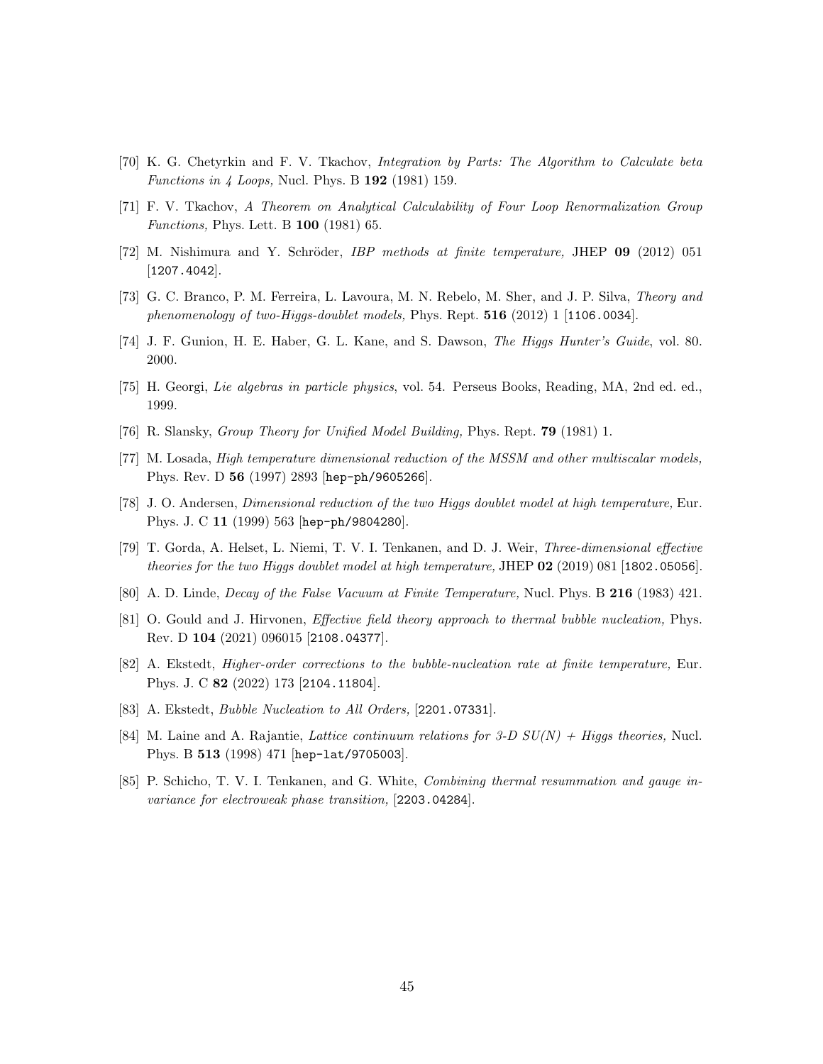[70] K. G. Chetyrkin and F. V. Tkachov, *Integration by Parts: The Algorithm to Calculate beta Functions in 4 Loops,* Nucl. Phys. B **192** (1981) 159.

[71] F. V. Tkachov, *A Theorem on Analytical Calculability of Four Loop Renormalization Group Functions,* Phys. Lett. B **100** (1981) 65.

[72] M. Nishimura and Y. Schröder, *IBP methods at finite temperature,* JHEP **09** (2012) 051 [1207.4042].

[73] G. C. Branco, P. M. Ferreira, L. Lavoura, M. N. Rebelo, M. Sher, and J. P. Silva, *Theory and phenomenology of two-Higgs-doublet models,* Phys. Rept. **516** (2012) 1 [1106.0034].

[74] J. F. Gunion, H. E. Haber, G. L. Kane, and S. Dawson, *The Higgs Hunter's Guide*, vol. 80. 2000.

[75] H. Georgi, *Lie algebras in particle physics*, vol. 54. Perseus Books, Reading, MA, 2nd ed. ed., 1999.

[76] R. Slansky, *Group Theory for Unified Model Building,* Phys. Rept. **79** (1981) 1.

[77] M. Losada, *High temperature dimensional reduction of the MSSM and other multiscalar models,* Phys. Rev. D **56** (1997) 2893 [hep-ph/9605266].

[78] J. O. Andersen, *Dimensional reduction of the two Higgs doublet model at high temperature,* Eur. Phys. J. C **11** (1999) 563 [hep-ph/9804280].

[79] T. Gorda, A. Helset, L. Niemi, T. V. I. Tenkanen, and D. J. Weir, *Three-dimensional effective theories for the two Higgs doublet model at high temperature,* JHEP **02** (2019) 081 [1802.05056].

[80] A. D. Linde, *Decay of the False Vacuum at Finite Temperature,* Nucl. Phys. B **216** (1983) 421.

[81] O. Gould and J. Hirvonen, *Effective field theory approach to thermal bubble nucleation,* Phys. Rev. D **104** (2021) 096015 [2108.04377].

[82] A. Ekstedt, *Higher-order corrections to the bubble-nucleation rate at finite temperature,* Eur. Phys. J. C **82** (2022) 173 [2104.11804].

[83] A. Ekstedt, *Bubble Nucleation to All Orders,* [2201.07331].

[84] M. Laine and A. Rajantie, *Lattice continuum relations for 3-D SU(N) + Higgs theories,* Nucl. Phys. B **513** (1998) 471 [hep-lat/9705003].

[85] P. Schicho, T. V. I. Tenkanen, and G. White, *Combining thermal resummation and gauge invariance for electroweak phase transition,* [2203.04284].